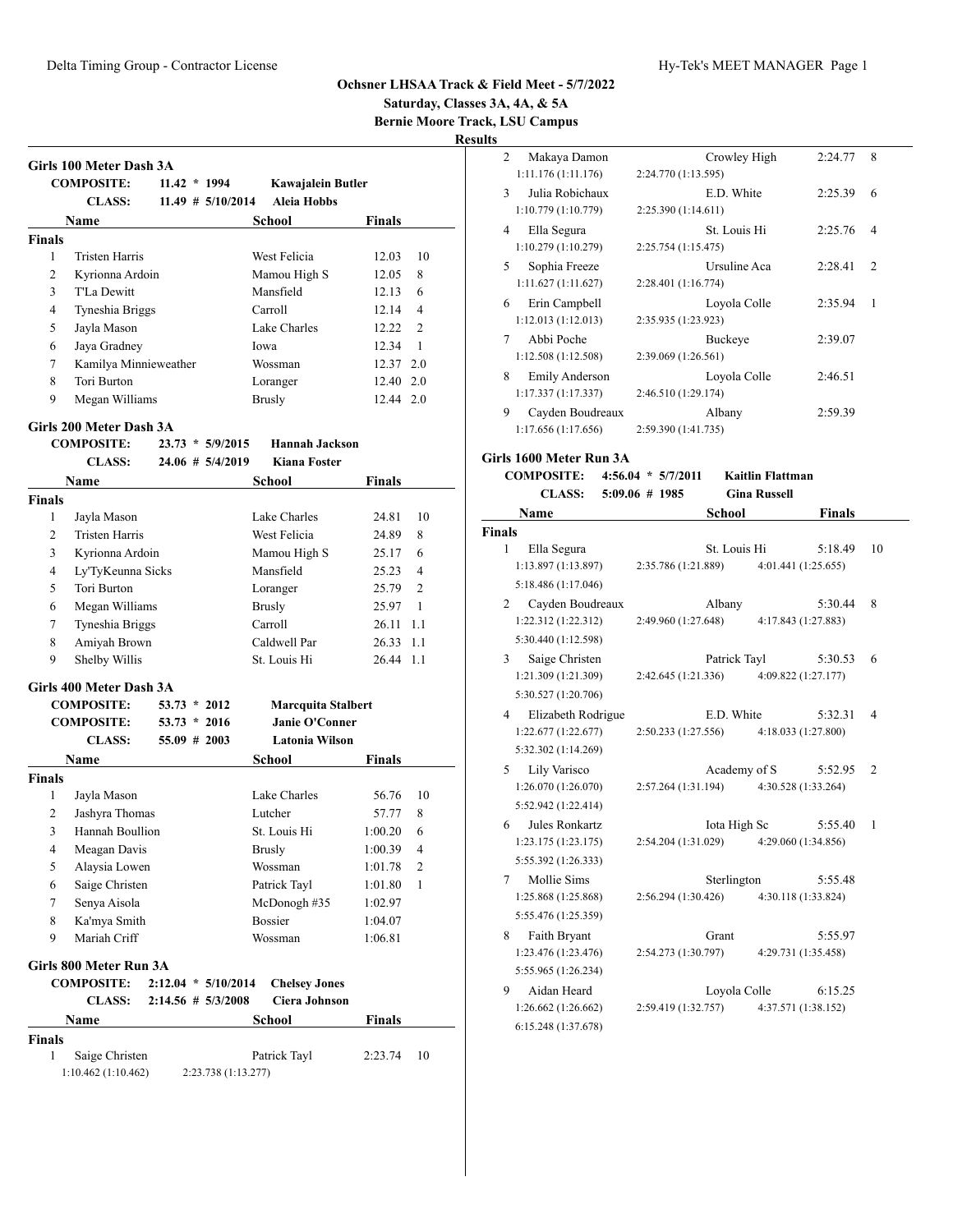# Ochsner LHSAA Track & Field Meet - 5/7/2022

**Saturday, Classes 3A, 4A, & 5A**

**Bernie Moore Track, LSU Campus**

**Results**

### Girls 100 Meter Dash 3A

| | | | |
|---|---|---|---|
| COMPOSITE: | 11.42 * 1994 | Kawajalein Butler | |
| CLASS: | 11.49 # 5/10/2014 | Aleia Hobbs | |

**Finals**

| | Name | School | Finals | |
|---|---|---|---|---|
| 1 | Tristen Harris | West Felicia | 12.03 | 10 |
| 2 | Kyrionna Ardoin | Mamou High S | 12.05 | 8 |
| 3 | T'La Dewitt | Mansfield | 12.13 | 6 |
| 4 | Tyneshia Briggs | Carroll | 12.14 | 4 |
| 5 | Jayla Mason | Lake Charles | 12.22 | 2 |
| 6 | Jaya Gradney | Iowa | 12.34 | 1 |
| 7 | Kamilya Minnieweather | Wossman | 12.37 | 2.0 |
| 8 | Tori Burton | Loranger | 12.40 | 2.0 |
| 9 | Megan Williams | Brusly | 12.44 | 2.0 |

### Girls 200 Meter Dash 3A

| | | | |
|---|---|---|---|
| COMPOSITE: | 23.73 * 5/9/2015 | Hannah Jackson | |
| CLASS: | 24.06 # 5/4/2019 | Kiana Foster | |

**Finals**

| | Name | School | Finals | |
|---|---|---|---|---|
| 1 | Jayla Mason | Lake Charles | 24.81 | 10 |
| 2 | Tristen Harris | West Felicia | 24.89 | 8 |
| 3 | Kyrionna Ardoin | Mamou High S | 25.17 | 6 |
| 4 | Ly'TyKeunna Sicks | Mansfield | 25.23 | 4 |
| 5 | Tori Burton | Loranger | 25.79 | 2 |
| 6 | Megan Williams | Brusly | 25.97 | 1 |
| 7 | Tyneshia Briggs | Carroll | 26.11 | 1.1 |
| 8 | Amiyah Brown | Caldwell Par | 26.33 | 1.1 |
| 9 | Shelby Willis | St. Louis Hi | 26.44 | 1.1 |

### Girls 400 Meter Dash 3A

| | | | |
|---|---|---|---|
| COMPOSITE: | 53.73 * 2012 | Marcquita Stalbert | |
| COMPOSITE: | 53.73 * 2016 | Janie O'Conner | |
| CLASS: | 55.09 # 2003 | Latonia Wilson | |

**Finals**

| | Name | School | Finals | |
|---|---|---|---|---|
| 1 | Jayla Mason | Lake Charles | 56.76 | 10 |
| 2 | Jashyra Thomas | Lutcher | 57.77 | 8 |
| 3 | Hannah Boullion | St. Louis Hi | 1:00.20 | 6 |
| 4 | Meagan Davis | Brusly | 1:00.39 | 4 |
| 5 | Alaysia Lowen | Wossman | 1:01.78 | 2 |
| 6 | Saige Christen | Patrick Tayl | 1:01.80 | 1 |
| 7 | Senya Aisola | McDonogh #35 | 1:02.97 | |
| 8 | Ka'mya Smith | Bossier | 1:04.07 | |
| 9 | Mariah Criff | Wossman | 1:06.81 | |

### Girls 800 Meter Run 3A

| | | | |
|---|---|---|---|
| COMPOSITE: | 2:12.04 * 5/10/2014 | Chelsey Jones | |
| CLASS: | 2:14.56 # 5/3/2008 | Ciera Johnson | |

**Finals**

| | Name | School | Finals | |
|---|---|---|---|---|
| 1 | Saige Christen | Patrick Tayl | 2:23.74 | 10 |
| | 1:10.462 (1:10.462) | 2:23.738 (1:13.277) | | |
| 2 | Makaya Damon | Crowley High | 2:24.77 | 8 |
| | 1:11.176 (1:11.176) | 2:24.770 (1:13.595) | | |
| 3 | Julia Robichaux | E.D. White | 2:25.39 | 6 |
| | 1:10.779 (1:10.779) | 2:25.390 (1:14.611) | | |
| 4 | Ella Segura | St. Louis Hi | 2:25.76 | 4 |
| | 1:10.279 (1:10.279) | 2:25.754 (1:15.475) | | |
| 5 | Sophia Freeze | Ursuline Aca | 2:28.41 | 2 |
| | 1:11.627 (1:11.627) | 2:28.401 (1:16.774) | | |
| 6 | Erin Campbell | Loyola Colle | 2:35.94 | 1 |
| | 1:12.013 (1:12.013) | 2:35.935 (1:23.923) | | |
| 7 | Abbi Poche | Buckeye | 2:39.07 | |
| | 1:12.508 (1:12.508) | 2:39.069 (1:26.561) | | |
| 8 | Emily Anderson | Loyola Colle | 2:46.51 | |
| | 1:17.337 (1:17.337) | 2:46.510 (1:29.174) | | |
| 9 | Cayden Boudreaux | Albany | 2:59.39 | |
| | 1:17.656 (1:17.656) | 2:59.390 (1:41.735) | | |

### Girls 1600 Meter Run 3A

| | | | |
|---|---|---|---|
| COMPOSITE: | 4:56.04 * 5/7/2011 | Kaitlin Flattman | |
| CLASS: | 5:09.06 # 1985 | Gina Russell | |

**Finals**

| | Name | School | | Finals | |
|---|---|---|---|---|---|
| 1 | Ella Segura | St. Louis Hi | | 5:18.49 | 10 |
| | 1:13.897 (1:13.897) | 2:35.786 (1:21.889) | 4:01.441 (1:25.655) | | |
| | 5:18.486 (1:17.046) | | | | |
| 2 | Cayden Boudreaux | Albany | | 5:30.44 | 8 |
| | 1:22.312 (1:22.312) | 2:49.960 (1:27.648) | 4:17.843 (1:27.883) | | |
| | 5:30.440 (1:12.598) | | | | |
| 3 | Saige Christen | Patrick Tayl | | 5:30.53 | 6 |
| | 1:21.309 (1:21.309) | 2:42.645 (1:21.336) | 4:09.822 (1:27.177) | | |
| | 5:30.527 (1:20.706) | | | | |
| 4 | Elizabeth Rodrigue | E.D. White | | 5:32.31 | 4 |
| | 1:22.677 (1:22.677) | 2:50.233 (1:27.556) | 4:18.033 (1:27.800) | | |
| | 5:32.302 (1:14.269) | | | | |
| 5 | Lily Varisco | Academy of S | | 5:52.95 | 2 |
| | 1:26.070 (1:26.070) | 2:57.264 (1:31.194) | 4:30.528 (1:33.264) | | |
| | 5:52.942 (1:22.414) | | | | |
| 6 | Jules Ronkartz | Iota High Sc | | 5:55.40 | 1 |
| | 1:23.175 (1:23.175) | 2:54.204 (1:31.029) | 4:29.060 (1:34.856) | | |
| | 5:55.392 (1:26.333) | | | | |
| 7 | Mollie Sims | Sterlington | | 5:55.48 | |
| | 1:25.868 (1:25.868) | 2:56.294 (1:30.426) | 4:30.118 (1:33.824) | | |
| | 5:55.476 (1:25.359) | | | | |
| 8 | Faith Bryant | Grant | | 5:55.97 | |
| | 1:23.476 (1:23.476) | 2:54.273 (1:30.797) | 4:29.731 (1:35.458) | | |
| | 5:55.965 (1:26.234) | | | | |
| 9 | Aidan Heard | Loyola Colle | | 6:15.25 | |
| | 1:26.662 (1:26.662) | 2:59.419 (1:32.757) | 4:37.571 (1:38.152) | | |
| | 6:15.248 (1:37.678) | | | | |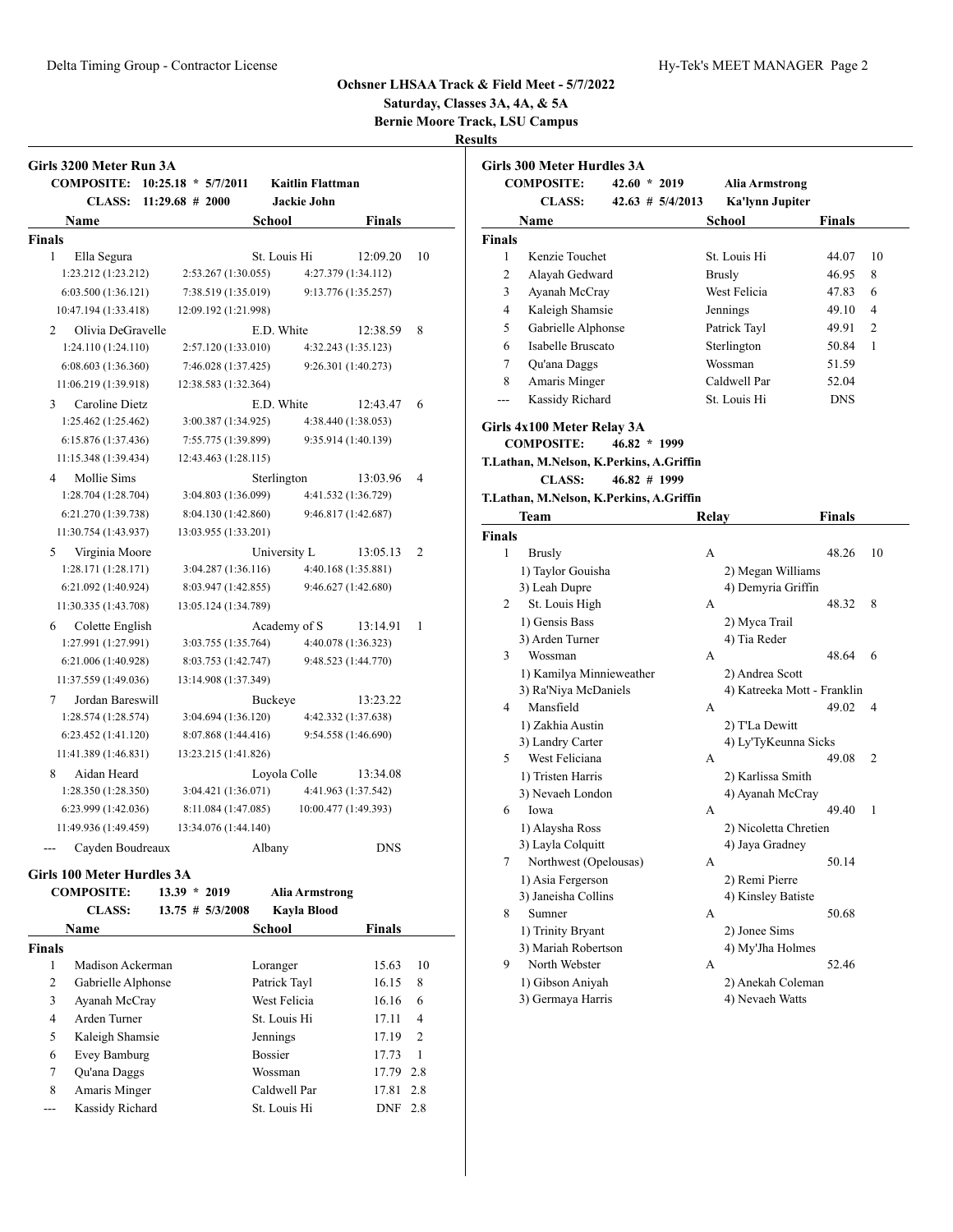# Ochsner LHSAA Track & Field Meet - 5/7/2022

**Saturday, Classes 3A, 4A, & 5A**

**Bernie Moore Track, LSU Campus**

**Results**

## Girls 3200 Meter Run 3A

**COMPOSITE:** 10:25.18 * 5/7/2011 Kaitlin Flattman
**CLASS:** 11:29.68 # 2000 Jackie John

| | Name | School | Finals | |
|---|---|---|---|---|
| **Finals** | | | | |
| 1 | Ella Segura | St. Louis Hi | 12:09.20 | 10 |
| | 1:23.212 (1:23.212) | 2:53.267 (1:30.055) | 4:27.379 (1:34.112) | |
| | 6:03.500 (1:36.121) | 7:38.519 (1:35.019) | 9:13.776 (1:35.257) | |
| | 10:47.194 (1:33.418) | 12:09.192 (1:21.998) | | |
| 2 | Olivia DeGravelle | E.D. White | 12:38.59 | 8 |
| | 1:24.110 (1:24.110) | 2:57.120 (1:33.010) | 4:32.243 (1:35.123) | |
| | 6:08.603 (1:36.360) | 7:46.028 (1:37.425) | 9:26.301 (1:40.273) | |
| | 11:06.219 (1:39.918) | 12:38.583 (1:32.364) | | |
| 3 | Caroline Dietz | E.D. White | 12:43.47 | 6 |
| | 1:25.462 (1:25.462) | 3:00.387 (1:34.925) | 4:38.440 (1:38.053) | |
| | 6:15.876 (1:37.436) | 7:55.775 (1:39.899) | 9:35.914 (1:40.139) | |
| | 11:15.348 (1:39.434) | 12:43.463 (1:28.115) | | |
| 4 | Mollie Sims | Sterlington | 13:03.96 | 4 |
| | 1:28.704 (1:28.704) | 3:04.803 (1:36.099) | 4:41.532 (1:36.729) | |
| | 6:21.270 (1:39.738) | 8:04.130 (1:42.860) | 9:46.817 (1:42.687) | |
| | 11:30.754 (1:43.937) | 13:03.955 (1:33.201) | | |
| 5 | Virginia Moore | University L | 13:05.13 | 2 |
| | 1:28.171 (1:28.171) | 3:04.287 (1:36.116) | 4:40.168 (1:35.881) | |
| | 6:21.092 (1:40.924) | 8:03.947 (1:42.855) | 9:46.627 (1:42.680) | |
| | 11:30.335 (1:43.708) | 13:05.124 (1:34.789) | | |
| 6 | Colette English | Academy of S | 13:14.91 | 1 |
| | 1:27.991 (1:27.991) | 3:03.755 (1:35.764) | 4:40.078 (1:36.323) | |
| | 6:21.006 (1:40.928) | 8:03.753 (1:42.747) | 9:48.523 (1:44.770) | |
| | 11:37.559 (1:49.036) | 13:14.908 (1:37.349) | | |
| 7 | Jordan Bareswill | Buckeye | 13:23.22 | |
| | 1:28.574 (1:28.574) | 3:04.694 (1:36.120) | 4:42.332 (1:37.638) | |
| | 6:23.452 (1:41.120) | 8:07.868 (1:44.416) | 9:54.558 (1:46.690) | |
| | 11:41.389 (1:46.831) | 13:23.215 (1:41.826) | | |
| 8 | Aidan Heard | Loyola Colle | 13:34.08 | |
| | 1:28.350 (1:28.350) | 3:04.421 (1:36.071) | 4:41.963 (1:37.542) | |
| | 6:23.999 (1:42.036) | 8:11.084 (1:47.085) | 10:00.477 (1:49.393) | |
| | 11:49.936 (1:49.459) | 13:34.076 (1:44.140) | | |
| --- | Cayden Boudreaux | Albany | DNS | |

## Girls 100 Meter Hurdles 3A

**COMPOSITE:** 13.39 * 2019 Alia Armstrong
**CLASS:** 13.75 # 5/3/2008 Kayla Blood

| | Name | School | Finals | |
|---|---|---|---|---|
| **Finals** | | | | |
| 1 | Madison Ackerman | Loranger | 15.63 | 10 |
| 2 | Gabrielle Alphonse | Patrick Tayl | 16.15 | 8 |
| 3 | Ayanah McCray | West Felicia | 16.16 | 6 |
| 4 | Arden Turner | St. Louis Hi | 17.11 | 4 |
| 5 | Kaleigh Shamsie | Jennings | 17.19 | 2 |
| 6 | Evey Bamburg | Bossier | 17.73 | 1 |
| 7 | Qu'ana Daggs | Wossman | 17.79 | 2.8 |
| 8 | Amaris Minger | Caldwell Par | 17.81 | 2.8 |
| --- | Kassidy Richard | St. Louis Hi | DNF | 2.8 |

## Girls 300 Meter Hurdles 3A

**COMPOSITE:** 42.60 * 2019 Alia Armstrong
**CLASS:** 42.63 # 5/4/2013 Ka'lynn Jupiter

| | Name | School | Finals | |
|---|---|---|---|---|
| **Finals** | | | | |
| 1 | Kenzie Touchet | St. Louis Hi | 44.07 | 10 |
| 2 | Alayah Gedward | Brusly | 46.95 | 8 |
| 3 | Ayanah McCray | West Felicia | 47.83 | 6 |
| 4 | Kaleigh Shamsie | Jennings | 49.10 | 4 |
| 5 | Gabrielle Alphonse | Patrick Tayl | 49.91 | 2 |
| 6 | Isabelle Bruscato | Sterlington | 50.84 | 1 |
| 7 | Qu'ana Daggs | Wossman | 51.59 | |
| 8 | Amaris Minger | Caldwell Par | 52.04 | |
| --- | Kassidy Richard | St. Louis Hi | DNS | |

## Girls 4x100 Meter Relay 3A

**COMPOSITE:** 46.82 * 1999
T.Lathan, M.Nelson, K.Perkins, A.Griffin
**CLASS:** 46.82 # 1999
T.Lathan, M.Nelson, K.Perkins, A.Griffin

| | Team | Relay | Finals | |
|---|---|---|---|---|
| **Finals** | | | | |
| 1 | Brusly | A | 48.26 | 10 |
| | 1) Taylor Gouisha | 2) Megan Williams | | |
| | 3) Leah Dupre | 4) Demyria Griffin | | |
| 2 | St. Louis High | A | 48.32 | 8 |
| | 1) Gensis Bass | 2) Myca Trail | | |
| | 3) Arden Turner | 4) Tia Reder | | |
| 3 | Wossman | A | 48.64 | 6 |
| | 1) Kamilya Minnieweather | 2) Andrea Scott | | |
| | 3) Ra'Niya McDaniels | 4) Katreeka Mott - Franklin | | |
| 4 | Mansfield | A | 49.02 | 4 |
| | 1) Zakhia Austin | 2) T'La Dewitt | | |
| | 3) Landry Carter | 4) Ly'TyKeunna Sicks | | |
| 5 | West Feliciana | A | 49.08 | 2 |
| | 1) Tristen Harris | 2) Karlissa Smith | | |
| | 3) Nevaeh London | 4) Ayanah McCray | | |
| 6 | Iowa | A | 49.40 | 1 |
| | 1) Alaysha Ross | 2) Nicoletta Chretien | | |
| | 3) Layla Colquitt | 4) Jaya Gradney | | |
| 7 | Northwest (Opelousas) | A | 50.14 | |
| | 1) Asia Fergerson | 2) Remi Pierre | | |
| | 3) Janeisha Collins | 4) Kinsley Batiste | | |
| 8 | Sumner | A | 50.68 | |
| | 1) Trinity Bryant | 2) Jonee Sims | | |
| | 3) Mariah Robertson | 4) My'Jha Holmes | | |
| 9 | North Webster | A | 52.46 | |
| | 1) Gibson Aniyah | 2) Anekah Coleman | | |
| | 3) Germaya Harris | 4) Nevaeh Watts | | |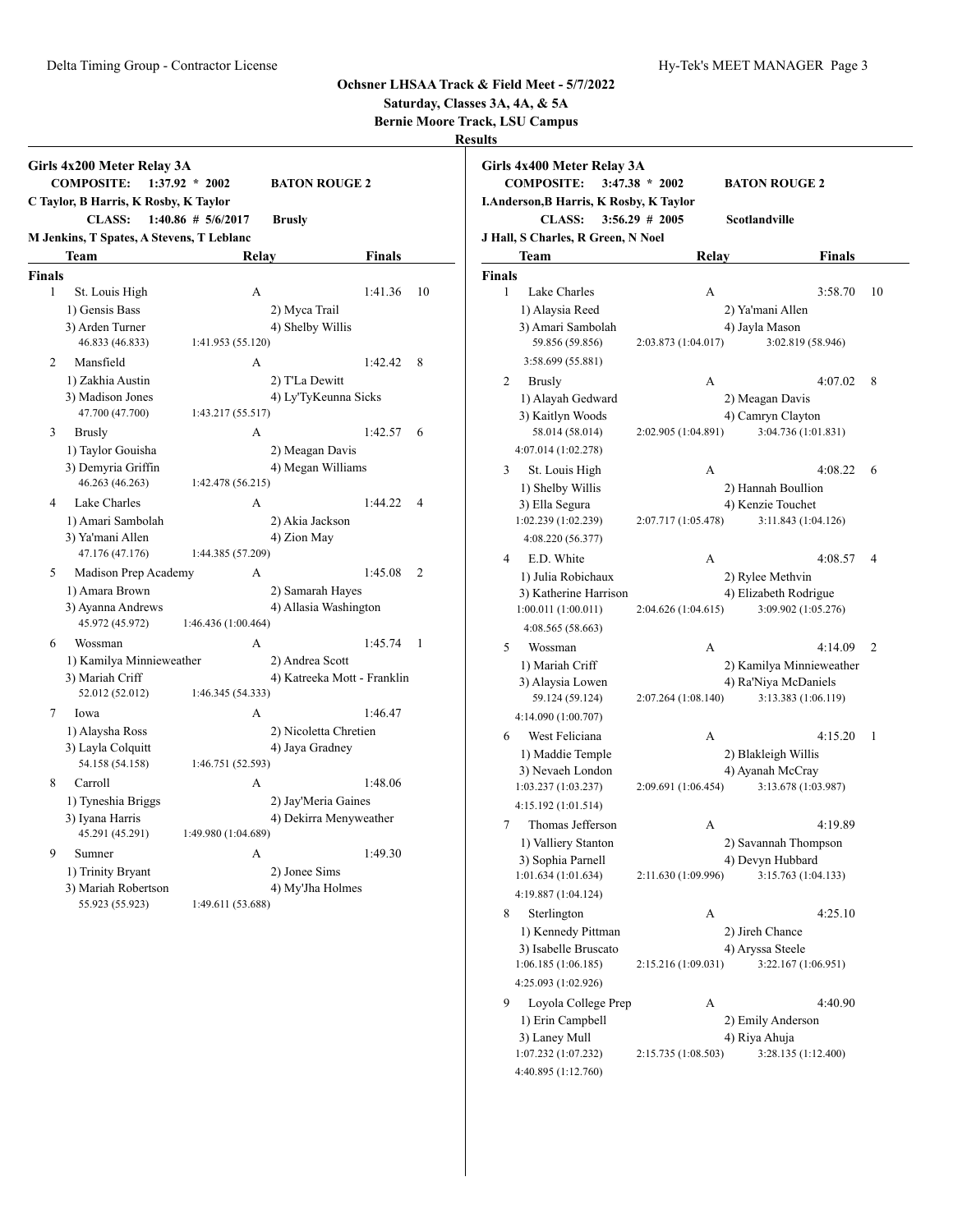# Ochsner LHSAA Track & Field Meet - 5/7/2022

**Saturday, Classes 3A, 4A, & 5A**

**Bernie Moore Track, LSU Campus**

**Results**

## Girls 4x200 Meter Relay 3A

**COMPOSITE: 1:37.92 * 2002 BATON ROUGE 2**
**C Taylor, B Harris, K Rosby, K Taylor**
**CLASS: 1:40.86 # 5/6/2017 Brusly**
**M Jenkins, T Spates, A Stevens, T Leblanc**

| | Team | Relay | Finals | |
|---|---|---|---|---|
| **Finals** | | | | |
| 1 | St. Louis High | A | 1:41.36 | 10 |
| | 1) Gensis Bass | 2) Myca Trail | | |
| | 3) Arden Turner | 4) Shelby Willis | | |
| | 46.833 (46.833) | 1:41.953 (55.120) | | |
| 2 | Mansfield | A | 1:42.42 | 8 |
| | 1) Zakhia Austin | 2) T'La Dewitt | | |
| | 3) Madison Jones | 4) Ly'TyKeunna Sicks | | |
| | 47.700 (47.700) | 1:43.217 (55.517) | | |
| 3 | Brusly | A | 1:42.57 | 6 |
| | 1) Taylor Gouisha | 2) Meagan Davis | | |
| | 3) Demyria Griffin | 4) Megan Williams | | |
| | 46.263 (46.263) | 1:42.478 (56.215) | | |
| 4 | Lake Charles | A | 1:44.22 | 4 |
| | 1) Amari Sambolah | 2) Akia Jackson | | |
| | 3) Ya'mani Allen | 4) Zion May | | |
| | 47.176 (47.176) | 1:44.385 (57.209) | | |
| 5 | Madison Prep Academy | A | 1:45.08 | 2 |
| | 1) Amara Brown | 2) Samarah Hayes | | |
| | 3) Ayanna Andrews | 4) Allasia Washington | | |
| | 45.972 (45.972) | 1:46.436 (1:00.464) | | |
| 6 | Wossman | A | 1:45.74 | 1 |
| | 1) Kamilya Minnieweather | 2) Andrea Scott | | |
| | 3) Mariah Criff | 4) Katreeka Mott - Franklin | | |
| | 52.012 (52.012) | 1:46.345 (54.333) | | |
| 7 | Iowa | A | 1:46.47 | |
| | 1) Alaysha Ross | 2) Nicoletta Chretien | | |
| | 3) Layla Colquitt | 4) Jaya Gradney | | |
| | 54.158 (54.158) | 1:46.751 (52.593) | | |
| 8 | Carroll | A | 1:48.06 | |
| | 1) Tyneshia Briggs | 2) Jay'Meria Gaines | | |
| | 3) Iyana Harris | 4) Dekirra Menyweather | | |
| | 45.291 (45.291) | 1:49.980 (1:04.689) | | |
| 9 | Sumner | A | 1:49.30 | |
| | 1) Trinity Bryant | 2) Jonee Sims | | |
| | 3) Mariah Robertson | 4) My'Jha Holmes | | |
| | 55.923 (55.923) | 1:49.611 (53.688) | | |

## Girls 4x400 Meter Relay 3A

**COMPOSITE: 3:47.38 * 2002 BATON ROUGE 2**
**I.Anderson,B Harris, K Rosby, K Taylor**
**CLASS: 3:56.29 # 2005 Scotlandville**
**J Hall, S Charles, R Green, N Noel**

| | Team | Relay | | Finals | |
|---|---|---|---|---|---|
| **Finals** | | | | | |
| 1 | Lake Charles | A | | 3:58.70 | 10 |
| | 1) Alaysia Reed | | 2) Ya'mani Allen | | |
| | 3) Amari Sambolah | | 4) Jayla Mason | | |
| | 59.856 (59.856) | 2:03.873 (1:04.017) | 3:02.819 (58.946) | | |
| | 3:58.699 (55.881) | | | | |
| 2 | Brusly | A | | 4:07.02 | 8 |
| | 1) Alayah Gedward | | 2) Meagan Davis | | |
| | 3) Kaitlyn Woods | | 4) Camryn Clayton | | |
| | 58.014 (58.014) | 2:02.905 (1:04.891) | 3:04.736 (1:01.831) | | |
| | 4:07.014 (1:02.278) | | | | |
| 3 | St. Louis High | A | | 4:08.22 | 6 |
| | 1) Shelby Willis | | 2) Hannah Boullion | | |
| | 3) Ella Segura | | 4) Kenzie Touchet | | |
| | 1:02.239 (1:02.239) | 2:07.717 (1:05.478) | 3:11.843 (1:04.126) | | |
| | 4:08.220 (56.377) | | | | |
| 4 | E.D. White | A | | 4:08.57 | 4 |
| | 1) Julia Robichaux | | 2) Rylee Methvin | | |
| | 3) Katherine Harrison | | 4) Elizabeth Rodrigue | | |
| | 1:00.011 (1:00.011) | 2:04.626 (1:04.615) | 3:09.902 (1:05.276) | | |
| | 4:08.565 (58.663) | | | | |
| 5 | Wossman | A | | 4:14.09 | 2 |
| | 1) Mariah Criff | | 2) Kamilya Minnieweather | | |
| | 3) Alaysia Lowen | | 4) Ra'Niya McDaniels | | |
| | 59.124 (59.124) | 2:07.264 (1:08.140) | 3:13.383 (1:06.119) | | |
| | 4:14.090 (1:00.707) | | | | |
| 6 | West Feliciana | A | | 4:15.20 | 1 |
| | 1) Maddie Temple | | 2) Blakleigh Willis | | |
| | 3) Nevaeh London | | 4) Ayanah McCray | | |
| | 1:03.237 (1:03.237) | 2:09.691 (1:06.454) | 3:13.678 (1:03.987) | | |
| | 4:15.192 (1:01.514) | | | | |
| 7 | Thomas Jefferson | A | | 4:19.89 | |
| | 1) Valliery Stanton | | 2) Savannah Thompson | | |
| | 3) Sophia Parnell | | 4) Devyn Hubbard | | |
| | 1:01.634 (1:01.634) | 2:11.630 (1:09.996) | 3:15.763 (1:04.133) | | |
| | 4:19.887 (1:04.124) | | | | |
| 8 | Sterlington | A | | 4:25.10 | |
| | 1) Kennedy Pittman | | 2) Jireh Chance | | |
| | 3) Isabelle Bruscato | | 4) Aryssa Steele | | |
| | 1:06.185 (1:06.185) | 2:15.216 (1:09.031) | 3:22.167 (1:06.951) | | |
| | 4:25.093 (1:02.926) | | | | |
| 9 | Loyola College Prep | A | | 4:40.90 | |
| | 1) Erin Campbell | | 2) Emily Anderson | | |
| | 3) Laney Mull | | 4) Riya Ahuja | | |
| | 1:07.232 (1:07.232) | 2:15.735 (1:08.503) | 3:28.135 (1:12.400) | | |
| | 4:40.895 (1:12.760) | | | | |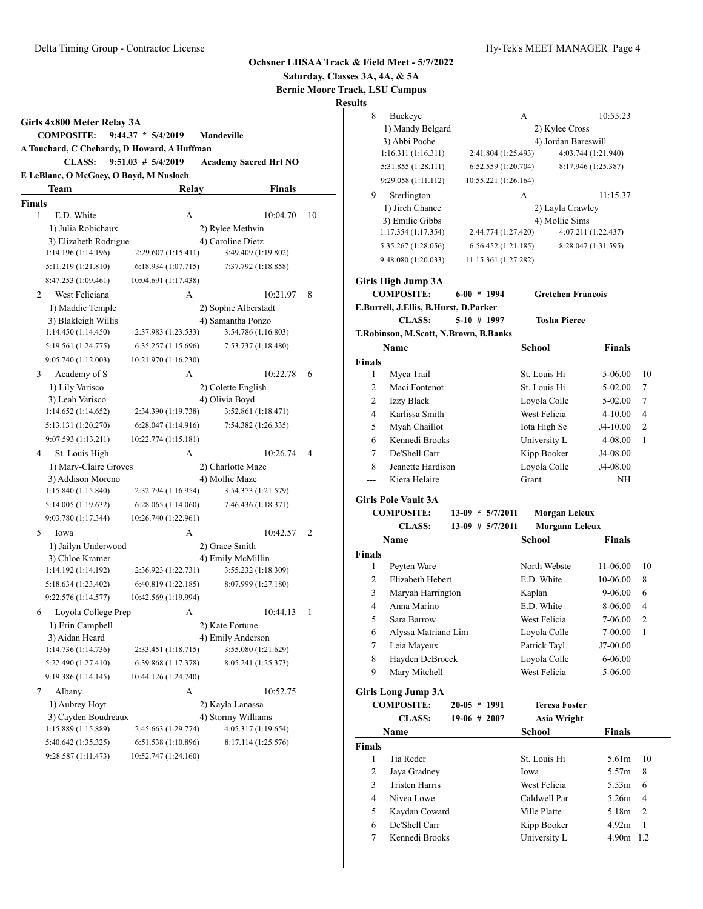## Ochsner LHSAA Track & Field Meet - 5/7/2022

**Saturday, Classes 3A, 4A, & 5A**

**Bernie Moore Track, LSU Campus**

**Results**

### Girls 4x800 Meter Relay 3A

**COMPOSITE:** 9:44.37 * 5/4/2019 **Mandeville**
A Touchard, C Chehardy, D Howard, A Huffman

**CLASS:** 9:51.03 # 5/4/2019 **Academy Sacred Hrt NO**
E LeBlanc, O McGoey, O Boyd, M Nusloch

**Finals**

| Place | Team | Relay | Finals | Points |
|---|---|---|---|---|
| 1 | E.D. White | A | 10:04.70 | 10 |
| | 1) Julia Robichaux; 2) Rylee Methvin; 3) Elizabeth Rodrigue; 4) Caroline Dietz | | | |
| | 1:14.196 (1:14.196); 2:29.607 (1:15.411); 3:49.409 (1:19.802); 5:11.219 (1:21.810); 6:18.934 (1:07.715); 7:37.792 (1:18.858); 8:47.253 (1:09.461); 10:04.691 (1:17.438) | | | |
| 2 | West Feliciana | A | 10:21.97 | 8 |
| | 1) Maddie Temple; 2) Sophie Alberstadt; 3) Blakleigh Willis; 4) Samantha Ponzo | | | |
| | 1:14.450 (1:14.450); 2:37.983 (1:23.533); 3:54.786 (1:16.803); 5:19.561 (1:24.775); 6:35.257 (1:15.696); 7:53.737 (1:18.480); 9:05.740 (1:12.003); 10:21.970 (1:16.230) | | | |
| 3 | Academy of S | A | 10:22.78 | 6 |
| | 1) Lily Varisco; 2) Colette English; 3) Leah Varisco; 4) Olivia Boyd | | | |
| | 1:14.652 (1:14.652); 2:34.390 (1:19.738); 3:52.861 (1:18.471); 5:13.131 (1:20.270); 6:28.047 (1:14.916); 7:54.382 (1:26.335); 9:07.593 (1:13.211); 10:22.774 (1:15.181) | | | |
| 4 | St. Louis High | A | 10:26.74 | 4 |
| | 1) Mary-Claire Groves; 2) Charlotte Maze; 3) Addison Moreno; 4) Mollie Maze | | | |
| | 1:15.840 (1:15.840); 2:32.794 (1:16.954); 3:54.373 (1:21.579); 5:14.005 (1:19.632); 6:28.065 (1:14.060); 7:46.436 (1:18.371); 9:03.780 (1:17.344); 10:26.740 (1:22.961) | | | |
| 5 | Iowa | A | 10:42.57 | 2 |
| | 1) Jailyn Underwood; 2) Grace Smith; 3) Chloe Kramer; 4) Emily McMillin | | | |
| | 1:14.192 (1:14.192); 2:36.923 (1:22.731); 3:55.232 (1:18.309); 5:18.634 (1:23.402); 6:40.819 (1:22.185); 8:07.999 (1:27.180); 9:22.576 (1:14.577); 10:42.569 (1:19.994) | | | |
| 6 | Loyola College Prep | A | 10:44.13 | 1 |
| | 1) Erin Campbell; 2) Kate Fortune; 3) Aidan Heard; 4) Emily Anderson | | | |
| | 1:14.736 (1:14.736); 2:33.451 (1:18.715); 3:55.080 (1:21.629); 5:22.490 (1:27.410); 6:39.868 (1:17.378); 8:05.241 (1:25.373); 9:19.386 (1:14.145); 10:44.126 (1:24.740) | | | |
| 7 | Albany | A | 10:52.75 | |
| | 1) Aubrey Hoyt; 2) Kayla Lanassa; 3) Cayden Boudreaux; 4) Stormy Williams | | | |
| | 1:15.889 (1:15.889); 2:45.663 (1:29.774); 4:05.317 (1:19.654); 5:40.642 (1:35.325); 6:51.538 (1:10.896); 8:17.114 (1:25.576); 9:28.587 (1:11.473); 10:52.747 (1:24.160) | | | |
| 8 | Buckeye | A | 10:55.23 | |
| | 1) Mandy Belgard; 2) Kylee Cross; 3) Abbi Poche; 4) Jordan Bareswill | | | |
| | 1:16.311 (1:16.311); 2:41.804 (1:25.493); 4:03.744 (1:21.940); 5:31.855 (1:28.111); 6:52.559 (1:20.704); 8:17.946 (1:25.387); 9:29.058 (1:11.112); 10:55.221 (1:26.164) | | | |
| 9 | Sterlington | A | 11:15.37 | |
| | 1) Jireh Chance; 2) Layla Crawley; 3) Emilie Gibbs; 4) Mollie Sims | | | |
| | 1:17.354 (1:17.354); 2:44.774 (1:27.420); 4:07.211 (1:22.437); 5:35.267 (1:28.056); 6:56.452 (1:21.185); 8:28.047 (1:31.595); 9:48.080 (1:20.033); 11:15.361 (1:27.282) | | | |

### Girls High Jump 3A

**COMPOSITE:** 6-00 * 1994 **Gretchen Francois**
E.Burrell, J.Ellis, B.Hurst, D.Parker

**CLASS:** 5-10 # 1997 **Tosha Pierce**
T.Robinson, M.Scott, N.Brown, B.Banks

**Finals**

| Place | Name | School | Finals | Points |
|---|---|---|---|---|
| 1 | Myca Trail | St. Louis Hi | 5-06.00 | 10 |
| 2 | Maci Fontenot | St. Louis Hi | 5-02.00 | 7 |
| 2 | Izzy Black | Loyola Colle | 5-02.00 | 7 |
| 4 | Karlissa Smith | West Felicia | 4-10.00 | 4 |
| 5 | Myah Chaillot | Iota High Sc | J4-10.00 | 2 |
| 6 | Kennedi Brooks | University L | 4-08.00 | 1 |
| 7 | De'Shell Carr | Kipp Booker | J4-08.00 | |
| 8 | Jeanette Hardison | Loyola Colle | J4-08.00 | |
| --- | Kiera Helaire | Grant | NH | |

### Girls Pole Vault 3A

**COMPOSITE:** 13-09 * 5/7/2011 **Morgan Leleux**

**CLASS:** 13-09 # 5/7/2011 **Morgann Leleux**

**Finals**

| Place | Name | School | Finals | Points |
|---|---|---|---|---|
| 1 | Peyten Ware | North Webste | 11-06.00 | 10 |
| 2 | Elizabeth Hebert | E.D. White | 10-06.00 | 8 |
| 3 | Maryah Harrington | Kaplan | 9-06.00 | 6 |
| 4 | Anna Marino | E.D. White | 8-06.00 | 4 |
| 5 | Sara Barrow | West Felicia | 7-06.00 | 2 |
| 6 | Alyssa Matriano Lim | Loyola Colle | 7-00.00 | 1 |
| 7 | Leia Mayeux | Patrick Tayl | J7-00.00 | |
| 8 | Hayden DeBroeck | Loyola Colle | 6-06.00 | |
| 9 | Mary Mitchell | West Felicia | 5-06.00 | |

### Girls Long Jump 3A

**COMPOSITE:** 20-05 * 1991 **Teresa Foster**

**CLASS:** 19-06 # 2007 **Asia Wright**

**Finals**

| Place | Name | School | Finals | Points |
|---|---|---|---|---|
| 1 | Tia Reder | St. Louis Hi | 5.61m | 10 |
| 2 | Jaya Gradney | Iowa | 5.57m | 8 |
| 3 | Tristen Harris | West Felicia | 5.53m | 6 |
| 4 | Nivea Lowe | Caldwell Par | 5.26m | 4 |
| 5 | Kaydan Coward | Ville Platte | 5.18m | 2 |
| 6 | De'Shell Carr | Kipp Booker | 4.92m | 1 |
| 7 | Kennedi Brooks | University L | 4.90m | 1.2 |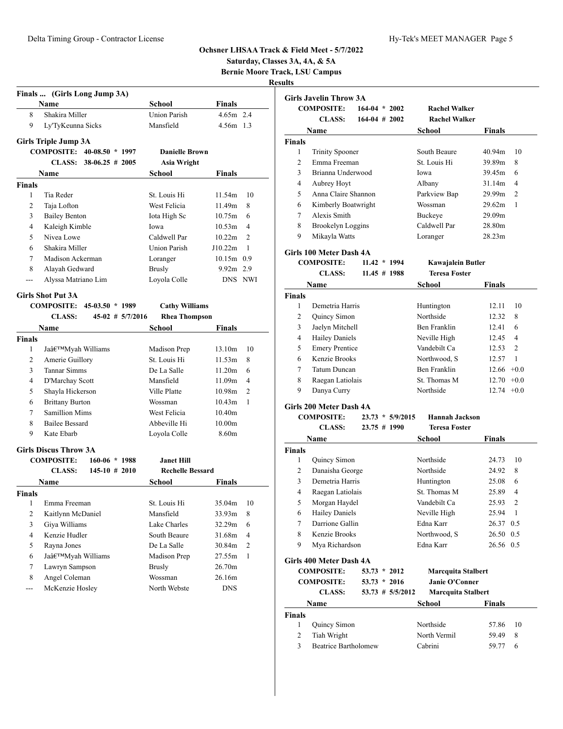## Ochsner LHSAA Track & Field Meet - 5/7/2022

**Saturday, Classes 3A, 4A, & 5A**

**Bernie Moore Track, LSU Campus**

**Results**

### Finals ... (Girls Long Jump 3A)

| | Name | School | Finals | |
|---|---|---|---|---|
| 8 | Shakira Miller | Union Parish | 4.65m | 2.4 |
| 9 | Ly'TyKeunna Sicks | Mansfield | 4.56m | 1.3 |

### Girls Triple Jump 3A

COMPOSITE: 40-08.50 * 1997 **Danielle Brown**

CLASS: 38-06.25 # 2005 **Asia Wright**

| | Name | School | Finals | |
|---|---|---|---|---|
| **Finals** | | | | |
| 1 | Tia Reder | St. Louis Hi | 11.54m | 10 |
| 2 | Taja Lofton | West Felicia | 11.49m | 8 |
| 3 | Bailey Benton | Iota High Sc | 10.75m | 6 |
| 4 | Kaleigh Kimble | Iowa | 10.53m | 4 |
| 5 | Nivea Lowe | Caldwell Par | 10.22m | 2 |
| 6 | Shakira Miller | Union Parish | J10.22m | 1 |
| 7 | Madison Ackerman | Loranger | 10.15m | 0.9 |
| 8 | Alayah Gedward | Brusly | 9.92m | 2.9 |
| --- | Alyssa Matriano Lim | Loyola Colle | DNS | NWI |

### Girls Shot Put 3A

COMPOSITE: 45-03.50 * 1989 **Cathy Williams**

CLASS: 45-02 # 5/7/2016 **Rhea Thompson**

| | Name | School | Finals | |
|---|---|---|---|---|
| **Finals** | | | | |
| 1 | Jaâ€™Myah Williams | Madison Prep | 13.10m | 10 |
| 2 | Amerie Guillory | St. Louis Hi | 11.53m | 8 |
| 3 | Tannar Simms | De La Salle | 11.20m | 6 |
| 4 | D'Marchay Scott | Mansfield | 11.09m | 4 |
| 5 | Shayla Hickerson | Ville Platte | 10.98m | 2 |
| 6 | Brittany Burton | Wossman | 10.43m | 1 |
| 7 | Samillion Mims | West Felicia | 10.40m | |
| 8 | Bailee Bessard | Abbeville Hi | 10.00m | |
| 9 | Kate Ebarb | Loyola Colle | 8.60m | |

### Girls Discus Throw 3A

COMPOSITE: 160-06 * 1988 **Janet Hill**

CLASS: 145-10 # 2010 **Rechelle Bessard**

| | Name | School | Finals | |
|---|---|---|---|---|
| **Finals** | | | | |
| 1 | Emma Freeman | St. Louis Hi | 35.04m | 10 |
| 2 | Kaitlynn McDaniel | Mansfield | 33.93m | 8 |
| 3 | Giya Williams | Lake Charles | 32.29m | 6 |
| 4 | Kenzie Hudler | South Beaure | 31.68m | 4 |
| 5 | Rayna Jones | De La Salle | 30.84m | 2 |
| 6 | Jaâ€™Myah Williams | Madison Prep | 27.55m | 1 |
| 7 | Lawryn Sampson | Brusly | 26.70m | |
| 8 | Angel Coleman | Wossman | 26.16m | |
| --- | McKenzie Hosley | North Webste | DNS | |

### Girls Javelin Throw 3A

COMPOSITE: 164-04 * 2002 **Rachel Walker**

CLASS: 164-04 # 2002 **Rachel Walker**

| | Name | School | Finals | |
|---|---|---|---|---|
| **Finals** | | | | |
| 1 | Trinity Spooner | South Beaure | 40.94m | 10 |
| 2 | Emma Freeman | St. Louis Hi | 39.89m | 8 |
| 3 | Brianna Underwood | Iowa | 39.45m | 6 |
| 4 | Aubrey Hoyt | Albany | 31.14m | 4 |
| 5 | Anna Claire Shannon | Parkview Bap | 29.99m | 2 |
| 6 | Kimberly Boatwright | Wossman | 29.62m | 1 |
| 7 | Alexis Smith | Buckeye | 29.09m | |
| 8 | Brookelyn Loggins | Caldwell Par | 28.80m | |
| 9 | Mikayla Watts | Loranger | 28.23m | |

### Girls 100 Meter Dash 4A

COMPOSITE: 11.42 * 1994 **Kawajalein Butler**

CLASS: 11.45 # 1988 **Teresa Foster**

| | Name | School | Finals | |
|---|---|---|---|---|
| **Finals** | | | | |
| 1 | Demetria Harris | Huntington | 12.11 | 10 |
| 2 | Quincy Simon | Northside | 12.32 | 8 |
| 3 | Jaelyn Mitchell | Ben Franklin | 12.41 | 6 |
| 4 | Hailey Daniels | Neville High | 12.45 | 4 |
| 5 | Emery Prentice | Vandebilt Ca | 12.53 | 2 |
| 6 | Kenzie Brooks | Northwood, S | 12.57 | 1 |
| 7 | Tatum Duncan | Ben Franklin | 12.66 | +0.0 |
| 8 | Raegan Latiolais | St. Thomas M | 12.70 | +0.0 |
| 9 | Danya Curry | Northside | 12.74 | +0.0 |

### Girls 200 Meter Dash 4A

COMPOSITE: 23.73 * 5/9/2015 **Hannah Jackson**

CLASS: 23.75 # 1990 **Teresa Foster**

| | Name | School | Finals | |
|---|---|---|---|---|
| **Finals** | | | | |
| 1 | Quincy Simon | Northside | 24.73 | 10 |
| 2 | Danaisha George | Northside | 24.92 | 8 |
| 3 | Demetria Harris | Huntington | 25.08 | 6 |
| 4 | Raegan Latiolais | St. Thomas M | 25.89 | 4 |
| 5 | Morgan Haydel | Vandebilt Ca | 25.93 | 2 |
| 6 | Hailey Daniels | Neville High | 25.94 | 1 |
| 7 | Darrione Gallin | Edna Karr | 26.37 | 0.5 |
| 8 | Kenzie Brooks | Northwood, S | 26.50 | 0.5 |
| 9 | Mya Richardson | Edna Karr | 26.56 | 0.5 |

### Girls 400 Meter Dash 4A

COMPOSITE: 53.73 * 2012 **Marcquita Stalbert**

COMPOSITE: 53.73 * 2016 **Janie O'Conner**

CLASS: 53.73 # 5/5/2012 **Marcquita Stalbert**

| | Name | School | Finals | |
|---|---|---|---|---|
| **Finals** | | | | |
| 1 | Quincy Simon | Northside | 57.86 | 10 |
| 2 | Tiah Wright | North Vermil | 59.49 | 8 |
| 3 | Beatrice Bartholomew | Cabrini | 59.77 | 6 |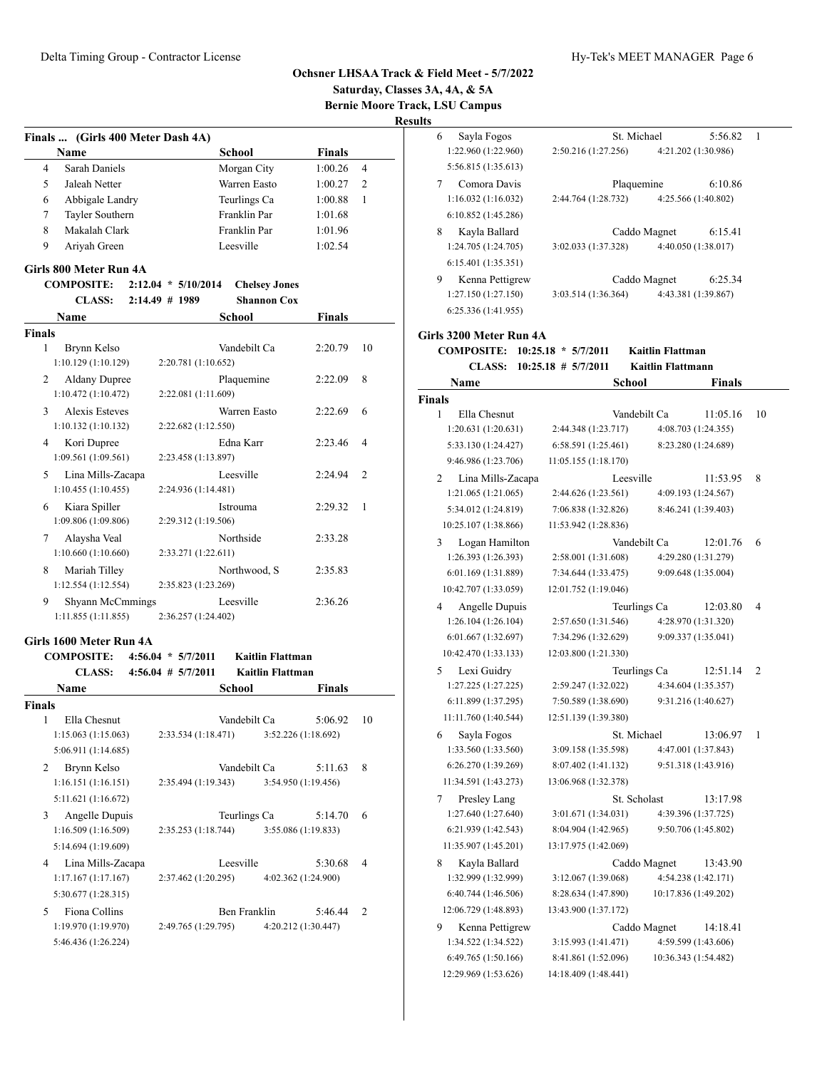# Ochsner LHSAA Track & Field Meet - 5/7/2022

**Saturday, Classes 3A, 4A, & 5A**

**Bernie Moore Track, LSU Campus**

**Results**

## Finals ... (Girls 400 Meter Dash 4A)

| | Name | School | Finals | |
|---|---|---|---|---|
| 4 | Sarah Daniels | Morgan City | 1:00.26 | 4 |
| 5 | Jaleah Netter | Warren Easto | 1:00.27 | 2 |
| 6 | Abbigale Landry | Teurlings Ca | 1:00.88 | 1 |
| 7 | Tayler Southern | Franklin Par | 1:01.68 | |
| 8 | Makalah Clark | Franklin Par | 1:01.96 | |
| 9 | Ariyah Green | Leesville | 1:02.54 | |

## Girls 800 Meter Run 4A

**COMPOSITE:** 2:12.04 * 5/10/2014 **Chelsey Jones**

**CLASS:** 2:14.49 # 1989 **Shannon Cox**

**Finals**

| | Name | School | Finals | |
|---|---|---|---|---|
| 1 | Brynn Kelso | Vandebilt Ca | 2:20.79 | 10 |
| | 1:10.129 (1:10.129) | 2:20.781 (1:10.652) | | |
| 2 | Aldany Dupree | Plaquemine | 2:22.09 | 8 |
| | 1:10.472 (1:10.472) | 2:22.081 (1:11.609) | | |
| 3 | Alexis Esteves | Warren Easto | 2:22.69 | 6 |
| | 1:10.132 (1:10.132) | 2:22.682 (1:12.550) | | |
| 4 | Kori Dupree | Edna Karr | 2:23.46 | 4 |
| | 1:09.561 (1:09.561) | 2:23.458 (1:13.897) | | |
| 5 | Lina Mills-Zacapa | Leesville | 2:24.94 | 2 |
| | 1:10.455 (1:10.455) | 2:24.936 (1:14.481) | | |
| 6 | Kiara Spiller | Istrouma | 2:29.32 | 1 |
| | 1:09.806 (1:09.806) | 2:29.312 (1:19.506) | | |
| 7 | Alaysha Veal | Northside | 2:33.28 | |
| | 1:10.660 (1:10.660) | 2:33.271 (1:22.611) | | |
| 8 | Mariah Tilley | Northwood, S | 2:35.83 | |
| | 1:12.554 (1:12.554) | 2:35.823 (1:23.269) | | |
| 9 | Shyann McCmmings | Leesville | 2:36.26 | |
| | 1:11.855 (1:11.855) | 2:36.257 (1:24.402) | | |

## Girls 1600 Meter Run 4A

**COMPOSITE:** 4:56.04 * 5/7/2011 **Kaitlin Flattman**

**CLASS:** 4:56.04 # 5/7/2011 **Kaitlin Flattman**

**Finals**

| | Name | School | | Finals | |
|---|---|---|---|---|---|
| 1 | Ella Chesnut | Vandebilt Ca | | 5:06.92 | 10 |
| | 1:15.063 (1:15.063) | 2:33.534 (1:18.471) | 3:52.226 (1:18.692) | | |
| | 5:06.911 (1:14.685) | | | | |
| 2 | Brynn Kelso | Vandebilt Ca | | 5:11.63 | 8 |
| | 1:16.151 (1:16.151) | 2:35.494 (1:19.343) | 3:54.950 (1:19.456) | | |
| | 5:11.621 (1:16.672) | | | | |
| 3 | Angelle Dupuis | Teurlings Ca | | 5:14.70 | 6 |
| | 1:16.509 (1:16.509) | 2:35.253 (1:18.744) | 3:55.086 (1:19.833) | | |
| | 5:14.694 (1:19.609) | | | | |
| 4 | Lina Mills-Zacapa | Leesville | | 5:30.68 | 4 |
| | 1:17.167 (1:17.167) | 2:37.462 (1:20.295) | 4:02.362 (1:24.900) | | |
| | 5:30.677 (1:28.315) | | | | |
| 5 | Fiona Collins | Ben Franklin | | 5:46.44 | 2 |
| | 1:19.970 (1:19.970) | 2:49.765 (1:29.795) | 4:20.212 (1:30.447) | | |
| | 5:46.436 (1:26.224) | | | | |
| 6 | Sayla Fogos | St. Michael | | 5:56.82 | 1 |
| | 1:22.960 (1:22.960) | 2:50.216 (1:27.256) | 4:21.202 (1:30.986) | | |
| | 5:56.815 (1:35.613) | | | | |
| 7 | Comora Davis | Plaquemine | | 6:10.86 | |
| | 1:16.032 (1:16.032) | 2:44.764 (1:28.732) | 4:25.566 (1:40.802) | | |
| | 6:10.852 (1:45.286) | | | | |
| 8 | Kayla Ballard | Caddo Magnet | | 6:15.41 | |
| | 1:24.705 (1:24.705) | 3:02.033 (1:37.328) | 4:40.050 (1:38.017) | | |
| | 6:15.401 (1:35.351) | | | | |
| 9 | Kenna Pettigrew | Caddo Magnet | | 6:25.34 | |
| | 1:27.150 (1:27.150) | 3:03.514 (1:36.364) | 4:43.381 (1:39.867) | | |
| | 6:25.336 (1:41.955) | | | | |

## Girls 3200 Meter Run 4A

**COMPOSITE:** 10:25.18 * 5/7/2011 **Kaitlin Flattman**

**CLASS:** 10:25.18 # 5/7/2011 **Kaitlin Flattmann**

**Finals**

| | Name | School | | Finals | |
|---|---|---|---|---|---|
| 1 | Ella Chesnut | Vandebilt Ca | | 11:05.16 | 10 |
| | 1:20.631 (1:20.631) | 2:44.348 (1:23.717) | 4:08.703 (1:24.355) | | |
| | 5:33.130 (1:24.427) | 6:58.591 (1:25.461) | 8:23.280 (1:24.689) | | |
| | 9:46.986 (1:23.706) | 11:05.155 (1:18.170) | | | |
| 2 | Lina Mills-Zacapa | Leesville | | 11:53.95 | 8 |
| | 1:21.065 (1:21.065) | 2:44.626 (1:23.561) | 4:09.193 (1:24.567) | | |
| | 5:34.012 (1:24.819) | 7:06.838 (1:32.826) | 8:46.241 (1:39.403) | | |
| | 10:25.107 (1:38.866) | 11:53.942 (1:28.836) | | | |
| 3 | Logan Hamilton | Vandebilt Ca | | 12:01.76 | 6 |
| | 1:26.393 (1:26.393) | 2:58.001 (1:31.608) | 4:29.280 (1:31.279) | | |
| | 6:01.169 (1:31.889) | 7:34.644 (1:33.475) | 9:09.648 (1:35.004) | | |
| | 10:42.707 (1:33.059) | 12:01.752 (1:19.046) | | | |
| 4 | Angelle Dupuis | Teurlings Ca | | 12:03.80 | 4 |
| | 1:26.104 (1:26.104) | 2:57.650 (1:31.546) | 4:28.970 (1:31.320) | | |
| | 6:01.667 (1:32.697) | 7:34.296 (1:32.629) | 9:09.337 (1:35.041) | | |
| | 10:42.470 (1:33.133) | 12:03.800 (1:21.330) | | | |
| 5 | Lexi Guidry | Teurlings Ca | | 12:51.14 | 2 |
| | 1:27.225 (1:27.225) | 2:59.247 (1:32.022) | 4:34.604 (1:35.357) | | |
| | 6:11.899 (1:37.295) | 7:50.589 (1:38.690) | 9:31.216 (1:40.627) | | |
| | 11:11.760 (1:40.544) | 12:51.139 (1:39.380) | | | |
| 6 | Sayla Fogos | St. Michael | | 13:06.97 | 1 |
| | 1:33.560 (1:33.560) | 3:09.158 (1:35.598) | 4:47.001 (1:37.843) | | |
| | 6:26.270 (1:39.269) | 8:07.402 (1:41.132) | 9:51.318 (1:43.916) | | |
| | 11:34.591 (1:43.273) | 13:06.968 (1:32.378) | | | |
| 7 | Presley Lang | St. Scholast | | 13:17.98 | |
| | 1:27.640 (1:27.640) | 3:01.671 (1:34.031) | 4:39.396 (1:37.725) | | |
| | 6:21.939 (1:42.543) | 8:04.904 (1:42.965) | 9:50.706 (1:45.802) | | |
| | 11:35.907 (1:45.201) | 13:17.975 (1:42.069) | | | |
| 8 | Kayla Ballard | Caddo Magnet | | 13:43.90 | |
| | 1:32.999 (1:32.999) | 3:12.067 (1:39.068) | 4:54.238 (1:42.171) | | |
| | 6:40.744 (1:46.506) | 8:28.634 (1:47.890) | 10:17.836 (1:49.202) | | |
| | 12:06.729 (1:48.893) | 13:43.900 (1:37.172) | | | |
| 9 | Kenna Pettigrew | Caddo Magnet | | 14:18.41 | |
| | 1:34.522 (1:34.522) | 3:15.993 (1:41.471) | 4:59.599 (1:43.606) | | |
| | 6:49.765 (1:50.166) | 8:41.861 (1:52.096) | 10:36.343 (1:54.482) | | |
| | 12:29.969 (1:53.626) | 14:18.409 (1:48.441) | | | |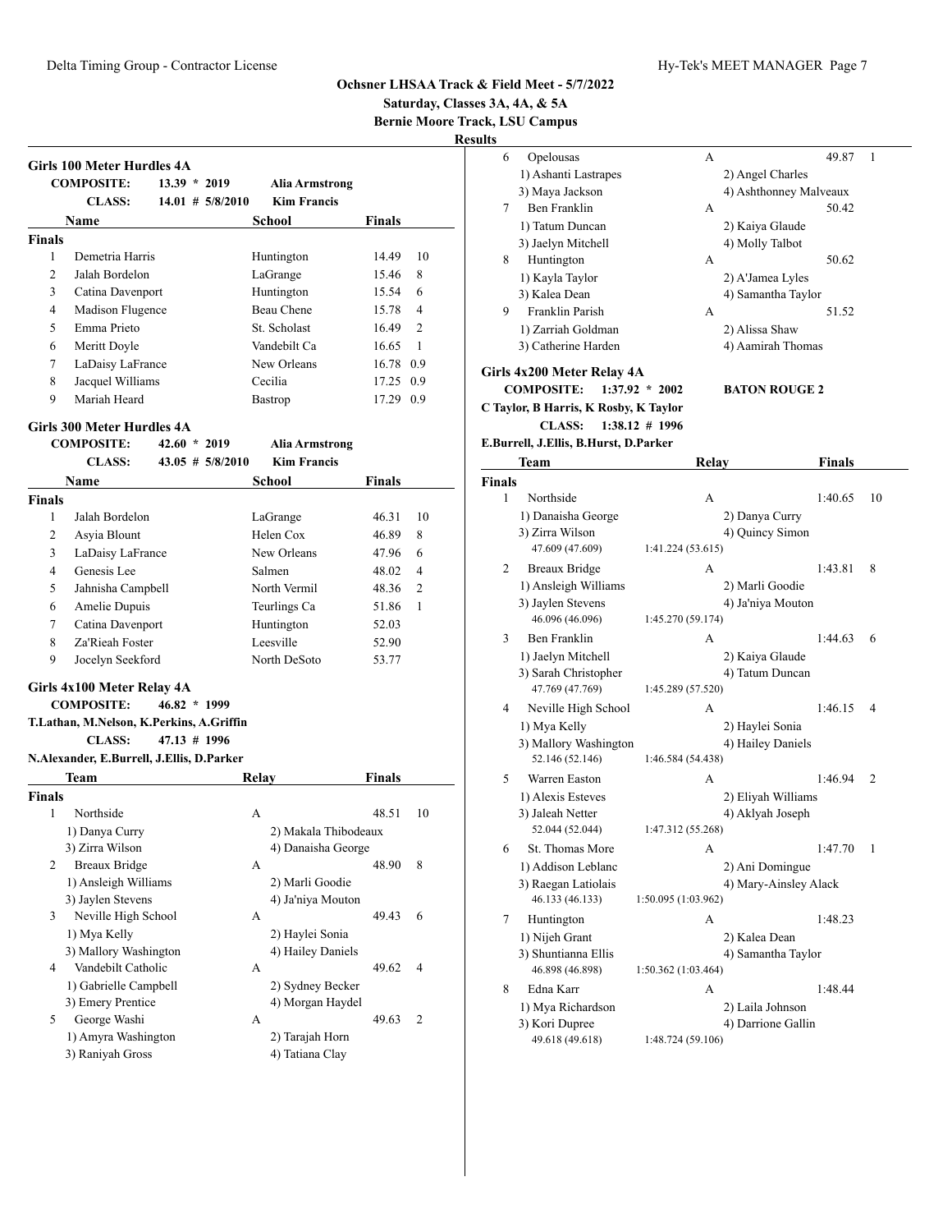**Ochsner LHSAA Track & Field Meet - 5/7/2022**
**Saturday, Classes 3A, 4A, & 5A**
**Bernie Moore Track, LSU Campus**
**Results**

### Girls 100 Meter Hurdles 4A

COMPOSITE: 13.39 * 2019 Alia Armstrong
CLASS: 14.01 # 5/8/2010 Kim Francis

| | Name | School | Finals | |
|---|---|---|---|---|
| **Finals** | | | | |
| 1 | Demetria Harris | Huntington | 14.49 | 10 |
| 2 | Jalah Bordelon | LaGrange | 15.46 | 8 |
| 3 | Catina Davenport | Huntington | 15.54 | 6 |
| 4 | Madison Flugence | Beau Chene | 15.78 | 4 |
| 5 | Emma Prieto | St. Scholast | 16.49 | 2 |
| 6 | Meritt Doyle | Vandebilt Ca | 16.65 | 1 |
| 7 | LaDaisy LaFrance | New Orleans | 16.78 | 0.9 |
| 8 | Jacquel Williams | Cecilia | 17.25 | 0.9 |
| 9 | Mariah Heard | Bastrop | 17.29 | 0.9 |

### Girls 300 Meter Hurdles 4A

COMPOSITE: 42.60 * 2019 Alia Armstrong
CLASS: 43.05 # 5/8/2010 Kim Francis

| | Name | School | Finals | |
|---|---|---|---|---|
| **Finals** | | | | |
| 1 | Jalah Bordelon | LaGrange | 46.31 | 10 |
| 2 | Asyia Blount | Helen Cox | 46.89 | 8 |
| 3 | LaDaisy LaFrance | New Orleans | 47.96 | 6 |
| 4 | Genesis Lee | Salmen | 48.02 | 4 |
| 5 | Jahnisha Campbell | North Vermil | 48.36 | 2 |
| 6 | Amelie Dupuis | Teurlings Ca | 51.86 | 1 |
| 7 | Catina Davenport | Huntington | 52.03 | |
| 8 | Za'Rieah Foster | Leesville | 52.90 | |
| 9 | Jocelyn Seekford | North DeSoto | 53.77 | |

### Girls 4x100 Meter Relay 4A

COMPOSITE: 46.82 * 1999
T.Lathan, M.Nelson, K.Perkins, A.Griffin
CLASS: 47.13 # 1996
N.Alexander, E.Burrell, J.Ellis, D.Parker

| | Team | Relay | Finals | |
|---|---|---|---|---|
| **Finals** | | | | |
| 1 | Northside | A | 48.51 | 10 |
| | 1) Danya Curry | 2) Makala Thibodeaux | | |
| | 3) Zirra Wilson | 4) Danaisha George | | |
| 2 | Breaux Bridge | A | 48.90 | 8 |
| | 1) Ansleigh Williams | 2) Marli Goodie | | |
| | 3) Jaylen Stevens | 4) Ja'niya Mouton | | |
| 3 | Neville High School | A | 49.43 | 6 |
| | 1) Mya Kelly | 2) Haylei Sonia | | |
| | 3) Mallory Washington | 4) Hailey Daniels | | |
| 4 | Vandebilt Catholic | A | 49.62 | 4 |
| | 1) Gabrielle Campbell | 2) Sydney Becker | | |
| | 3) Emery Prentice | 4) Morgan Haydel | | |
| 5 | George Washi | A | 49.63 | 2 |
| | 1) Amyra Washington | 2) Tarajah Horn | | |
| | 3) Raniyah Gross | 4) Tatiana Clay | | |
| 6 | Opelousas | A | 49.87 | 1 |
| | 1) Ashanti Lastrapes | 2) Angel Charles | | |
| | 3) Maya Jackson | 4) Ashthonney Malveaux | | |
| 7 | Ben Franklin | A | 50.42 | |
| | 1) Tatum Duncan | 2) Kaiya Glaude | | |
| | 3) Jaelyn Mitchell | 4) Molly Talbot | | |
| 8 | Huntington | A | 50.62 | |
| | 1) Kayla Taylor | 2) A'Jamea Lyles | | |
| | 3) Kalea Dean | 4) Samantha Taylor | | |
| 9 | Franklin Parish | A | 51.52 | |
| | 1) Zarriah Goldman | 2) Alissa Shaw | | |
| | 3) Catherine Harden | 4) Aamirah Thomas | | |

### Girls 4x200 Meter Relay 4A

COMPOSITE: 1:37.92 * 2002 BATON ROUGE 2
C Taylor, B Harris, K Rosby, K Taylor
CLASS: 1:38.12 # 1996
E.Burrell, J.Ellis, B.Hurst, D.Parker

| | Team | Relay | Finals | |
|---|---|---|---|---|
| **Finals** | | | | |
| 1 | Northside | A | 1:40.65 | 10 |
| | 1) Danaisha George | 2) Danya Curry | | |
| | 3) Zirra Wilson | 4) Quincy Simon | | |
| | 47.609 (47.609) | 1:41.224 (53.615) | | |
| 2 | Breaux Bridge | A | 1:43.81 | 8 |
| | 1) Ansleigh Williams | 2) Marli Goodie | | |
| | 3) Jaylen Stevens | 4) Ja'niya Mouton | | |
| | 46.096 (46.096) | 1:45.270 (59.174) | | |
| 3 | Ben Franklin | A | 1:44.63 | 6 |
| | 1) Jaelyn Mitchell | 2) Kaiya Glaude | | |
| | 3) Sarah Christopher | 4) Tatum Duncan | | |
| | 47.769 (47.769) | 1:45.289 (57.520) | | |
| 4 | Neville High School | A | 1:46.15 | 4 |
| | 1) Mya Kelly | 2) Haylei Sonia | | |
| | 3) Mallory Washington | 4) Hailey Daniels | | |
| | 52.146 (52.146) | 1:46.584 (54.438) | | |
| 5 | Warren Easton | A | 1:46.94 | 2 |
| | 1) Alexis Esteves | 2) Eliyah Williams | | |
| | 3) Jaleah Netter | 4) Aklyah Joseph | | |
| | 52.044 (52.044) | 1:47.312 (55.268) | | |
| 6 | St. Thomas More | A | 1:47.70 | 1 |
| | 1) Addison Leblanc | 2) Ani Domingue | | |
| | 3) Raegan Latiolais | 4) Mary-Ainsley Alack | | |
| | 46.133 (46.133) | 1:50.095 (1:03.962) | | |
| 7 | Huntington | A | 1:48.23 | |
| | 1) Nijeh Grant | 2) Kalea Dean | | |
| | 3) Shuntianna Ellis | 4) Samantha Taylor | | |
| | 46.898 (46.898) | 1:50.362 (1:03.464) | | |
| 8 | Edna Karr | A | 1:48.44 | |
| | 1) Mya Richardson | 2) Laila Johnson | | |
| | 3) Kori Dupree | 4) Darrione Gallin | | |
| | 49.618 (49.618) | 1:48.724 (59.106) | | |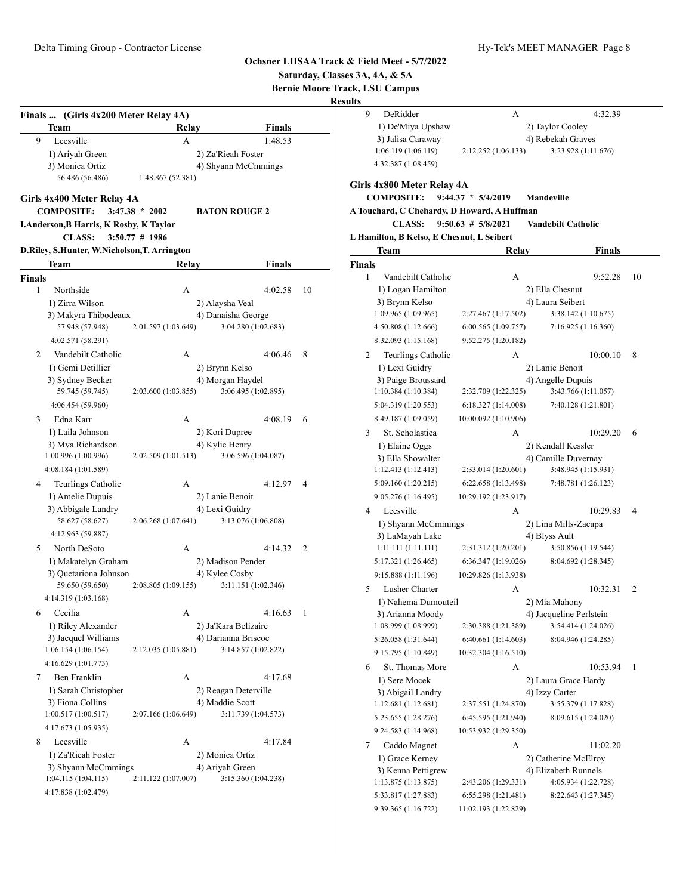**Ochsner LHSAA Track & Field Meet - 5/7/2022**
**Saturday, Classes 3A, 4A, & 5A**
**Bernie Moore Track, LSU Campus**
**Results**

### Finals ... (Girls 4x200 Meter Relay 4A)

| | Team | Relay | Finals | |
|---|---|---|---|---|
| 9 | Leesville | A | 1:48.53 | |

1) Ariyah Green, 2) Za'Rieah Foster, 3) Monica Ortiz, 4) Shyann McCmmings
56.486 (56.486), 1:48.867 (52.381)

### Girls 4x400 Meter Relay 4A

**COMPOSITE:** 3:47.38 * 2002 **BATON ROUGE 2**
I.Anderson,B Harris, K Rosby, K Taylor
**CLASS:** 3:50.77 # 1986
D.Riley, S.Hunter, W.Nicholson,T. Arrington

**Finals**

| | Team | Relay | Finals | Points |
|---|---|---|---|---|
| 1 | Northside | A | 4:02.58 | 10 |
| 2 | Vandebilt Catholic | A | 4:06.46 | 8 |
| 3 | Edna Karr | A | 4:08.19 | 6 |
| 4 | Teurlings Catholic | A | 4:12.97 | 4 |
| 5 | North DeSoto | A | 4:14.32 | 2 |
| 6 | Cecilia | A | 4:16.63 | 1 |
| 7 | Ben Franklin | A | 4:17.68 | |
| 8 | Leesville | A | 4:17.84 | |
| 9 | DeRidder | A | 4:32.39 | |

1. Northside — 1) Zirra Wilson, 2) Alaysha Veal, 3) Makyra Thibodeaux, 4) Danaisha George
   57.948 (57.948), 2:01.597 (1:03.649), 3:04.280 (1:02.683), 4:02.571 (58.291)
2. Vandebilt Catholic — 1) Gemi Detillier, 2) Brynn Kelso, 3) Sydney Becker, 4) Morgan Haydel
   59.745 (59.745), 2:03.600 (1:03.855), 3:06.495 (1:02.895), 4:06.454 (59.960)
3. Edna Karr — 1) Laila Johnson, 2) Kori Dupree, 3) Mya Richardson, 4) Kylie Henry
   1:00.996 (1:00.996), 2:02.509 (1:01.513), 3:06.596 (1:04.087), 4:08.184 (1:01.589)
4. Teurlings Catholic — 1) Amelie Dupuis, 2) Lanie Benoit, 3) Abbigale Landry, 4) Lexi Guidry
   58.627 (58.627), 2:06.268 (1:07.641), 3:13.076 (1:06.808), 4:12.963 (59.887)
5. North DeSoto — 1) Makatelyn Graham, 2) Madison Pender, 3) Quetariona Johnson, 4) Kylee Cosby
   59.650 (59.650), 2:08.805 (1:09.155), 3:11.151 (1:02.346), 4:14.319 (1:03.168)
6. Cecilia — 1) Riley Alexander, 2) Ja'Kara Belizaire, 3) Jacquel Williams, 4) Darianna Briscoe
   1:06.154 (1:06.154), 2:12.035 (1:05.881), 3:14.857 (1:02.822), 4:16.629 (1:01.773)
7. Ben Franklin — 1) Sarah Christopher, 2) Reagan Deterville, 3) Fiona Collins, 4) Maddie Scott
   1:00.517 (1:00.517), 2:07.166 (1:06.649), 3:11.739 (1:04.573), 4:17.673 (1:05.935)
8. Leesville — 1) Za'Rieah Foster, 2) Monica Ortiz, 3) Shyann McCmmings, 4) Ariyah Green
   1:04.115 (1:04.115), 2:11.122 (1:07.007), 3:15.360 (1:04.238), 4:17.838 (1:02.479)
9. DeRidder — 1) De'Miya Upshaw, 2) Taylor Cooley, 3) Jalisa Caraway, 4) Rebekah Graves
   1:06.119 (1:06.119), 2:12.252 (1:06.133), 3:23.928 (1:11.676), 4:32.387 (1:08.459)

### Girls 4x800 Meter Relay 4A

**COMPOSITE:** 9:44.37 * 5/4/2019 **Mandeville**
A Touchard, C Chehardy, D Howard, A Huffman
**CLASS:** 9:50.63 # 5/8/2021 **Vandebilt Catholic**
L Hamilton, B Kelso, E Chesnut, L Seibert

**Finals**

| | Team | Relay | Finals | Points |
|---|---|---|---|---|
| 1 | Vandebilt Catholic | A | 9:52.28 | 10 |
| 2 | Teurlings Catholic | A | 10:00.10 | 8 |
| 3 | St. Scholastica | A | 10:29.20 | 6 |
| 4 | Leesville | A | 10:29.83 | 4 |
| 5 | Lusher Charter | A | 10:32.31 | 2 |
| 6 | St. Thomas More | A | 10:53.94 | 1 |
| 7 | Caddo Magnet | A | 11:02.20 | |

1. Vandebilt Catholic — 1) Logan Hamilton, 2) Ella Chesnut, 3) Brynn Kelso, 4) Laura Seibert
   1:09.965 (1:09.965), 2:27.467 (1:17.502), 3:38.142 (1:10.675), 4:50.808 (1:12.666), 6:00.565 (1:09.757), 7:16.925 (1:16.360), 8:32.093 (1:15.168), 9:52.275 (1:20.182)
2. Teurlings Catholic — 1) Lexi Guidry, 2) Lanie Benoit, 3) Paige Broussard, 4) Angelle Dupuis
   1:10.384 (1:10.384), 2:32.709 (1:22.325), 3:43.766 (1:11.057), 5:04.319 (1:20.553), 6:18.327 (1:14.008), 7:40.128 (1:21.801), 8:49.187 (1:09.059), 10:00.092 (1:10.906)
3. St. Scholastica — 1) Elaine Oggs, 2) Kendall Kessler, 3) Ella Showalter, 4) Camille Duvernay
   1:12.413 (1:12.413), 2:33.014 (1:20.601), 3:48.945 (1:15.931), 5:09.160 (1:20.215), 6:22.658 (1:13.498), 7:48.781 (1:26.123), 9:05.276 (1:16.495), 10:29.192 (1:23.917)
4. Leesville — 1) Shyann McCmmings, 2) Lina Mills-Zacapa, 3) LaMayah Lake, 4) Blyss Ault
   1:11.111 (1:11.111), 2:31.312 (1:20.201), 3:50.856 (1:19.544), 5:17.321 (1:26.465), 6:36.347 (1:19.026), 8:04.692 (1:28.345), 9:15.888 (1:11.196), 10:29.826 (1:13.938)
5. Lusher Charter — 1) Nahema Dumouteil, 2) Mia Mahony, 3) Arianna Moody, 4) Jacqueline Perlstein
   1:08.999 (1:08.999), 2:30.388 (1:21.389), 3:54.414 (1:24.026), 5:26.058 (1:31.644), 6:40.661 (1:14.603), 8:04.946 (1:24.285), 9:15.795 (1:10.849), 10:32.304 (1:16.510)
6. St. Thomas More — 1) Sere Mocek, 2) Laura Grace Hardy, 3) Abigail Landry, 4) Izzy Carter
   1:12.681 (1:12.681), 2:37.551 (1:24.870), 3:55.379 (1:17.828), 5:23.655 (1:28.276), 6:45.595 (1:21.940), 8:09.615 (1:24.020), 9:24.583 (1:14.968), 10:53.932 (1:29.350)
7. Caddo Magnet — 1) Grace Kerney, 2) Catherine McElroy, 3) Kenna Pettigrew, 4) Elizabeth Runnels
   1:13.875 (1:13.875), 2:43.206 (1:29.331), 4:05.934 (1:22.728), 5:33.817 (1:27.883), 6:55.298 (1:21.481), 8:22.643 (1:27.345), 9:39.365 (1:16.722), 11:02.193 (1:22.829)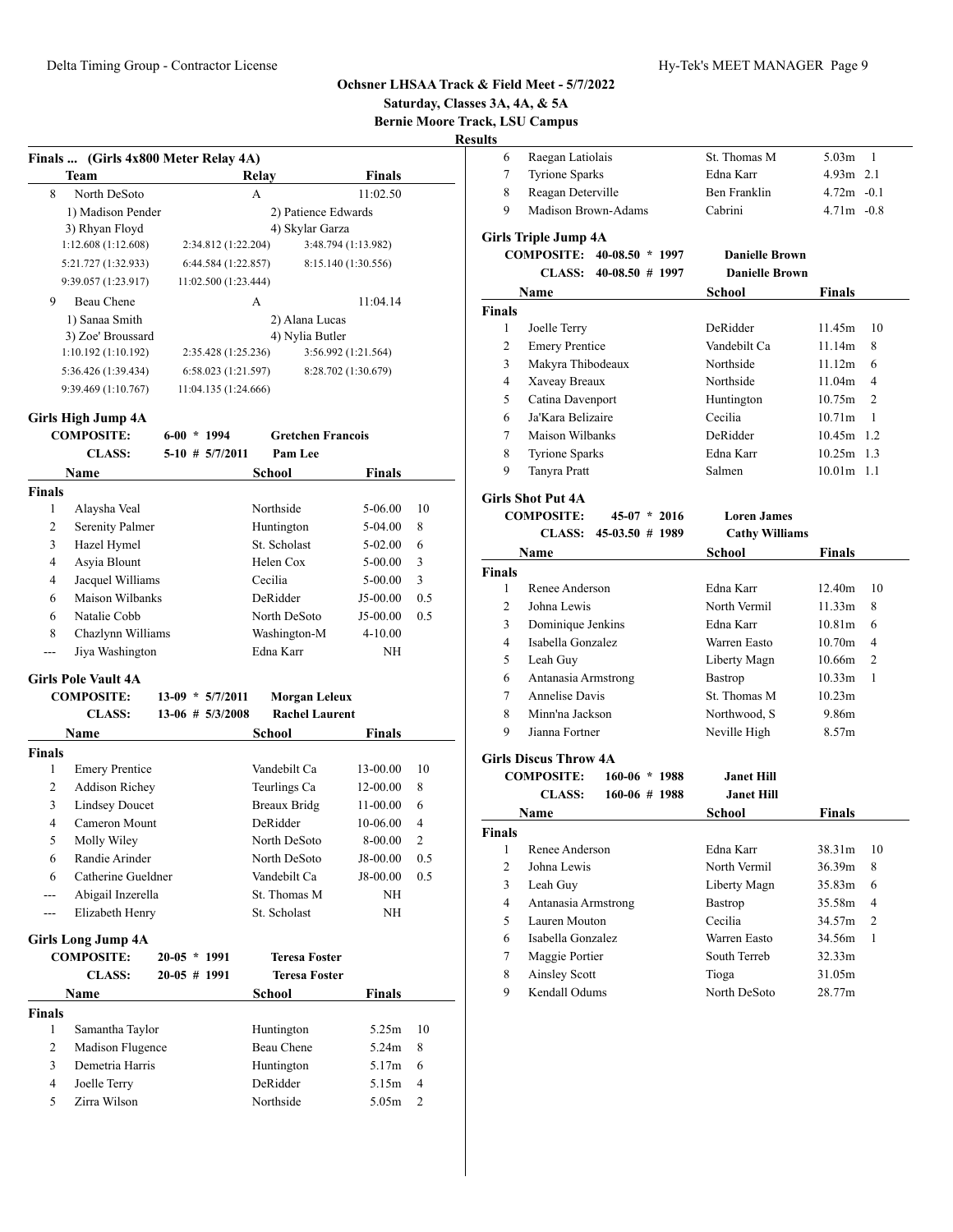**Ochsner LHSAA Track & Field Meet - 5/7/2022**

**Saturday, Classes 3A, 4A, & 5A**

**Bernie Moore Track, LSU Campus**

**Results**

### Finals ... (Girls 4x800 Meter Relay 4A)

| | Team | Relay | Finals |
|---|---|---|---|
| 8 | North DeSoto | A | 11:02.50 |
| | 1) Madison Pender | 2) Patience Edwards | |
| | 3) Rhyan Floyd | 4) Skylar Garza | |
| | 1:12.608 (1:12.608) | 2:34.812 (1:22.204) | 3:48.794 (1:13.982) |
| | 5:21.727 (1:32.933) | 6:44.584 (1:22.857) | 8:15.140 (1:30.556) |
| | 9:39.057 (1:23.917) | 11:02.500 (1:23.444) | |
| 9 | Beau Chene | A | 11:04.14 |
| | 1) Sanaa Smith | 2) Alana Lucas | |
| | 3) Zoe' Broussard | 4) Nylia Butler | |
| | 1:10.192 (1:10.192) | 2:35.428 (1:25.236) | 3:56.992 (1:21.564) |
| | 5:36.426 (1:39.434) | 6:58.023 (1:21.597) | 8:28.702 (1:30.679) |
| | 9:39.469 (1:10.767) | 11:04.135 (1:24.666) | |

### Girls High Jump 4A

COMPOSITE: 6-00 * 1994 Gretchen Francois
CLASS: 5-10 # 5/7/2011 Pam Lee

| | Name | School | Finals | |
|---|---|---|---|---|
| **Finals** | | | | |
| 1 | Alaysha Veal | Northside | 5-06.00 | 10 |
| 2 | Serenity Palmer | Huntington | 5-04.00 | 8 |
| 3 | Hazel Hymel | St. Scholast | 5-02.00 | 6 |
| 4 | Asyia Blount | Helen Cox | 5-00.00 | 3 |
| 4 | Jacquel Williams | Cecilia | 5-00.00 | 3 |
| 6 | Maison Wilbanks | DeRidder | J5-00.00 | 0.5 |
| 6 | Natalie Cobb | North DeSoto | J5-00.00 | 0.5 |
| 8 | Chazlynn Williams | Washington-M | 4-10.00 | |
| --- | Jiya Washington | Edna Karr | NH | |

### Girls Pole Vault 4A

COMPOSITE: 13-09 * 5/7/2011 Morgan Leleux
CLASS: 13-06 # 5/3/2008 Rachel Laurent

| | Name | School | Finals | |
|---|---|---|---|---|
| **Finals** | | | | |
| 1 | Emery Prentice | Vandebilt Ca | 13-00.00 | 10 |
| 2 | Addison Richey | Teurlings Ca | 12-00.00 | 8 |
| 3 | Lindsey Doucet | Breaux Bridg | 11-00.00 | 6 |
| 4 | Cameron Mount | DeRidder | 10-06.00 | 4 |
| 5 | Molly Wiley | North DeSoto | 8-00.00 | 2 |
| 6 | Randie Arinder | North DeSoto | J8-00.00 | 0.5 |
| 6 | Catherine Gueldner | Vandebilt Ca | J8-00.00 | 0.5 |
| --- | Abigail Inzerella | St. Thomas M | NH | |
| --- | Elizabeth Henry | St. Scholast | NH | |

### Girls Long Jump 4A

COMPOSITE: 20-05 * 1991 Teresa Foster
CLASS: 20-05 # 1991 Teresa Foster

| | Name | School | Finals | |
|---|---|---|---|---|
| **Finals** | | | | |
| 1 | Samantha Taylor | Huntington | 5.25m | 10 |
| 2 | Madison Flugence | Beau Chene | 5.24m | 8 |
| 3 | Demetria Harris | Huntington | 5.17m | 6 |
| 4 | Joelle Terry | DeRidder | 5.15m | 4 |
| 5 | Zirra Wilson | Northside | 5.05m | 2 |
| 6 | Raegan Latiolais | St. Thomas M | 5.03m | 1 |
| 7 | Tyrione Sparks | Edna Karr | 4.93m | 2.1 |
| 8 | Reagan Deterville | Ben Franklin | 4.72m | -0.1 |
| 9 | Madison Brown-Adams | Cabrini | 4.71m | -0.8 |

### Girls Triple Jump 4A

COMPOSITE: 40-08.50 * 1997 Danielle Brown
CLASS: 40-08.50 # 1997 Danielle Brown

| | Name | School | Finals | |
|---|---|---|---|---|
| **Finals** | | | | |
| 1 | Joelle Terry | DeRidder | 11.45m | 10 |
| 2 | Emery Prentice | Vandebilt Ca | 11.14m | 8 |
| 3 | Makyra Thibodeaux | Northside | 11.12m | 6 |
| 4 | Xaveay Breaux | Northside | 11.04m | 4 |
| 5 | Catina Davenport | Huntington | 10.75m | 2 |
| 6 | Ja'Kara Belizaire | Cecilia | 10.71m | 1 |
| 7 | Maison Wilbanks | DeRidder | 10.45m | 1.2 |
| 8 | Tyrione Sparks | Edna Karr | 10.25m | 1.3 |
| 9 | Tanyra Pratt | Salmen | 10.01m | 1.1 |

### Girls Shot Put 4A

COMPOSITE: 45-07 * 2016 Loren James
CLASS: 45-03.50 # 1989 Cathy Williams

| | Name | School | Finals | |
|---|---|---|---|---|
| **Finals** | | | | |
| 1 | Renee Anderson | Edna Karr | 12.40m | 10 |
| 2 | Johna Lewis | North Vermil | 11.33m | 8 |
| 3 | Dominique Jenkins | Edna Karr | 10.81m | 6 |
| 4 | Isabella Gonzalez | Warren Easto | 10.70m | 4 |
| 5 | Leah Guy | Liberty Magn | 10.66m | 2 |
| 6 | Antanasia Armstrong | Bastrop | 10.33m | 1 |
| 7 | Annelise Davis | St. Thomas M | 10.23m | |
| 8 | Minn'na Jackson | Northwood, S | 9.86m | |
| 9 | Jianna Fortner | Neville High | 8.57m | |

### Girls Discus Throw 4A

COMPOSITE: 160-06 * 1988 Janet Hill
CLASS: 160-06 # 1988 Janet Hill

| | Name | School | Finals | |
|---|---|---|---|---|
| **Finals** | | | | |
| 1 | Renee Anderson | Edna Karr | 38.31m | 10 |
| 2 | Johna Lewis | North Vermil | 36.39m | 8 |
| 3 | Leah Guy | Liberty Magn | 35.83m | 6 |
| 4 | Antanasia Armstrong | Bastrop | 35.58m | 4 |
| 5 | Lauren Mouton | Cecilia | 34.57m | 2 |
| 6 | Isabella Gonzalez | Warren Easto | 34.56m | 1 |
| 7 | Maggie Portier | South Terreb | 32.33m | |
| 8 | Ainsley Scott | Tioga | 31.05m | |
| 9 | Kendall Odums | North DeSoto | 28.77m | |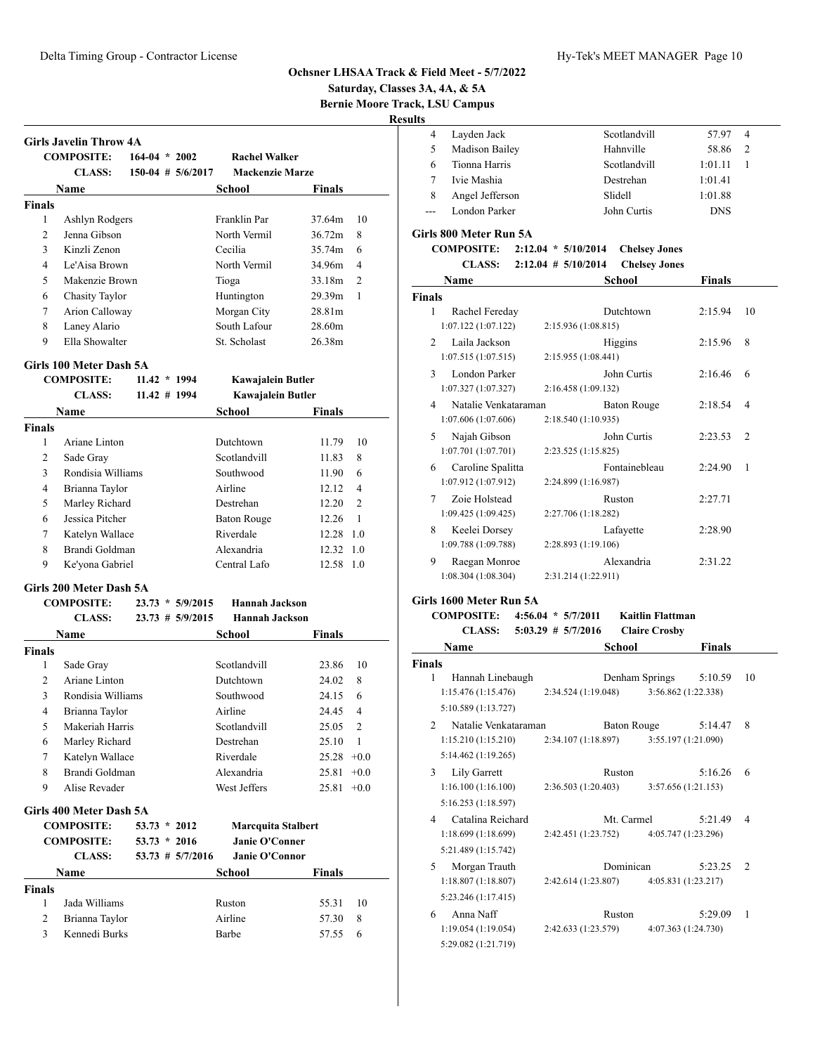## Ochsner LHSAA Track & Field Meet - 5/7/2022

**Saturday, Classes 3A, 4A, & 5A**

**Bernie Moore Track, LSU Campus**

**Results**

### Girls Javelin Throw 4A

| | | | |
|---|---|---|---|
| **COMPOSITE:** | 164-04 * 2002 | **Rachel Walker** | |
| **CLASS:** | 150-04 # 5/6/2017 | **Mackenzie Marze** | |

| | Name | School | Finals | |
|---|---|---|---|---|
| **Finals** | | | | |
| 1 | Ashlyn Rodgers | Franklin Par | 37.64m | 10 |
| 2 | Jenna Gibson | North Vermil | 36.72m | 8 |
| 3 | Kinzli Zenon | Cecilia | 35.74m | 6 |
| 4 | Le'Aisa Brown | North Vermil | 34.96m | 4 |
| 5 | Makenzie Brown | Tioga | 33.18m | 2 |
| 6 | Chasity Taylor | Huntington | 29.39m | 1 |
| 7 | Arion Calloway | Morgan City | 28.81m | |
| 8 | Laney Alario | South Lafour | 28.60m | |
| 9 | Ella Showalter | St. Scholast | 26.38m | |

### Girls 100 Meter Dash 5A

| | | | |
|---|---|---|---|
| **COMPOSITE:** | 11.42 * 1994 | **Kawajalein Butler** | |
| **CLASS:** | 11.42 # 1994 | **Kawajalein Butler** | |

| | Name | School | Finals | |
|---|---|---|---|---|
| **Finals** | | | | |
| 1 | Ariane Linton | Dutchtown | 11.79 | 10 |
| 2 | Sade Gray | Scotlandvill | 11.83 | 8 |
| 3 | Rondisia Williams | Southwood | 11.90 | 6 |
| 4 | Brianna Taylor | Airline | 12.12 | 4 |
| 5 | Marley Richard | Destrehan | 12.20 | 2 |
| 6 | Jessica Pitcher | Baton Rouge | 12.26 | 1 |
| 7 | Katelyn Wallace | Riverdale | 12.28 | 1.0 |
| 8 | Brandi Goldman | Alexandria | 12.32 | 1.0 |
| 9 | Ke'yona Gabriel | Central Lafo | 12.58 | 1.0 |

### Girls 200 Meter Dash 5A

| | | | |
|---|---|---|---|
| **COMPOSITE:** | 23.73 * 5/9/2015 | **Hannah Jackson** | |
| **CLASS:** | 23.73 # 5/9/2015 | **Hannah Jackson** | |

| | Name | School | Finals | |
|---|---|---|---|---|
| **Finals** | | | | |
| 1 | Sade Gray | Scotlandvill | 23.86 | 10 |
| 2 | Ariane Linton | Dutchtown | 24.02 | 8 |
| 3 | Rondisia Williams | Southwood | 24.15 | 6 |
| 4 | Brianna Taylor | Airline | 24.45 | 4 |
| 5 | Makeriah Harris | Scotlandvill | 25.05 | 2 |
| 6 | Marley Richard | Destrehan | 25.10 | 1 |
| 7 | Katelyn Wallace | Riverdale | 25.28 | +0.0 |
| 8 | Brandi Goldman | Alexandria | 25.81 | +0.0 |
| 9 | Alise Revader | West Jeffers | 25.81 | +0.0 |

### Girls 400 Meter Dash 5A

| | | | |
|---|---|---|---|
| **COMPOSITE:** | 53.73 * 2012 | **Marcquita Stalbert** | |
| **COMPOSITE:** | 53.73 * 2016 | **Janie O'Conner** | |
| **CLASS:** | 53.73 # 5/7/2016 | **Janie O'Connor** | |

| | Name | School | Finals | |
|---|---|---|---|---|
| **Finals** | | | | |
| 1 | Jada Williams | Ruston | 55.31 | 10 |
| 2 | Brianna Taylor | Airline | 57.30 | 8 |
| 3 | Kennedi Burks | Barbe | 57.55 | 6 |
| 4 | Layden Jack | Scotlandvill | 57.97 | 4 |
| 5 | Madison Bailey | Hahnville | 58.86 | 2 |
| 6 | Tionna Harris | Scotlandvill | 1:01.11 | 1 |
| 7 | Ivie Mashia | Destrehan | 1:01.41 | |
| 8 | Angel Jefferson | Slidell | 1:01.88 | |
| --- | London Parker | John Curtis | DNS | |

### Girls 800 Meter Run 5A

| | | | |
|---|---|---|---|
| **COMPOSITE:** | 2:12.04 * 5/10/2014 | **Chelsey Jones** | |
| **CLASS:** | 2:12.04 # 5/10/2014 | **Chelsey Jones** | |

| | Name | School | Finals | |
|---|---|---|---|---|
| **Finals** | | | | |
| 1 | Rachel Fereday | Dutchtown | 2:15.94 | 10 |
| | 1:07.122 (1:07.122) 2:15.936 (1:08.815) | | | |
| 2 | Laila Jackson | Higgins | 2:15.96 | 8 |
| | 1:07.515 (1:07.515) 2:15.955 (1:08.441) | | | |
| 3 | London Parker | John Curtis | 2:16.46 | 6 |
| | 1:07.327 (1:07.327) 2:16.458 (1:09.132) | | | |
| 4 | Natalie Venkataraman | Baton Rouge | 2:18.54 | 4 |
| | 1:07.606 (1:07.606) 2:18.540 (1:10.935) | | | |
| 5 | Najah Gibson | John Curtis | 2:23.53 | 2 |
| | 1:07.701 (1:07.701) 2:23.525 (1:15.825) | | | |
| 6 | Caroline Spalitta | Fontainebleau | 2:24.90 | 1 |
| | 1:07.912 (1:07.912) 2:24.899 (1:16.987) | | | |
| 7 | Zoie Holstead | Ruston | 2:27.71 | |
| | 1:09.425 (1:09.425) 2:27.706 (1:18.282) | | | |
| 8 | Keelei Dorsey | Lafayette | 2:28.90 | |
| | 1:09.788 (1:09.788) 2:28.893 (1:19.106) | | | |
| 9 | Raegan Monroe | Alexandria | 2:31.22 | |
| | 1:08.304 (1:08.304) 2:31.214 (1:22.911) | | | |

### Girls 1600 Meter Run 5A

| | | | |
|---|---|---|---|
| **COMPOSITE:** | 4:56.04 * 5/7/2011 | **Kaitlin Flattman** | |
| **CLASS:** | 5:03.29 # 5/7/2016 | **Claire Crosby** | |

| | Name | School | Finals | |
|---|---|---|---|---|
| **Finals** | | | | |
| 1 | Hannah Linebaugh | Denham Springs | 5:10.59 | 10 |
| | 1:15.476 (1:15.476) 2:34.524 (1:19.048) 3:56.862 (1:22.338) 5:10.589 (1:13.727) | | | |
| 2 | Natalie Venkataraman | Baton Rouge | 5:14.47 | 8 |
| | 1:15.210 (1:15.210) 2:34.107 (1:18.897) 3:55.197 (1:21.090) 5:14.462 (1:19.265) | | | |
| 3 | Lily Garrett | Ruston | 5:16.26 | 6 |
| | 1:16.100 (1:16.100) 2:36.503 (1:20.403) 3:57.656 (1:21.153) 5:16.253 (1:18.597) | | | |
| 4 | Catalina Reichard | Mt. Carmel | 5:21.49 | 4 |
| | 1:18.699 (1:18.699) 2:42.451 (1:23.752) 4:05.747 (1:23.296) 5:21.489 (1:15.742) | | | |
| 5 | Morgan Trauth | Dominican | 5:23.25 | 2 |
| | 1:18.807 (1:18.807) 2:42.614 (1:23.807) 4:05.831 (1:23.217) 5:23.246 (1:17.415) | | | |
| 6 | Anna Naff | Ruston | 5:29.09 | 1 |
| | 1:19.054 (1:19.054) 2:42.633 (1:23.579) 4:07.363 (1:24.730) 5:29.082 (1:21.719) | | | |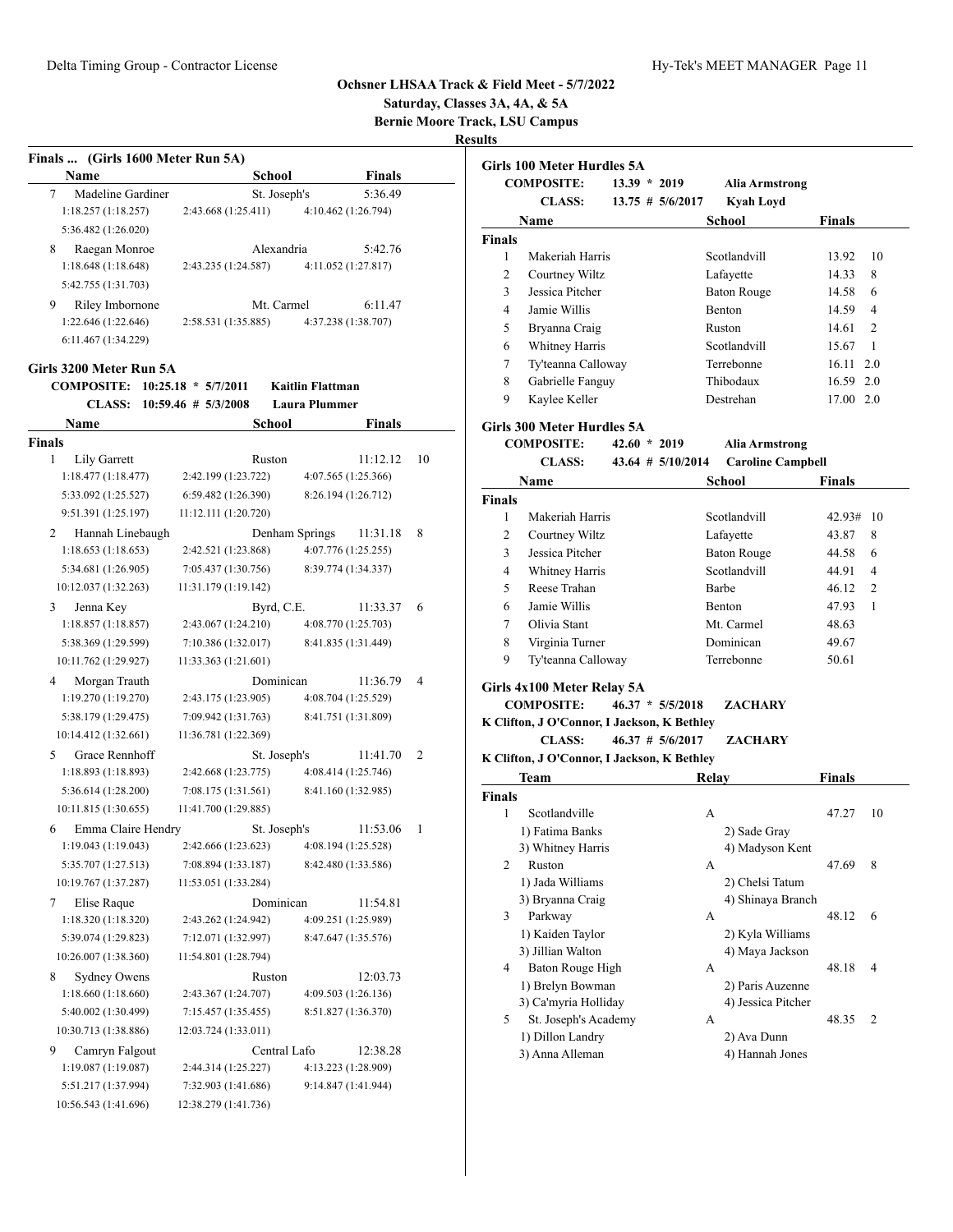## Ochsner LHSAA Track & Field Meet - 5/7/2022

**Saturday, Classes 3A, 4A, & 5A**

**Bernie Moore Track, LSU Campus**

**Results**

### Finals ... (Girls 1600 Meter Run 5A)

| | Name | School | Finals | |
|---|---|---|---|---|
| 7 | Madeline Gardiner | St. Joseph's | 5:36.49 | |
| | 1:18.257 (1:18.257) | 2:43.668 (1:25.411) | 4:10.462 (1:26.794) | |
| | 5:36.482 (1:26.020) | | | |
| 8 | Raegan Monroe | Alexandria | 5:42.76 | |
| | 1:18.648 (1:18.648) | 2:43.235 (1:24.587) | 4:11.052 (1:27.817) | |
| | 5:42.755 (1:31.703) | | | |
| 9 | Riley Imbornone | Mt. Carmel | 6:11.47 | |
| | 1:22.646 (1:22.646) | 2:58.531 (1:35.885) | 4:37.238 (1:38.707) | |
| | 6:11.467 (1:34.229) | | | |

### Girls 3200 Meter Run 5A

**COMPOSITE: 10:25.18 * 5/7/2011 Kaitlin Flattman**

**CLASS: 10:59.46 # 5/3/2008 Laura Plummer**

| | Name | School | Finals | |
|---|---|---|---|---|
| **Finals** | | | | |
| 1 | Lily Garrett | Ruston | 11:12.12 | 10 |
| | 1:18.477 (1:18.477) | 2:42.199 (1:23.722) | 4:07.565 (1:25.366) | |
| | 5:33.092 (1:25.527) | 6:59.482 (1:26.390) | 8:26.194 (1:26.712) | |
| | 9:51.391 (1:25.197) | 11:12.111 (1:20.720) | | |
| 2 | Hannah Linebaugh | Denham Springs | 11:31.18 | 8 |
| | 1:18.653 (1:18.653) | 2:42.521 (1:23.868) | 4:07.776 (1:25.255) | |
| | 5:34.681 (1:26.905) | 7:05.437 (1:30.756) | 8:39.774 (1:34.337) | |
| | 10:12.037 (1:32.263) | 11:31.179 (1:19.142) | | |
| 3 | Jenna Key | Byrd, C.E. | 11:33.37 | 6 |
| | 1:18.857 (1:18.857) | 2:43.067 (1:24.210) | 4:08.770 (1:25.703) | |
| | 5:38.369 (1:29.599) | 7:10.386 (1:32.017) | 8:41.835 (1:31.449) | |
| | 10:11.762 (1:29.927) | 11:33.363 (1:21.601) | | |
| 4 | Morgan Trauth | Dominican | 11:36.79 | 4 |
| | 1:19.270 (1:19.270) | 2:43.175 (1:23.905) | 4:08.704 (1:25.529) | |
| | 5:38.179 (1:29.475) | 7:09.942 (1:31.763) | 8:41.751 (1:31.809) | |
| | 10:14.412 (1:32.661) | 11:36.781 (1:22.369) | | |
| 5 | Grace Rennhoff | St. Joseph's | 11:41.70 | 2 |
| | 1:18.893 (1:18.893) | 2:42.668 (1:23.775) | 4:08.414 (1:25.746) | |
| | 5:36.614 (1:28.200) | 7:08.175 (1:31.561) | 8:41.160 (1:32.985) | |
| | 10:11.815 (1:30.655) | 11:41.700 (1:29.885) | | |
| 6 | Emma Claire Hendry | St. Joseph's | 11:53.06 | 1 |
| | 1:19.043 (1:19.043) | 2:42.666 (1:23.623) | 4:08.194 (1:25.528) | |
| | 5:35.707 (1:27.513) | 7:08.894 (1:33.187) | 8:42.480 (1:33.586) | |
| | 10:19.767 (1:37.287) | 11:53.051 (1:33.284) | | |
| 7 | Elise Raque | Dominican | 11:54.81 | |
| | 1:18.320 (1:18.320) | 2:43.262 (1:24.942) | 4:09.251 (1:25.989) | |
| | 5:39.074 (1:29.823) | 7:12.071 (1:32.997) | 8:47.647 (1:35.576) | |
| | 10:26.007 (1:38.360) | 11:54.801 (1:28.794) | | |
| 8 | Sydney Owens | Ruston | 12:03.73 | |
| | 1:18.660 (1:18.660) | 2:43.367 (1:24.707) | 4:09.503 (1:26.136) | |
| | 5:40.002 (1:30.499) | 7:15.457 (1:35.455) | 8:51.827 (1:36.370) | |
| | 10:30.713 (1:38.886) | 12:03.724 (1:33.011) | | |
| 9 | Camryn Falgout | Central Lafo | 12:38.28 | |
| | 1:19.087 (1:19.087) | 2:44.314 (1:25.227) | 4:13.223 (1:28.909) | |
| | 5:51.217 (1:37.994) | 7:32.903 (1:41.686) | 9:14.847 (1:41.944) | |
| | 10:56.543 (1:41.696) | 12:38.279 (1:41.736) | | |

### Girls 100 Meter Hurdles 5A

**COMPOSITE: 13.39 * 2019 Alia Armstrong**

**CLASS: 13.75 # 5/6/2017 Kyah Loyd**

| | Name | School | Finals | |
|---|---|---|---|---|
| **Finals** | | | | |
| 1 | Makeriah Harris | Scotlandvill | 13.92 | 10 |
| 2 | Courtney Wiltz | Lafayette | 14.33 | 8 |
| 3 | Jessica Pitcher | Baton Rouge | 14.58 | 6 |
| 4 | Jamie Willis | Benton | 14.59 | 4 |
| 5 | Bryanna Craig | Ruston | 14.61 | 2 |
| 6 | Whitney Harris | Scotlandvill | 15.67 | 1 |
| 7 | Ty'teanna Calloway | Terrebonne | 16.11 | 2.0 |
| 8 | Gabrielle Fanguy | Thibodaux | 16.59 | 2.0 |
| 9 | Kaylee Keller | Destrehan | 17.00 | 2.0 |

### Girls 300 Meter Hurdles 5A

**COMPOSITE: 42.60 * 2019 Alia Armstrong**

**CLASS: 43.64 # 5/10/2014 Caroline Campbell**

| | Name | School | Finals | |
|---|---|---|---|---|
| **Finals** | | | | |
| 1 | Makeriah Harris | Scotlandvill | 42.93# | 10 |
| 2 | Courtney Wiltz | Lafayette | 43.87 | 8 |
| 3 | Jessica Pitcher | Baton Rouge | 44.58 | 6 |
| 4 | Whitney Harris | Scotlandvill | 44.91 | 4 |
| 5 | Reese Trahan | Barbe | 46.12 | 2 |
| 6 | Jamie Willis | Benton | 47.93 | 1 |
| 7 | Olivia Stant | Mt. Carmel | 48.63 | |
| 8 | Virginia Turner | Dominican | 49.67 | |
| 9 | Ty'teanna Calloway | Terrebonne | 50.61 | |

### Girls 4x100 Meter Relay 5A

**COMPOSITE: 46.37 * 5/5/2018 ZACHARY**

**K Clifton, J O'Connor, I Jackson, K Bethley**

**CLASS: 46.37 # 5/6/2017 ZACHARY**

**K Clifton, J O'Connor, I Jackson, K Bethley**

| | Team | Relay | Finals | |
|---|---|---|---|---|
| **Finals** | | | | |
| 1 | Scotlandville | A | 47.27 | 10 |
| | 1) Fatima Banks | 2) Sade Gray | | |
| | 3) Whitney Harris | 4) Madyson Kent | | |
| 2 | Ruston | A | 47.69 | 8 |
| | 1) Jada Williams | 2) Chelsi Tatum | | |
| | 3) Bryanna Craig | 4) Shinaya Branch | | |
| 3 | Parkway | A | 48.12 | 6 |
| | 1) Kaiden Taylor | 2) Kyla Williams | | |
| | 3) Jillian Walton | 4) Maya Jackson | | |
| 4 | Baton Rouge High | A | 48.18 | 4 |
| | 1) Brelyn Bowman | 2) Paris Auzenne | | |
| | 3) Ca'myria Holliday | 4) Jessica Pitcher | | |
| 5 | St. Joseph's Academy | A | 48.35 | 2 |
| | 1) Dillon Landry | 2) Ava Dunn | | |
| | 3) Anna Alleman | 4) Hannah Jones | | |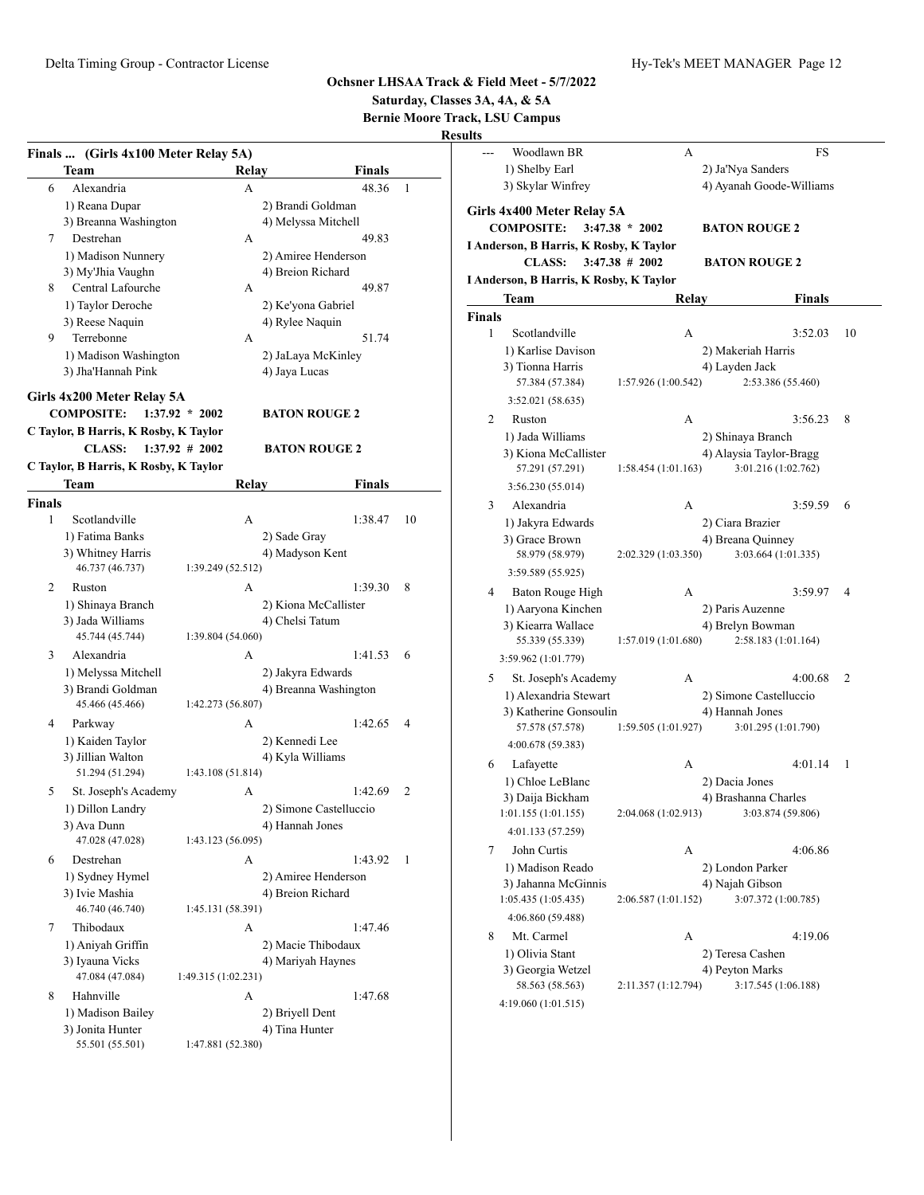## Ochsner LHSAA Track & Field Meet - 5/7/2022

**Saturday, Classes 3A, 4A, & 5A**

**Bernie Moore Track, LSU Campus**

**Results**

### Finals ... (Girls 4x100 Meter Relay 5A)

| | Team | Relay | Finals | Points |
|---|---|---|---|---|
| 6 | Alexandria | A | 48.36 | 1 |
| | 1) Reana Dupar | 2) Brandi Goldman | | |
| | 3) Breanna Washington | 4) Melyssa Mitchell | | |
| 7 | Destrehan | A | 49.83 | |
| | 1) Madison Nunnery | 2) Amiree Henderson | | |
| | 3) My'Jhia Vaughn | 4) Breion Richard | | |
| 8 | Central Lafourche | A | 49.87 | |
| | 1) Taylor Deroche | 2) Ke'yona Gabriel | | |
| | 3) Reese Naquin | 4) Rylee Naquin | | |
| 9 | Terrebonne | A | 51.74 | |
| | 1) Madison Washington | 2) JaLaya McKinley | | |
| | 3) Jha'Hannah Pink | 4) Jaya Lucas | | |
| --- | Woodlawn BR | A | FS | |
| | 1) Shelby Earl | 2) Ja'Nya Sanders | | |
| | 3) Skylar Winfrey | 4) Ayanah Goode-Williams | | |

### Girls 4x200 Meter Relay 5A

**COMPOSITE: 1:37.92 * 2002 BATON ROUGE 2**
**C Taylor, B Harris, K Rosby, K Taylor**
**CLASS: 1:37.92 # 2002 BATON ROUGE 2**
**C Taylor, B Harris, K Rosby, K Taylor**

**Finals**

| | Team | Relay | Finals | Points |
|---|---|---|---|---|
| 1 | Scotlandville | A | 1:38.47 | 10 |
| | 1) Fatima Banks | 2) Sade Gray | | |
| | 3) Whitney Harris | 4) Madyson Kent | | |
| | 46.737 (46.737) | 1:39.249 (52.512) | | |
| 2 | Ruston | A | 1:39.30 | 8 |
| | 1) Shinaya Branch | 2) Kiona McCallister | | |
| | 3) Jada Williams | 4) Chelsi Tatum | | |
| | 45.744 (45.744) | 1:39.804 (54.060) | | |
| 3 | Alexandria | A | 1:41.53 | 6 |
| | 1) Melyssa Mitchell | 2) Jakyra Edwards | | |
| | 3) Brandi Goldman | 4) Breanna Washington | | |
| | 45.466 (45.466) | 1:42.273 (56.807) | | |
| 4 | Parkway | A | 1:42.65 | 4 |
| | 1) Kaiden Taylor | 2) Kennedi Lee | | |
| | 3) Jillian Walton | 4) Kyla Williams | | |
| | 51.294 (51.294) | 1:43.108 (51.814) | | |
| 5 | St. Joseph's Academy | A | 1:42.69 | 2 |
| | 1) Dillon Landry | 2) Simone Castelluccio | | |
| | 3) Ava Dunn | 4) Hannah Jones | | |
| | 47.028 (47.028) | 1:43.123 (56.095) | | |
| 6 | Destrehan | A | 1:43.92 | 1 |
| | 1) Sydney Hymel | 2) Amiree Henderson | | |
| | 3) Ivie Mashia | 4) Breion Richard | | |
| | 46.740 (46.740) | 1:45.131 (58.391) | | |
| 7 | Thibodaux | A | 1:47.46 | |
| | 1) Aniyah Griffin | 2) Macie Thibodaux | | |
| | 3) Iyauna Vicks | 4) Mariyah Haynes | | |
| | 47.084 (47.084) | 1:49.315 (1:02.231) | | |
| 8 | Hahnville | A | 1:47.68 | |
| | 1) Madison Bailey | 2) Briyell Dent | | |
| | 3) Jonita Hunter | 4) Tina Hunter | | |
| | 55.501 (55.501) | 1:47.881 (52.380) | | |

### Girls 4x400 Meter Relay 5A

**COMPOSITE: 3:47.38 * 2002 BATON ROUGE 2**
**I Anderson, B Harris, K Rosby, K Taylor**
**CLASS: 3:47.38 # 2002 BATON ROUGE 2**
**I Anderson, B Harris, K Rosby, K Taylor**

**Finals**

| | Team | Relay | Finals | Points |
|---|---|---|---|---|
| 1 | Scotlandville | A | 3:52.03 | 10 |
| | 1) Karlise Davison | 2) Makeriah Harris | | |
| | 3) Tionna Harris | 4) Layden Jack | | |
| | 57.384 (57.384) | 1:57.926 (1:00.542) | 2:53.386 (55.460) | |
| | 3:52.021 (58.635) | | | |
| 2 | Ruston | A | 3:56.23 | 8 |
| | 1) Jada Williams | 2) Shinaya Branch | | |
| | 3) Kiona McCallister | 4) Alaysia Taylor-Bragg | | |
| | 57.291 (57.291) | 1:58.454 (1:01.163) | 3:01.216 (1:02.762) | |
| | 3:56.230 (55.014) | | | |
| 3 | Alexandria | A | 3:59.59 | 6 |
| | 1) Jakyra Edwards | 2) Ciara Brazier | | |
| | 3) Grace Brown | 4) Breana Quinney | | |
| | 58.979 (58.979) | 2:02.329 (1:03.350) | 3:03.664 (1:01.335) | |
| | 3:59.589 (55.925) | | | |
| 4 | Baton Rouge High | A | 3:59.97 | 4 |
| | 1) Aaryona Kinchen | 2) Paris Auzenne | | |
| | 3) Kiearra Wallace | 4) Brelyn Bowman | | |
| | 55.339 (55.339) | 1:57.019 (1:01.680) | 2:58.183 (1:01.164) | |
| | 3:59.962 (1:01.779) | | | |
| 5 | St. Joseph's Academy | A | 4:00.68 | 2 |
| | 1) Alexandria Stewart | 2) Simone Castelluccio | | |
| | 3) Katherine Gonsoulin | 4) Hannah Jones | | |
| | 57.578 (57.578) | 1:59.505 (1:01.927) | 3:01.295 (1:01.790) | |
| | 4:00.678 (59.383) | | | |
| 6 | Lafayette | A | 4:01.14 | 1 |
| | 1) Chloe LeBlanc | 2) Dacia Jones | | |
| | 3) Daija Bickham | 4) Brashanna Charles | | |
| | 1:01.155 (1:01.155) | 2:04.068 (1:02.913) | 3:03.874 (59.806) | |
| | 4:01.133 (57.259) | | | |
| 7 | John Curtis | A | 4:06.86 | |
| | 1) Madison Reado | 2) London Parker | | |
| | 3) Jahanna McGinnis | 4) Najah Gibson | | |
| | 1:05.435 (1:05.435) | 2:06.587 (1:01.152) | 3:07.372 (1:00.785) | |
| | 4:06.860 (59.488) | | | |
| 8 | Mt. Carmel | A | 4:19.06 | |
| | 1) Olivia Stant | 2) Teresa Cashen | | |
| | 3) Georgia Wetzel | 4) Peyton Marks | | |
| | 58.563 (58.563) | 2:11.357 (1:12.794) | 3:17.545 (1:06.188) | |
| | 4:19.060 (1:01.515) | | | |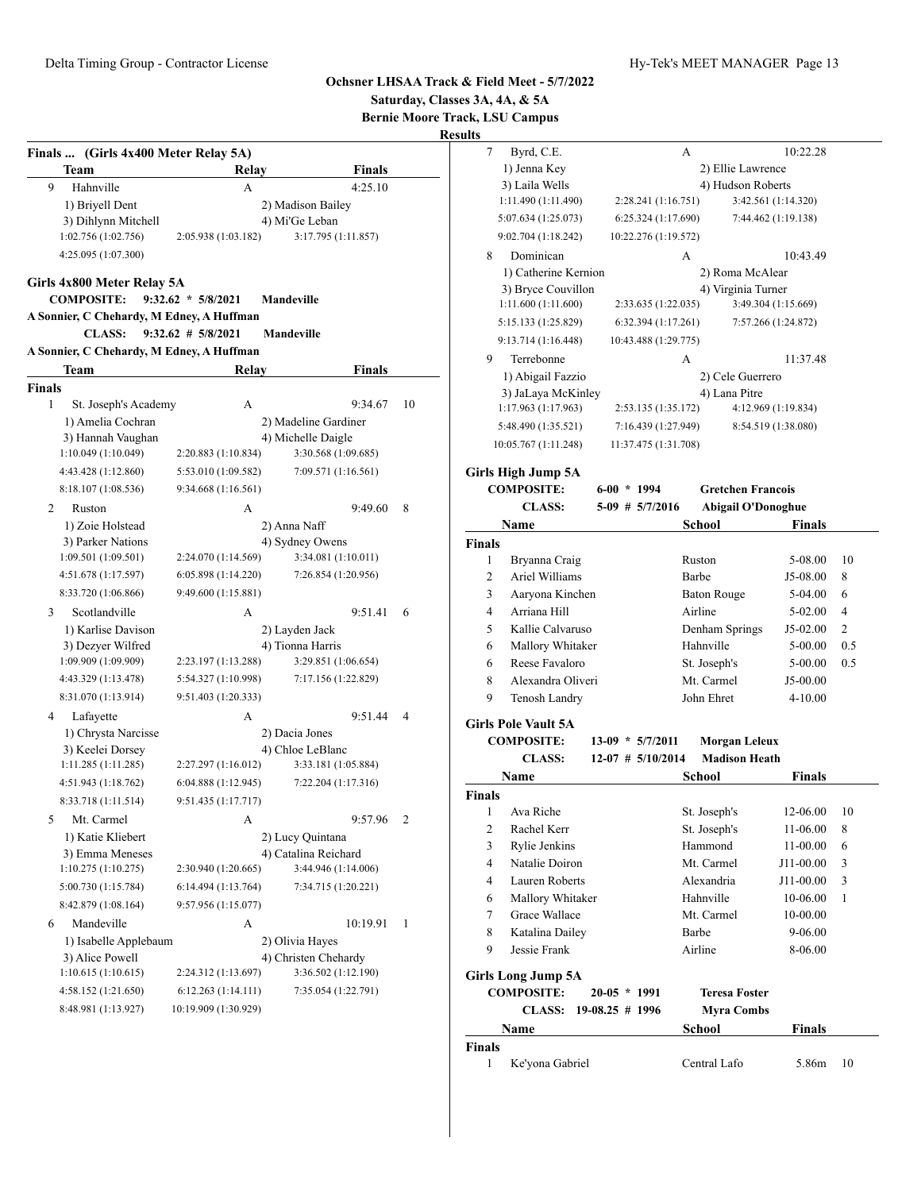# Ochsner LHSAA Track & Field Meet - 5/7/2022

**Saturday, Classes 3A, 4A, & 5A**

**Bernie Moore Track, LSU Campus**

**Results**

## Finals ... (Girls 4x400 Meter Relay 5A)

| | Team | Relay | Finals | |
|---|---|---|---|---|
| 9 | Hahnville | A | 4:25.10 | |

1) Briyell Dent, 2) Madison Bailey, 3) Dihlynn Mitchell, 4) Mi'Ge Leban

1:02.756 (1:02.756) 2:05.938 (1:03.182) 3:17.795 (1:11.857) 4:25.095 (1:07.300)

## Girls 4x800 Meter Relay 5A

**COMPOSITE: 9:32.62 * 5/8/2021 Mandeville**
A Sonnier, C Chehardy, M Edney, A Huffman

**CLASS: 9:32.62 # 5/8/2021 Mandeville**
A Sonnier, C Chehardy, M Edney, A Huffman

**Finals**

| | Team | Relay | Finals | Points |
|---|---|---|---|---|
| 1 | St. Joseph's Academy | A | 9:34.67 | 10 |

1) Amelia Cochran, 2) Madeline Gardiner, 3) Hannah Vaughan, 4) Michelle Daigle

1:10.049 (1:10.049) 2:20.883 (1:10.834) 3:30.568 (1:09.685) 4:43.428 (1:12.860) 5:53.010 (1:09.582) 7:09.571 (1:16.561) 8:18.107 (1:08.536) 9:34.668 (1:16.561)

| | Team | Relay | Finals | Points |
|---|---|---|---|---|
| 2 | Ruston | A | 9:49.60 | 8 |

1) Zoie Holstead, 2) Anna Naff, 3) Parker Nations, 4) Sydney Owens

1:09.501 (1:09.501) 2:24.070 (1:14.569) 3:34.081 (1:10.011) 4:51.678 (1:17.597) 6:05.898 (1:14.220) 7:26.854 (1:20.956) 8:33.720 (1:06.866) 9:49.600 (1:15.881)

| | Team | Relay | Finals | Points |
|---|---|---|---|---|
| 3 | Scotlandville | A | 9:51.41 | 6 |

1) Karlise Davison, 2) Layden Jack, 3) Dezyer Wilfred, 4) Tionna Harris

1:09.909 (1:09.909) 2:23.197 (1:13.288) 3:29.851 (1:06.654) 4:43.329 (1:13.478) 5:54.327 (1:10.998) 7:17.156 (1:22.829) 8:31.070 (1:13.914) 9:51.403 (1:20.333)

| | Team | Relay | Finals | Points |
|---|---|---|---|---|
| 4 | Lafayette | A | 9:51.44 | 4 |

1) Chrysta Narcisse, 2) Dacia Jones, 3) Keelei Dorsey, 4) Chloe LeBlanc

1:11.285 (1:11.285) 2:27.297 (1:16.012) 3:33.181 (1:05.884) 4:51.943 (1:18.762) 6:04.888 (1:12.945) 7:22.204 (1:17.316) 8:33.718 (1:11.514) 9:51.435 (1:17.717)

| | Team | Relay | Finals | Points |
|---|---|---|---|---|
| 5 | Mt. Carmel | A | 9:57.96 | 2 |

1) Katie Kliebert, 2) Lucy Quintana, 3) Emma Meneses, 4) Catalina Reichard

1:10.275 (1:10.275) 2:30.940 (1:20.665) 3:44.946 (1:14.006) 5:00.730 (1:15.784) 6:14.494 (1:13.764) 7:34.715 (1:20.221) 8:42.879 (1:08.164) 9:57.956 (1:15.077)

| | Team | Relay | Finals | Points |
|---|---|---|---|---|
| 6 | Mandeville | A | 10:19.91 | 1 |

1) Isabelle Applebaum, 2) Olivia Hayes, 3) Alice Powell, 4) Christen Chehardy

1:10.615 (1:10.615) 2:24.312 (1:13.697) 3:36.502 (1:12.190) 4:58.152 (1:21.650) 6:12.263 (1:14.111) 7:35.054 (1:22.791) 8:48.981 (1:13.927) 10:19.909 (1:30.929)

| | Team | Relay | Finals | Points |
|---|---|---|---|---|
| 7 | Byrd, C.E. | A | 10:22.28 | |

1) Jenna Key, 2) Ellie Lawrence, 3) Laila Wells, 4) Hudson Roberts

1:11.490 (1:11.490) 2:28.241 (1:16.751) 3:42.561 (1:14.320) 5:07.634 (1:25.073) 6:25.324 (1:17.690) 7:44.462 (1:19.138) 9:02.704 (1:18.242) 10:22.276 (1:19.572)

| | Team | Relay | Finals | Points |
|---|---|---|---|---|
| 8 | Dominican | A | 10:43.49 | |

1) Catherine Kernion, 2) Roma McAlear, 3) Bryce Couvillon, 4) Virginia Turner

1:11.600 (1:11.600) 2:33.635 (1:22.035) 3:49.304 (1:15.669) 5:15.133 (1:25.829) 6:32.394 (1:17.261) 7:57.266 (1:24.872) 9:13.714 (1:16.448) 10:43.488 (1:29.775)

| | Team | Relay | Finals | Points |
|---|---|---|---|---|
| 9 | Terrebonne | A | 11:37.48 | |

1) Abigail Fazzio, 2) Cele Guerrero, 3) JaLaya McKinley, 4) Lana Pitre

1:17.963 (1:17.963) 2:53.135 (1:35.172) 4:12.969 (1:19.834) 5:48.490 (1:35.521) 7:16.439 (1:27.949) 8:54.519 (1:38.080) 10:05.767 (1:11.248) 11:37.475 (1:31.708)

## Girls High Jump 5A

**COMPOSITE: 6-00 * 1994 Gretchen Francois**

**CLASS: 5-09 # 5/7/2016 Abigail O'Donoghue**

**Finals**

| | Name | School | Finals | Points |
|---|---|---|---|---|
| 1 | Bryanna Craig | Ruston | 5-08.00 | 10 |
| 2 | Ariel Williams | Barbe | J5-08.00 | 8 |
| 3 | Aaryona Kinchen | Baton Rouge | 5-04.00 | 6 |
| 4 | Arriana Hill | Airline | 5-02.00 | 4 |
| 5 | Kallie Calvaruso | Denham Springs | J5-02.00 | 2 |
| 6 | Mallory Whitaker | Hahnville | 5-00.00 | 0.5 |
| 6 | Reese Favaloro | St. Joseph's | 5-00.00 | 0.5 |
| 8 | Alexandra Oliveri | Mt. Carmel | J5-00.00 | |
| 9 | Tenosh Landry | John Ehret | 4-10.00 | |

## Girls Pole Vault 5A

**COMPOSITE: 13-09 * 5/7/2011 Morgan Leleux**

**CLASS: 12-07 # 5/10/2014 Madison Heath**

**Finals**

| | Name | School | Finals | Points |
|---|---|---|---|---|
| 1 | Ava Riche | St. Joseph's | 12-06.00 | 10 |
| 2 | Rachel Kerr | St. Joseph's | 11-06.00 | 8 |
| 3 | Rylie Jenkins | Hammond | 11-00.00 | 6 |
| 4 | Natalie Doiron | Mt. Carmel | J11-00.00 | 3 |
| 4 | Lauren Roberts | Alexandria | J11-00.00 | 3 |
| 6 | Mallory Whitaker | Hahnville | 10-06.00 | 1 |
| 7 | Grace Wallace | Mt. Carmel | 10-00.00 | |
| 8 | Katalina Dailey | Barbe | 9-06.00 | |
| 9 | Jessie Frank | Airline | 8-06.00 | |

## Girls Long Jump 5A

**COMPOSITE: 20-05 * 1991 Teresa Foster**

**CLASS: 19-08.25 # 1996 Myra Combs**

**Finals**

| | Name | School | Finals | Points |
|---|---|---|---|---|
| 1 | Ke'yona Gabriel | Central Lafo | 5.86m | 10 |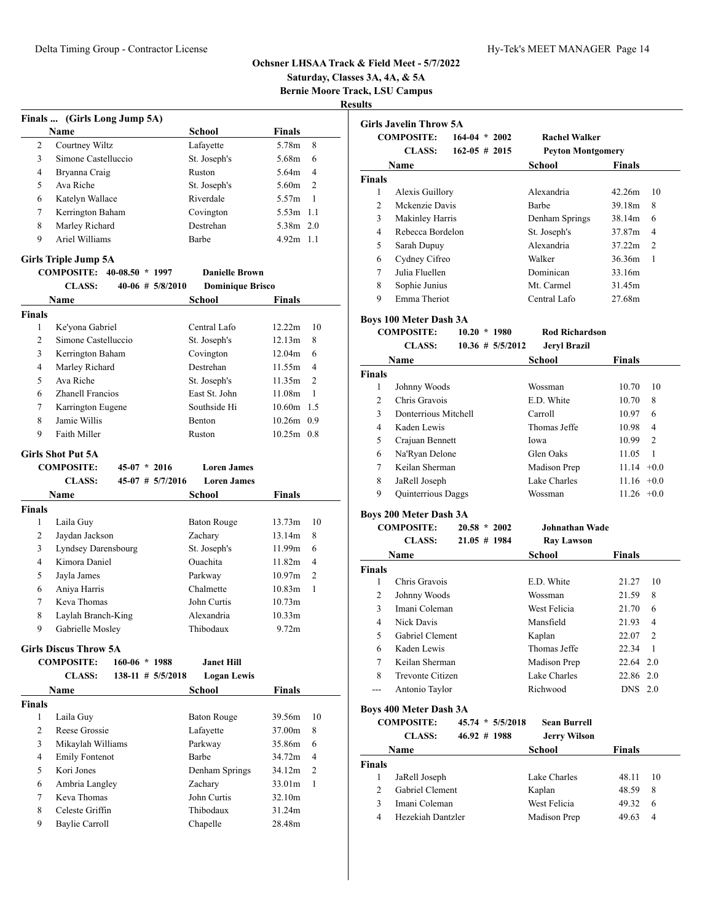# Ochsner LHSAA Track & Field Meet - 5/7/2022

**Saturday, Classes 3A, 4A, & 5A**

**Bernie Moore Track, LSU Campus**

**Results**

## Finals ... (Girls Long Jump 5A)

| | Name | School | Finals | |
|---|---|---|---|---|
| 2 | Courtney Wiltz | Lafayette | 5.78m | 8 |
| 3 | Simone Castelluccio | St. Joseph's | 5.68m | 6 |
| 4 | Bryanna Craig | Ruston | 5.64m | 4 |
| 5 | Ava Riche | St. Joseph's | 5.60m | 2 |
| 6 | Katelyn Wallace | Riverdale | 5.57m | 1 |
| 7 | Kerrington Baham | Covington | 5.53m | 1.1 |
| 8 | Marley Richard | Destrehan | 5.38m | 2.0 |
| 9 | Ariel Williams | Barbe | 4.92m | 1.1 |

## Girls Triple Jump 5A

**COMPOSITE:** 40-08.50 * 1997 **Danielle Brown**

**CLASS:** 40-06 # 5/8/2010 **Dominique Brisco**

| | Name | School | Finals | |
|---|---|---|---|---|
| **Finals** | | | | |
| 1 | Ke'yona Gabriel | Central Lafo | 12.22m | 10 |
| 2 | Simone Castelluccio | St. Joseph's | 12.13m | 8 |
| 3 | Kerrington Baham | Covington | 12.04m | 6 |
| 4 | Marley Richard | Destrehan | 11.55m | 4 |
| 5 | Ava Riche | St. Joseph's | 11.35m | 2 |
| 6 | Zhanell Francios | East St. John | 11.08m | 1 |
| 7 | Karrington Eugene | Southside Hi | 10.60m | 1.5 |
| 8 | Jamie Willis | Benton | 10.26m | 0.9 |
| 9 | Faith Miller | Ruston | 10.25m | 0.8 |

## Girls Shot Put 5A

**COMPOSITE:** 45-07 * 2016 **Loren James**

**CLASS:** 45-07 # 5/7/2016 **Loren James**

| | Name | School | Finals | |
|---|---|---|---|---|
| **Finals** | | | | |
| 1 | Laila Guy | Baton Rouge | 13.73m | 10 |
| 2 | Jaydan Jackson | Zachary | 13.14m | 8 |
| 3 | Lyndsey Darensbourg | St. Joseph's | 11.99m | 6 |
| 4 | Kimora Daniel | Ouachita | 11.82m | 4 |
| 5 | Jayla James | Parkway | 10.97m | 2 |
| 6 | Aniya Harris | Chalmette | 10.83m | 1 |
| 7 | Keva Thomas | John Curtis | 10.73m | |
| 8 | Laylah Branch-King | Alexandria | 10.33m | |
| 9 | Gabrielle Mosley | Thibodaux | 9.72m | |

## Girls Discus Throw 5A

**COMPOSITE:** 160-06 * 1988 **Janet Hill**

**CLASS:** 138-11 # 5/5/2018 **Logan Lewis**

| | Name | School | Finals | |
|---|---|---|---|---|
| **Finals** | | | | |
| 1 | Laila Guy | Baton Rouge | 39.56m | 10 |
| 2 | Reese Grossie | Lafayette | 37.00m | 8 |
| 3 | Mikaylah Williams | Parkway | 35.86m | 6 |
| 4 | Emily Fontenot | Barbe | 34.72m | 4 |
| 5 | Kori Jones | Denham Springs | 34.12m | 2 |
| 6 | Ambria Langley | Zachary | 33.01m | 1 |
| 7 | Keva Thomas | John Curtis | 32.10m | |
| 8 | Celeste Griffin | Thibodaux | 31.24m | |
| 9 | Baylie Carroll | Chapelle | 28.48m | |

## Girls Javelin Throw 5A

**COMPOSITE:** 164-04 * 2002 **Rachel Walker**

**CLASS:** 162-05 # 2015 **Peyton Montgomery**

| | Name | School | Finals | |
|---|---|---|---|---|
| **Finals** | | | | |
| 1 | Alexis Guillory | Alexandria | 42.26m | 10 |
| 2 | Mckenzie Davis | Barbe | 39.18m | 8 |
| 3 | Makinley Harris | Denham Springs | 38.14m | 6 |
| 4 | Rebecca Bordelon | St. Joseph's | 37.87m | 4 |
| 5 | Sarah Dupuy | Alexandria | 37.22m | 2 |
| 6 | Cydney Cifreo | Walker | 36.36m | 1 |
| 7 | Julia Fluellen | Dominican | 33.16m | |
| 8 | Sophie Junius | Mt. Carmel | 31.45m | |
| 9 | Emma Theriot | Central Lafo | 27.68m | |

## Boys 100 Meter Dash 3A

**COMPOSITE:** 10.20 * 1980 **Rod Richardson**

**CLASS:** 10.36 # 5/5/2012 **Jeryl Brazil**

| | Name | School | Finals | |
|---|---|---|---|---|
| **Finals** | | | | |
| 1 | Johnny Woods | Wossman | 10.70 | 10 |
| 2 | Chris Gravois | E.D. White | 10.70 | 8 |
| 3 | Donterrious Mitchell | Carroll | 10.97 | 6 |
| 4 | Kaden Lewis | Thomas Jeffe | 10.98 | 4 |
| 5 | Crajuan Bennett | Iowa | 10.99 | 2 |
| 6 | Na'Ryan Delone | Glen Oaks | 11.05 | 1 |
| 7 | Keilan Sherman | Madison Prep | 11.14 | +0.0 |
| 8 | JaRell Joseph | Lake Charles | 11.16 | +0.0 |
| 9 | Quinterrious Daggs | Wossman | 11.26 | +0.0 |

## Boys 200 Meter Dash 3A

**COMPOSITE:** 20.58 * 2002 **Johnathan Wade**

**CLASS:** 21.05 # 1984 **Ray Lawson**

| | Name | School | Finals | |
|---|---|---|---|---|
| **Finals** | | | | |
| 1 | Chris Gravois | E.D. White | 21.27 | 10 |
| 2 | Johnny Woods | Wossman | 21.59 | 8 |
| 3 | Imani Coleman | West Felicia | 21.70 | 6 |
| 4 | Nick Davis | Mansfield | 21.93 | 4 |
| 5 | Gabriel Clement | Kaplan | 22.07 | 2 |
| 6 | Kaden Lewis | Thomas Jeffe | 22.34 | 1 |
| 7 | Keilan Sherman | Madison Prep | 22.64 | 2.0 |
| 8 | Trevonte Citizen | Lake Charles | 22.86 | 2.0 |
| --- | Antonio Taylor | Richwood | DNS | 2.0 |

## Boys 400 Meter Dash 3A

**COMPOSITE:** 45.74 * 5/5/2018 **Sean Burrell**

**CLASS:** 46.92 # 1988 **Jerry Wilson**

| | Name | School | Finals | |
|---|---|---|---|---|
| **Finals** | | | | |
| 1 | JaRell Joseph | Lake Charles | 48.11 | 10 |
| 2 | Gabriel Clement | Kaplan | 48.59 | 8 |
| 3 | Imani Coleman | West Felicia | 49.32 | 6 |
| 4 | Hezekiah Dantzler | Madison Prep | 49.63 | 4 |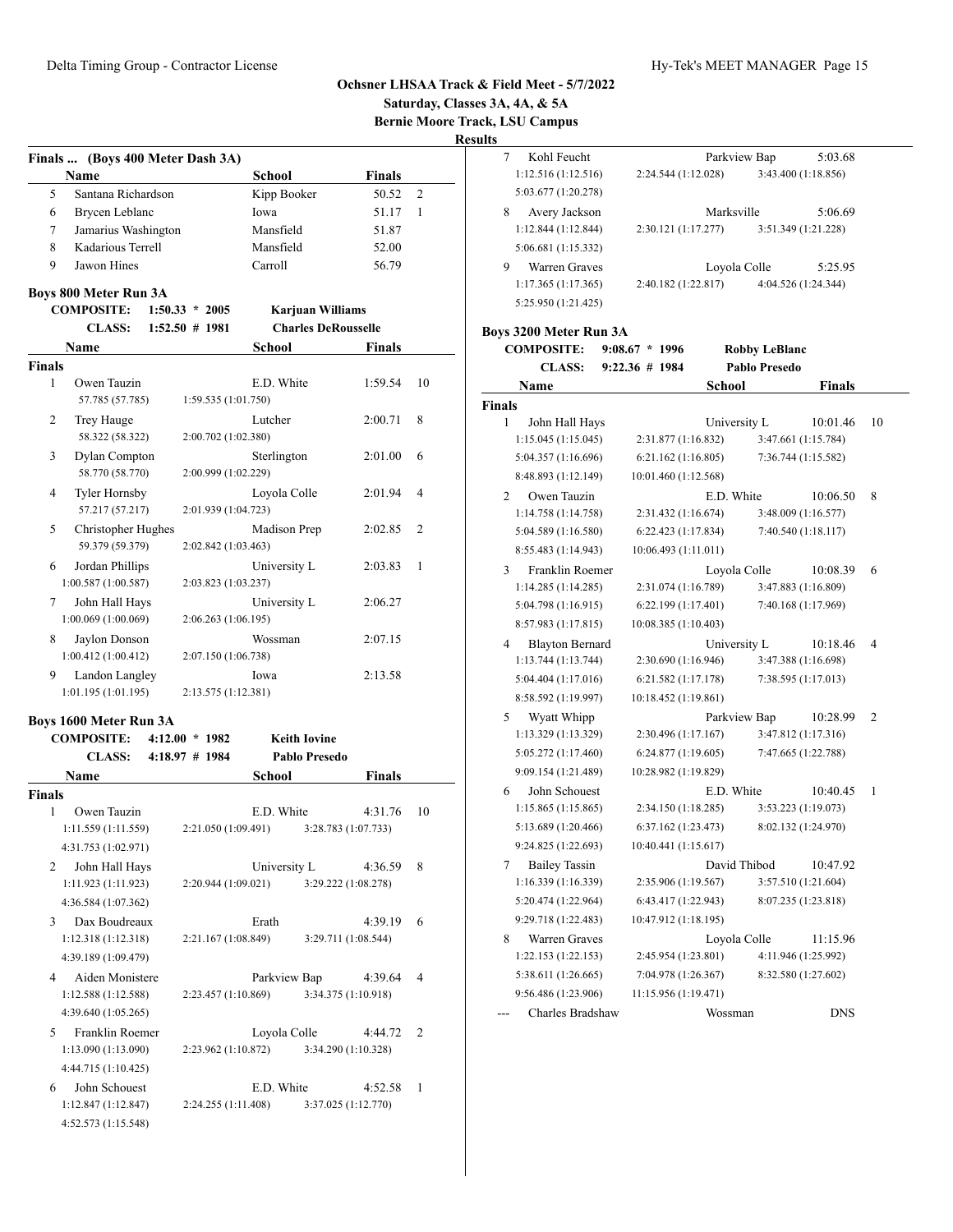# Ochsner LHSAA Track & Field Meet - 5/7/2022

**Saturday, Classes 3A, 4A, & 5A**

**Bernie Moore Track, LSU Campus**

**Results**

### Finals ... (Boys 400 Meter Dash 3A)

| | Name | School | Finals | |
|---|---|---|---|---|
| 5 | Santana Richardson | Kipp Booker | 50.52 | 2 |
| 6 | Brycen Leblanc | Iowa | 51.17 | 1 |
| 7 | Jamarius Washington | Mansfield | 51.87 | |
| 8 | Kadarious Terrell | Mansfield | 52.00 | |
| 9 | Jawon Hines | Carroll | 56.79 | |

### Boys 800 Meter Run 3A

**COMPOSITE:** 1:50.33 * 2005 — **Karjuan Williams**

**CLASS:** 1:52.50 # 1981 — **Charles DeRousselle**

| | Name | School | Finals | |
|---|---|---|---|---|
| **Finals** | | | | |
| 1 | Owen Tauzin | E.D. White | 1:59.54 | 10 |
| | 57.785 (57.785) 1:59.535 (1:01.750) | | | |
| 2 | Trey Hauge | Lutcher | 2:00.71 | 8 |
| | 58.322 (58.322) 2:00.702 (1:02.380) | | | |
| 3 | Dylan Compton | Sterlington | 2:01.00 | 6 |
| | 58.770 (58.770) 2:00.999 (1:02.229) | | | |
| 4 | Tyler Hornsby | Loyola Colle | 2:01.94 | 4 |
| | 57.217 (57.217) 2:01.939 (1:04.723) | | | |
| 5 | Christopher Hughes | Madison Prep | 2:02.85 | 2 |
| | 59.379 (59.379) 2:02.842 (1:03.463) | | | |
| 6 | Jordan Phillips | University L | 2:03.83 | 1 |
| | 1:00.587 (1:00.587) 2:03.823 (1:03.237) | | | |
| 7 | John Hall Hays | University L | 2:06.27 | |
| | 1:00.069 (1:00.069) 2:06.263 (1:06.195) | | | |
| 8 | Jaylon Donson | Wossman | 2:07.15 | |
| | 1:00.412 (1:00.412) 2:07.150 (1:06.738) | | | |
| 9 | Landon Langley | Iowa | 2:13.58 | |
| | 1:01.195 (1:01.195) 2:13.575 (1:12.381) | | | |

### Boys 1600 Meter Run 3A

**COMPOSITE:** 4:12.00 * 1982 — **Keith Iovine**

**CLASS:** 4:18.97 # 1984 — **Pablo Presedo**

| | Name | School | Finals | |
|---|---|---|---|---|
| **Finals** | | | | |
| 1 | Owen Tauzin | E.D. White | 4:31.76 | 10 |
| | 1:11.559 (1:11.559) 2:21.050 (1:09.491) 3:28.783 (1:07.733) 4:31.753 (1:02.971) | | | |
| 2 | John Hall Hays | University L | 4:36.59 | 8 |
| | 1:11.923 (1:11.923) 2:20.944 (1:09.021) 3:29.222 (1:08.278) 4:36.584 (1:07.362) | | | |
| 3 | Dax Boudreaux | Erath | 4:39.19 | 6 |
| | 1:12.318 (1:12.318) 2:21.167 (1:08.849) 3:29.711 (1:08.544) 4:39.189 (1:09.479) | | | |
| 4 | Aiden Monistere | Parkview Bap | 4:39.64 | 4 |
| | 1:12.588 (1:12.588) 2:23.457 (1:10.869) 3:34.375 (1:10.918) 4:39.640 (1:05.265) | | | |
| 5 | Franklin Roemer | Loyola Colle | 4:44.72 | 2 |
| | 1:13.090 (1:13.090) 2:23.962 (1:10.872) 3:34.290 (1:10.328) 4:44.715 (1:10.425) | | | |
| 6 | John Schouest | E.D. White | 4:52.58 | 1 |
| | 1:12.847 (1:12.847) 2:24.255 (1:11.408) 3:37.025 (1:12.770) 4:52.573 (1:15.548) | | | |
| 7 | Kohl Feucht | Parkview Bap | 5:03.68 | |
| | 1:12.516 (1:12.516) 2:24.544 (1:12.028) 3:43.400 (1:18.856) 5:03.677 (1:20.278) | | | |
| 8 | Avery Jackson | Marksville | 5:06.69 | |
| | 1:12.844 (1:12.844) 2:30.121 (1:17.277) 3:51.349 (1:21.228) 5:06.681 (1:15.332) | | | |
| 9 | Warren Graves | Loyola Colle | 5:25.95 | |
| | 1:17.365 (1:17.365) 2:40.182 (1:22.817) 4:04.526 (1:24.344) 5:25.950 (1:21.425) | | | |

### Boys 3200 Meter Run 3A

**COMPOSITE:** 9:08.67 * 1996 — **Robby LeBlanc**

**CLASS:** 9:22.36 # 1984 — **Pablo Presedo**

| | Name | School | Finals | |
|---|---|---|---|---|
| **Finals** | | | | |
| 1 | John Hall Hays | University L | 10:01.46 | 10 |
| | 1:15.045 (1:15.045) 2:31.877 (1:16.832) 3:47.661 (1:15.784) 5:04.357 (1:16.696) 6:21.162 (1:16.805) 7:36.744 (1:15.582) 8:48.893 (1:12.149) 10:01.460 (1:12.568) | | | |
| 2 | Owen Tauzin | E.D. White | 10:06.50 | 8 |
| | 1:14.758 (1:14.758) 2:31.432 (1:16.674) 3:48.009 (1:16.577) 5:04.589 (1:16.580) 6:22.423 (1:17.834) 7:40.540 (1:18.117) 8:55.483 (1:14.943) 10:06.493 (1:11.011) | | | |
| 3 | Franklin Roemer | Loyola Colle | 10:08.39 | 6 |
| | 1:14.285 (1:14.285) 2:31.074 (1:16.789) 3:47.883 (1:16.809) 5:04.798 (1:16.915) 6:22.199 (1:17.401) 7:40.168 (1:17.969) 8:57.983 (1:17.815) 10:08.385 (1:10.403) | | | |
| 4 | Blayton Bernard | University L | 10:18.46 | 4 |
| | 1:13.744 (1:13.744) 2:30.690 (1:16.946) 3:47.388 (1:16.698) 5:04.404 (1:17.016) 6:21.582 (1:17.178) 7:38.595 (1:17.013) 8:58.592 (1:19.997) 10:18.452 (1:19.861) | | | |
| 5 | Wyatt Whipp | Parkview Bap | 10:28.99 | 2 |
| | 1:13.329 (1:13.329) 2:30.496 (1:17.167) 3:47.812 (1:17.316) 5:05.272 (1:17.460) 6:24.877 (1:19.605) 7:47.665 (1:22.788) 9:09.154 (1:21.489) 10:28.982 (1:19.829) | | | |
| 6 | John Schouest | E.D. White | 10:40.45 | 1 |
| | 1:15.865 (1:15.865) 2:34.150 (1:18.285) 3:53.223 (1:19.073) 5:13.689 (1:20.466) 6:37.162 (1:23.473) 8:02.132 (1:24.970) 9:24.825 (1:22.693) 10:40.441 (1:15.617) | | | |
| 7 | Bailey Tassin | David Thibod | 10:47.92 | |
| | 1:16.339 (1:16.339) 2:35.906 (1:19.567) 3:57.510 (1:21.604) 5:20.474 (1:22.964) 6:43.417 (1:22.943) 8:07.235 (1:23.818) 9:29.718 (1:22.483) 10:47.912 (1:18.195) | | | |
| 8 | Warren Graves | Loyola Colle | 11:15.96 | |
| | 1:22.153 (1:22.153) 2:45.954 (1:23.801) 4:11.946 (1:25.992) 5:38.611 (1:26.665) 7:04.978 (1:26.367) 8:32.580 (1:27.602) 9:56.486 (1:23.906) 11:15.956 (1:19.471) | | | |
| --- | Charles Bradshaw | Wossman | DNS | |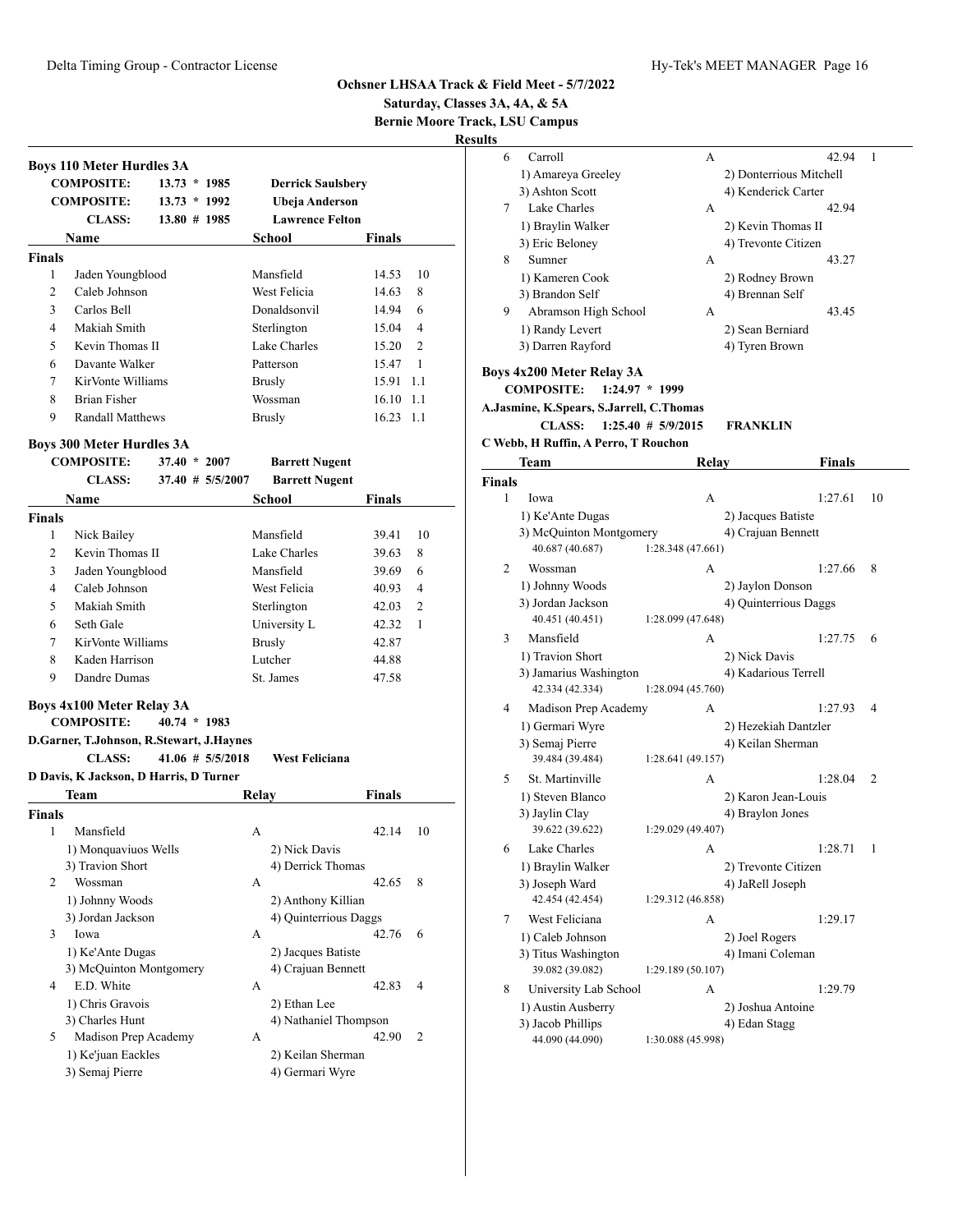# Ochsner LHSAA Track & Field Meet - 5/7/2022

**Saturday, Classes 3A, 4A, & 5A**

**Bernie Moore Track, LSU Campus**

**Results**

### Boys 110 Meter Hurdles 3A

| | | | |
|---|---|---|---|
| COMPOSITE: | 13.73 * 1985 | Derrick Saulsbery | |
| COMPOSITE: | 13.73 * 1992 | Ubeja Anderson | |
| CLASS: | 13.80 # 1985 | Lawrence Felton | |

| | Name | School | Finals | |
|---|---|---|---|---|
| **Finals** | | | | |
| 1 | Jaden Youngblood | Mansfield | 14.53 | 10 |
| 2 | Caleb Johnson | West Felicia | 14.63 | 8 |
| 3 | Carlos Bell | Donaldsonvil | 14.94 | 6 |
| 4 | Makiah Smith | Sterlington | 15.04 | 4 |
| 5 | Kevin Thomas II | Lake Charles | 15.20 | 2 |
| 6 | Davante Walker | Patterson | 15.47 | 1 |
| 7 | KirVonte Williams | Brusly | 15.91 | 1.1 |
| 8 | Brian Fisher | Wossman | 16.10 | 1.1 |
| 9 | Randall Matthews | Brusly | 16.23 | 1.1 |

### Boys 300 Meter Hurdles 3A

| | | |
|---|---|---|
| COMPOSITE: | 37.40 * 2007 | Barrett Nugent |
| CLASS: | 37.40 # 5/5/2007 | Barrett Nugent |

| | Name | School | Finals | |
|---|---|---|---|---|
| **Finals** | | | | |
| 1 | Nick Bailey | Mansfield | 39.41 | 10 |
| 2 | Kevin Thomas II | Lake Charles | 39.63 | 8 |
| 3 | Jaden Youngblood | Mansfield | 39.69 | 6 |
| 4 | Caleb Johnson | West Felicia | 40.93 | 4 |
| 5 | Makiah Smith | Sterlington | 42.03 | 2 |
| 6 | Seth Gale | University L | 42.32 | 1 |
| 7 | KirVonte Williams | Brusly | 42.87 | |
| 8 | Kaden Harrison | Lutcher | 44.88 | |
| 9 | Dandre Dumas | St. James | 47.58 | |

### Boys 4x100 Meter Relay 3A

**COMPOSITE:** 40.74 * 1983

D.Garner, T.Johnson, R.Stewart, J.Haynes

**CLASS:** 41.06 # 5/5/2018 West Feliciana

D Davis, K Jackson, D Harris, D Turner

| | Team | Relay | Finals | |
|---|---|---|---|---|
| **Finals** | | | | |
| 1 | Mansfield | A | 42.14 | 10 |
| | 1) Monquaviuos Wells | 2) Nick Davis | | |
| | 3) Travion Short | 4) Derrick Thomas | | |
| 2 | Wossman | A | 42.65 | 8 |
| | 1) Johnny Woods | 2) Anthony Killian | | |
| | 3) Jordan Jackson | 4) Quinterrious Daggs | | |
| 3 | Iowa | A | 42.76 | 6 |
| | 1) Ke'Ante Dugas | 2) Jacques Batiste | | |
| | 3) McQuinton Montgomery | 4) Crajuan Bennett | | |
| 4 | E.D. White | A | 42.83 | 4 |
| | 1) Chris Gravois | 2) Ethan Lee | | |
| | 3) Charles Hunt | 4) Nathaniel Thompson | | |
| 5 | Madison Prep Academy | A | 42.90 | 2 |
| | 1) Ke'juan Eackles | 2) Keilan Sherman | | |
| | 3) Semaj Pierre | 4) Germari Wyre | | |
| 6 | Carroll | A | 42.94 | 1 |
| | 1) Amareya Greeley | 2) Donterrious Mitchell | | |
| | 3) Ashton Scott | 4) Kenderick Carter | | |
| 7 | Lake Charles | A | 42.94 | |
| | 1) Braylin Walker | 2) Kevin Thomas II | | |
| | 3) Eric Beloney | 4) Trevonte Citizen | | |
| 8 | Sumner | A | 43.27 | |
| | 1) Kameren Cook | 2) Rodney Brown | | |
| | 3) Brandon Self | 4) Brennan Self | | |
| 9 | Abramson High School | A | 43.45 | |
| | 1) Randy Levert | 2) Sean Berniard | | |
| | 3) Darren Rayford | 4) Tyren Brown | | |

### Boys 4x200 Meter Relay 3A

**COMPOSITE:** 1:24.97 * 1999

A.Jasmine, K.Spears, S.Jarrell, C.Thomas

**CLASS:** 1:25.40 # 5/9/2015 FRANKLIN

C Webb, H Ruffin, A Perro, T Rouchon

| | Team | Relay | Finals | |
|---|---|---|---|---|
| **Finals** | | | | |
| 1 | Iowa | A | 1:27.61 | 10 |
| | 1) Ke'Ante Dugas | 2) Jacques Batiste | | |
| | 3) McQuinton Montgomery | 4) Crajuan Bennett | | |
| | 40.687 (40.687) | 1:28.348 (47.661) | | |
| 2 | Wossman | A | 1:27.66 | 8 |
| | 1) Johnny Woods | 2) Jaylon Donson | | |
| | 3) Jordan Jackson | 4) Quinterrious Daggs | | |
| | 40.451 (40.451) | 1:28.099 (47.648) | | |
| 3 | Mansfield | A | 1:27.75 | 6 |
| | 1) Travion Short | 2) Nick Davis | | |
| | 3) Jamarius Washington | 4) Kadarious Terrell | | |
| | 42.334 (42.334) | 1:28.094 (45.760) | | |
| 4 | Madison Prep Academy | A | 1:27.93 | 4 |
| | 1) Germari Wyre | 2) Hezekiah Dantzler | | |
| | 3) Semaj Pierre | 4) Keilan Sherman | | |
| | 39.484 (39.484) | 1:28.641 (49.157) | | |
| 5 | St. Martinville | A | 1:28.04 | 2 |
| | 1) Steven Blanco | 2) Karon Jean-Louis | | |
| | 3) Jaylin Clay | 4) Braylon Jones | | |
| | 39.622 (39.622) | 1:29.029 (49.407) | | |
| 6 | Lake Charles | A | 1:28.71 | 1 |
| | 1) Braylin Walker | 2) Trevonte Citizen | | |
| | 3) Joseph Ward | 4) JaRell Joseph | | |
| | 42.454 (42.454) | 1:29.312 (46.858) | | |
| 7 | West Feliciana | A | 1:29.17 | |
| | 1) Caleb Johnson | 2) Joel Rogers | | |
| | 3) Titus Washington | 4) Imani Coleman | | |
| | 39.082 (39.082) | 1:29.189 (50.107) | | |
| 8 | University Lab School | A | 1:29.79 | |
| | 1) Austin Ausberry | 2) Joshua Antoine | | |
| | 3) Jacob Phillips | 4) Edan Stagg | | |
| | 44.090 (44.090) | 1:30.088 (45.998) | | |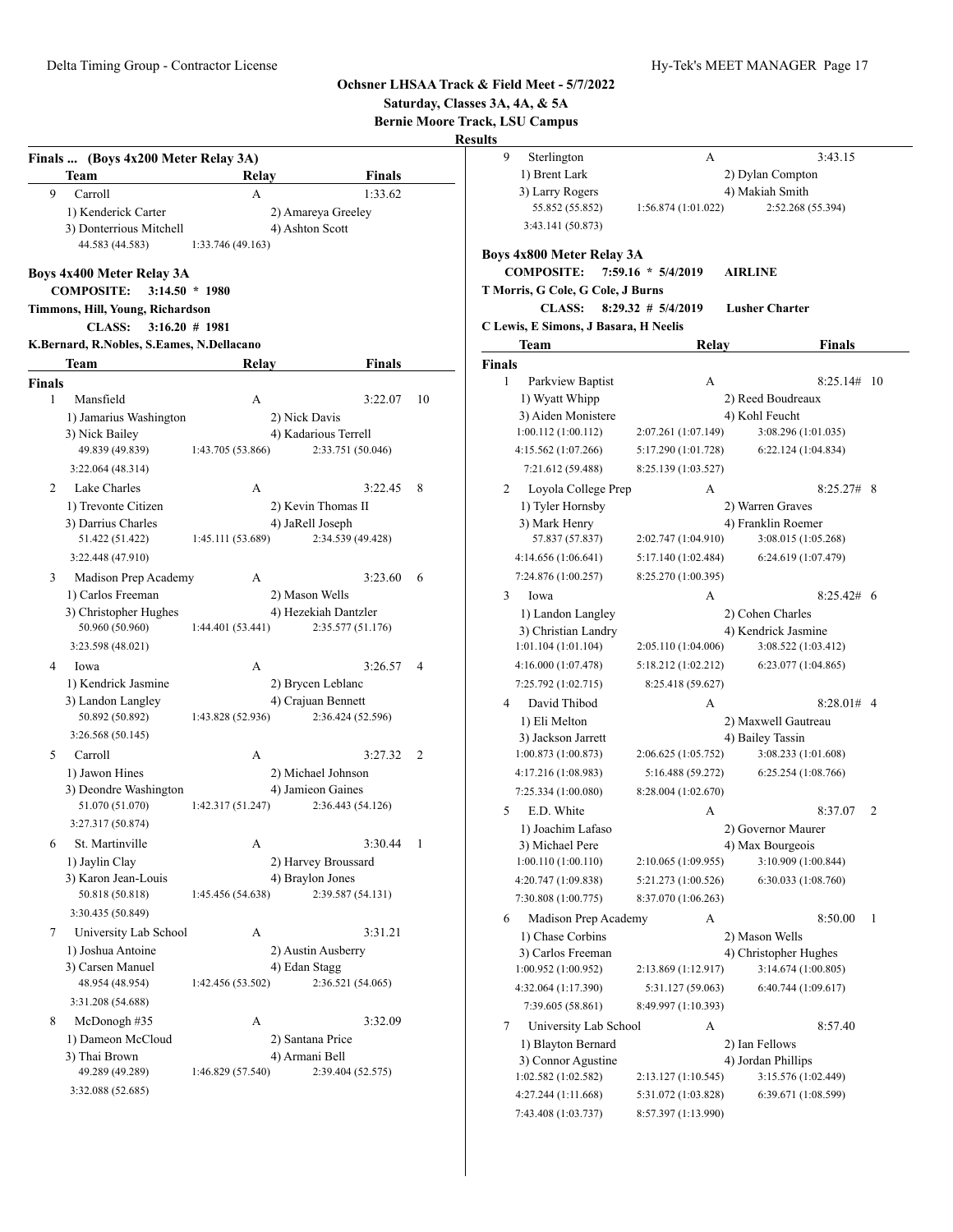**Ochsner LHSAA Track & Field Meet - 5/7/2022**

**Saturday, Classes 3A, 4A, & 5A**

**Bernie Moore Track, LSU Campus**

**Results**

### Finals ... (Boys 4x200 Meter Relay 3A)

| | Team | Relay | Finals | |
|---|---|---|---|---|
| 9 | Carroll | A | 1:33.62 | |

1) Kenderick Carter, 2) Amareya Greeley, 3) Donterrious Mitchell, 4) Ashton Scott
44.583 (44.583) 1:33.746 (49.163)

### Boys 4x400 Meter Relay 3A

**COMPOSITE:** 3:14.50 * 1980
Timmons, Hill, Young, Richardson

**CLASS:** 3:16.20 # 1981
K.Bernard, R.Nobles, S.Eames, N.Dellacano

**Finals**

| | Team | Relay | Finals | Points |
|---|---|---|---|---|
| 1 | Mansfield | A | 3:22.07 | 10 |
| 2 | Lake Charles | A | 3:22.45 | 8 |
| 3 | Madison Prep Academy | A | 3:23.60 | 6 |
| 4 | Iowa | A | 3:26.57 | 4 |
| 5 | Carroll | A | 3:27.32 | 2 |
| 6 | St. Martinville | A | 3:30.44 | 1 |
| 7 | University Lab School | A | 3:31.21 | |
| 8 | McDonogh #35 | A | 3:32.09 | |
| 9 | Sterlington | A | 3:43.15 | |

1. Mansfield — 1) Jamarius Washington, 2) Nick Davis, 3) Nick Bailey, 4) Kadarious Terrell
49.839 (49.839) 1:43.705 (53.866) 2:33.751 (50.046) 3:22.064 (48.314)

2. Lake Charles — 1) Trevonte Citizen, 2) Kevin Thomas II, 3) Darrius Charles, 4) JaRell Joseph
51.422 (51.422) 1:45.111 (53.689) 2:34.539 (49.428) 3:22.448 (47.910)

3. Madison Prep Academy — 1) Carlos Freeman, 2) Mason Wells, 3) Christopher Hughes, 4) Hezekiah Dantzler
50.960 (50.960) 1:44.401 (53.441) 2:35.577 (51.176) 3:23.598 (48.021)

4. Iowa — 1) Kendrick Jasmine, 2) Brycen Leblanc, 3) Landon Langley, 4) Crajuan Bennett
50.892 (50.892) 1:43.828 (52.936) 2:36.424 (52.596) 3:26.568 (50.145)

5. Carroll — 1) Jawon Hines, 2) Michael Johnson, 3) Deondre Washington, 4) Jamieon Gaines
51.070 (51.070) 1:42.317 (51.247) 2:36.443 (54.126) 3:27.317 (50.874)

6. St. Martinville — 1) Jaylin Clay, 2) Harvey Broussard, 3) Karon Jean-Louis, 4) Braylon Jones
50.818 (50.818) 1:45.456 (54.638) 2:39.587 (54.131) 3:30.435 (50.849)

7. University Lab School — 1) Joshua Antoine, 2) Austin Ausberry, 3) Carsen Manuel, 4) Edan Stagg
48.954 (48.954) 1:42.456 (53.502) 2:36.521 (54.065) 3:31.208 (54.688)

8. McDonogh #35 — 1) Dameon McCloud, 2) Santana Price, 3) Thai Brown, 4) Armani Bell
49.289 (49.289) 1:46.829 (57.540) 2:39.404 (52.575) 3:32.088 (52.685)

9. Sterlington — 1) Brent Lark, 2) Dylan Compton, 3) Larry Rogers, 4) Makiah Smith
55.852 (55.852) 1:56.874 (1:01.022) 2:52.268 (55.394) 3:43.141 (50.873)

### Boys 4x800 Meter Relay 3A

**COMPOSITE:** 7:59.16 * 5/4/2019 AIRLINE
T Morris, G Cole, G Cole, J Burns

**CLASS:** 8:29.32 # 5/4/2019 Lusher Charter
C Lewis, E Simons, J Basara, H Neelis

**Finals**

| | Team | Relay | Finals | Points |
|---|---|---|---|---|
| 1 | Parkview Baptist | A | 8:25.14# | 10 |
| 2 | Loyola College Prep | A | 8:25.27# | 8 |
| 3 | Iowa | A | 8:25.42# | 6 |
| 4 | David Thibod | A | 8:28.01# | 4 |
| 5 | E.D. White | A | 8:37.07 | 2 |
| 6 | Madison Prep Academy | A | 8:50.00 | 1 |
| 7 | University Lab School | A | 8:57.40 | |

1. Parkview Baptist — 1) Wyatt Whipp, 2) Reed Boudreaux, 3) Aiden Monistere, 4) Kohl Feucht
1:00.112 (1:00.112) 2:07.261 (1:07.149) 3:08.296 (1:01.035) 4:15.562 (1:07.266) 5:17.290 (1:01.728) 6:22.124 (1:04.834) 7:21.612 (59.488) 8:25.139 (1:03.527)

2. Loyola College Prep — 1) Tyler Hornsby, 2) Warren Graves, 3) Mark Henry, 4) Franklin Roemer
57.837 (57.837) 2:02.747 (1:04.910) 3:08.015 (1:05.268) 4:14.656 (1:06.641) 5:17.140 (1:02.484) 6:24.619 (1:07.479) 7:24.876 (1:00.257) 8:25.270 (1:00.395)

3. Iowa — 1) Landon Langley, 2) Cohen Charles, 3) Christian Landry, 4) Kendrick Jasmine
1:01.104 (1:01.104) 2:05.110 (1:04.006) 3:08.522 (1:03.412) 4:16.000 (1:07.478) 5:18.212 (1:02.212) 6:23.077 (1:04.865) 7:25.792 (1:02.715) 8:25.418 (59.627)

4. David Thibod — 1) Eli Melton, 2) Maxwell Gautreau, 3) Jackson Jarrett, 4) Bailey Tassin
1:00.873 (1:00.873) 2:06.625 (1:05.752) 3:08.233 (1:01.608) 4:17.216 (1:08.983) 5:16.488 (59.272) 6:25.254 (1:08.766) 7:25.334 (1:00.080) 8:28.004 (1:02.670)

5. E.D. White — 1) Joachim Lafaso, 2) Governor Maurer, 3) Michael Pere, 4) Max Bourgeois
1:00.110 (1:00.110) 2:10.065 (1:09.955) 3:10.909 (1:00.844) 4:20.747 (1:09.838) 5:21.273 (1:00.526) 6:30.033 (1:08.760) 7:30.808 (1:00.775) 8:37.070 (1:06.263)

6. Madison Prep Academy — 1) Chase Corbins, 2) Mason Wells, 3) Carlos Freeman, 4) Christopher Hughes
1:00.952 (1:00.952) 2:13.869 (1:12.917) 3:14.674 (1:00.805) 4:32.064 (1:17.390) 5:31.127 (59.063) 6:40.744 (1:09.617) 7:39.605 (58.861) 8:49.997 (1:10.393)

7. University Lab School — 1) Blayton Bernard, 2) Ian Fellows, 3) Connor Agustine, 4) Jordan Phillips
1:02.582 (1:02.582) 2:13.127 (1:10.545) 3:15.576 (1:02.449) 4:27.244 (1:11.668) 5:31.072 (1:03.828) 6:39.671 (1:08.599) 7:43.408 (1:03.737) 8:57.397 (1:13.990)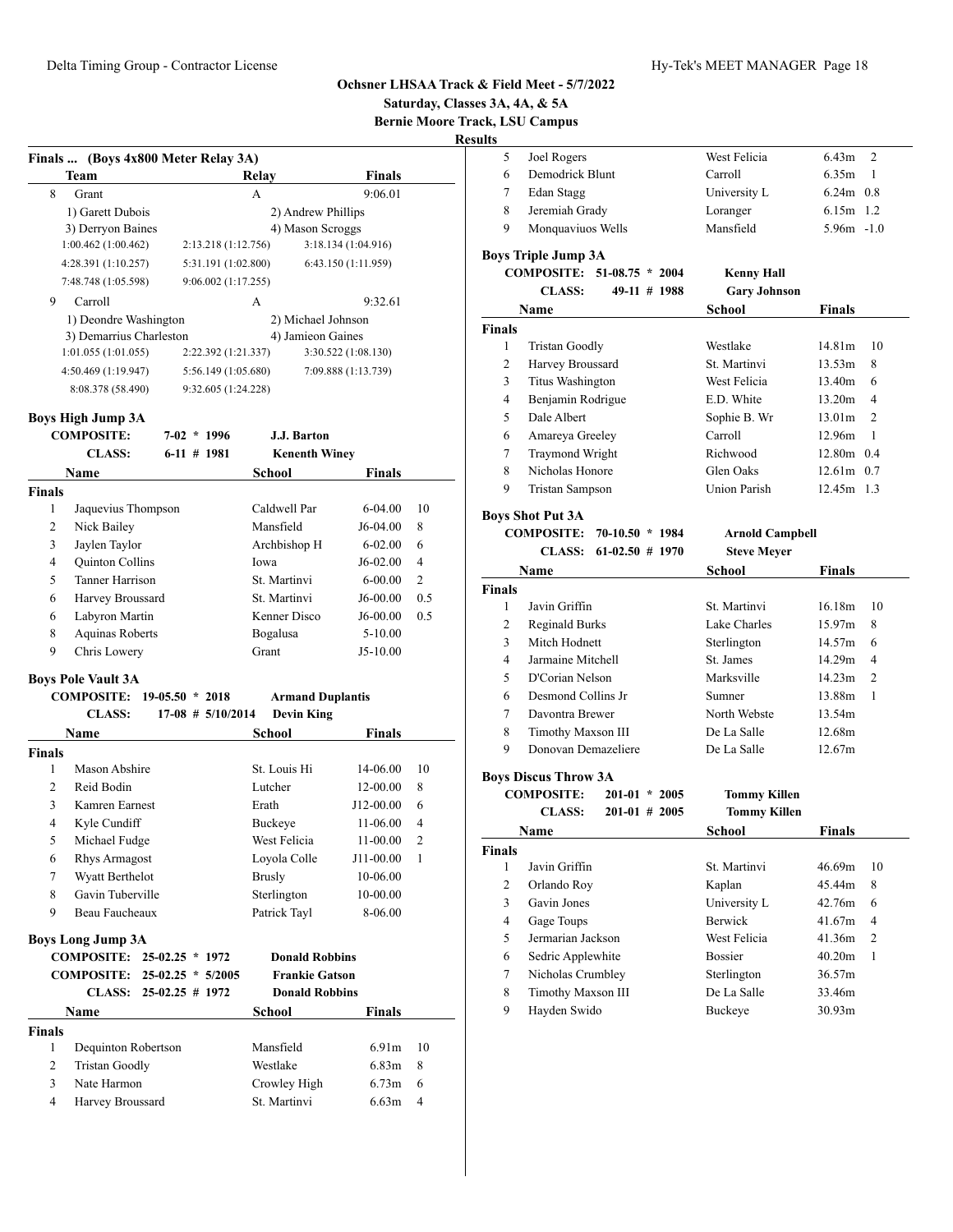## Ochsner LHSAA Track & Field Meet - 5/7/2022

**Saturday, Classes 3A, 4A, & 5A**

**Bernie Moore Track, LSU Campus**

**Results**

### Finals ... (Boys 4x800 Meter Relay 3A)

| | Team | Relay | Finals |
|---|---|---|---|
| 8 | Grant | A | 9:06.01 |

1) Garett Dubois, 2) Andrew Phillips, 3) Derryon Baines, 4) Mason Scroggs

1:00.462 (1:00.462), 2:13.218 (1:12.756), 3:18.134 (1:04.916), 4:28.391 (1:10.257), 5:31.191 (1:02.800), 6:43.150 (1:11.959), 7:48.748 (1:05.598), 9:06.002 (1:17.255)

| | Team | Relay | Finals |
|---|---|---|---|
| 9 | Carroll | A | 9:32.61 |

1) Deondre Washington, 2) Michael Johnson, 3) Demarrius Charleston, 4) Jamieon Gaines

1:01.055 (1:01.055), 2:22.392 (1:21.337), 3:30.522 (1:08.130), 4:50.469 (1:19.947), 5:56.149 (1:05.680), 7:09.888 (1:13.739), 8:08.378 (58.490), 9:32.605 (1:24.228)

### Boys High Jump 3A

**COMPOSITE:** 7-02 * 1996 J.J. Barton
**CLASS:** 6-11 # 1981 Kenenth Winey

| | Name | School | Finals | |
|---|---|---|---|---|
| **Finals** | | | | |
| 1 | Jaquevius Thompson | Caldwell Par | 6-04.00 | 10 |
| 2 | Nick Bailey | Mansfield | J6-04.00 | 8 |
| 3 | Jaylen Taylor | Archbishop H | 6-02.00 | 6 |
| 4 | Quinton Collins | Iowa | J6-02.00 | 4 |
| 5 | Tanner Harrison | St. Martinvi | 6-00.00 | 2 |
| 6 | Harvey Broussard | St. Martinvi | J6-00.00 | 0.5 |
| 6 | Labyron Martin | Kenner Disco | J6-00.00 | 0.5 |
| 8 | Aquinas Roberts | Bogalusa | 5-10.00 | |
| 9 | Chris Lowery | Grant | J5-10.00 | |

### Boys Pole Vault 3A

**COMPOSITE:** 19-05.50 * 2018 Armand Duplantis
**CLASS:** 17-08 # 5/10/2014 Devin King

| | Name | School | Finals | |
|---|---|---|---|---|
| **Finals** | | | | |
| 1 | Mason Abshire | St. Louis Hi | 14-06.00 | 10 |
| 2 | Reid Bodin | Lutcher | 12-00.00 | 8 |
| 3 | Kamren Earnest | Erath | J12-00.00 | 6 |
| 4 | Kyle Cundiff | Buckeye | 11-06.00 | 4 |
| 5 | Michael Fudge | West Felicia | 11-00.00 | 2 |
| 6 | Rhys Armagost | Loyola Colle | J11-00.00 | 1 |
| 7 | Wyatt Berthelot | Brusly | 10-06.00 | |
| 8 | Gavin Tuberville | Sterlington | 10-00.00 | |
| 9 | Beau Faucheaux | Patrick Tayl | 8-06.00 | |

### Boys Long Jump 3A

**COMPOSITE:** 25-02.25 * 1972 Donald Robbins
**COMPOSITE:** 25-02.25 * 5/2005 Frankie Gatson
**CLASS:** 25-02.25 # 1972 Donald Robbins

| | Name | School | Finals | |
|---|---|---|---|---|
| **Finals** | | | | |
| 1 | Dequinton Robertson | Mansfield | 6.91m | 10 |
| 2 | Tristan Goodly | Westlake | 6.83m | 8 |
| 3 | Nate Harmon | Crowley High | 6.73m | 6 |
| 4 | Harvey Broussard | St. Martinvi | 6.63m | 4 |
| 5 | Joel Rogers | West Felicia | 6.43m | 2 |
| 6 | Demodrick Blunt | Carroll | 6.35m | 1 |
| 7 | Edan Stagg | University L | 6.24m 0.8 | |
| 8 | Jeremiah Grady | Loranger | 6.15m 1.2 | |
| 9 | Monquaviuos Wells | Mansfield | 5.96m -1.0 | |

### Boys Triple Jump 3A

**COMPOSITE:** 51-08.75 * 2004 Kenny Hall
**CLASS:** 49-11 # 1988 Gary Johnson

| | Name | School | Finals | |
|---|---|---|---|---|
| **Finals** | | | | |
| 1 | Tristan Goodly | Westlake | 14.81m | 10 |
| 2 | Harvey Broussard | St. Martinvi | 13.53m | 8 |
| 3 | Titus Washington | West Felicia | 13.40m | 6 |
| 4 | Benjamin Rodrigue | E.D. White | 13.20m | 4 |
| 5 | Dale Albert | Sophie B. Wr | 13.01m | 2 |
| 6 | Amareya Greeley | Carroll | 12.96m | 1 |
| 7 | Traymond Wright | Richwood | 12.80m 0.4 | |
| 8 | Nicholas Honore | Glen Oaks | 12.61m 0.7 | |
| 9 | Tristan Sampson | Union Parish | 12.45m 1.3 | |

### Boys Shot Put 3A

**COMPOSITE:** 70-10.50 * 1984 Arnold Campbell
**CLASS:** 61-02.50 # 1970 Steve Meyer

| | Name | School | Finals | |
|---|---|---|---|---|
| **Finals** | | | | |
| 1 | Javin Griffin | St. Martinvi | 16.18m | 10 |
| 2 | Reginald Burks | Lake Charles | 15.97m | 8 |
| 3 | Mitch Hodnett | Sterlington | 14.57m | 6 |
| 4 | Jarmaine Mitchell | St. James | 14.29m | 4 |
| 5 | D'Corian Nelson | Marksville | 14.23m | 2 |
| 6 | Desmond Collins Jr | Sumner | 13.88m | 1 |
| 7 | Davontra Brewer | North Webste | 13.54m | |
| 8 | Timothy Maxson III | De La Salle | 12.68m | |
| 9 | Donovan Demazeliere | De La Salle | 12.67m | |

### Boys Discus Throw 3A

**COMPOSITE:** 201-01 * 2005 Tommy Killen
**CLASS:** 201-01 # 2005 Tommy Killen

| | Name | School | Finals | |
|---|---|---|---|---|
| **Finals** | | | | |
| 1 | Javin Griffin | St. Martinvi | 46.69m | 10 |
| 2 | Orlando Roy | Kaplan | 45.44m | 8 |
| 3 | Gavin Jones | University L | 42.76m | 6 |
| 4 | Gage Toups | Berwick | 41.67m | 4 |
| 5 | Jermarian Jackson | West Felicia | 41.36m | 2 |
| 6 | Sedric Applewhite | Bossier | 40.20m | 1 |
| 7 | Nicholas Crumbley | Sterlington | 36.57m | |
| 8 | Timothy Maxson III | De La Salle | 33.46m | |
| 9 | Hayden Swido | Buckeye | 30.93m | |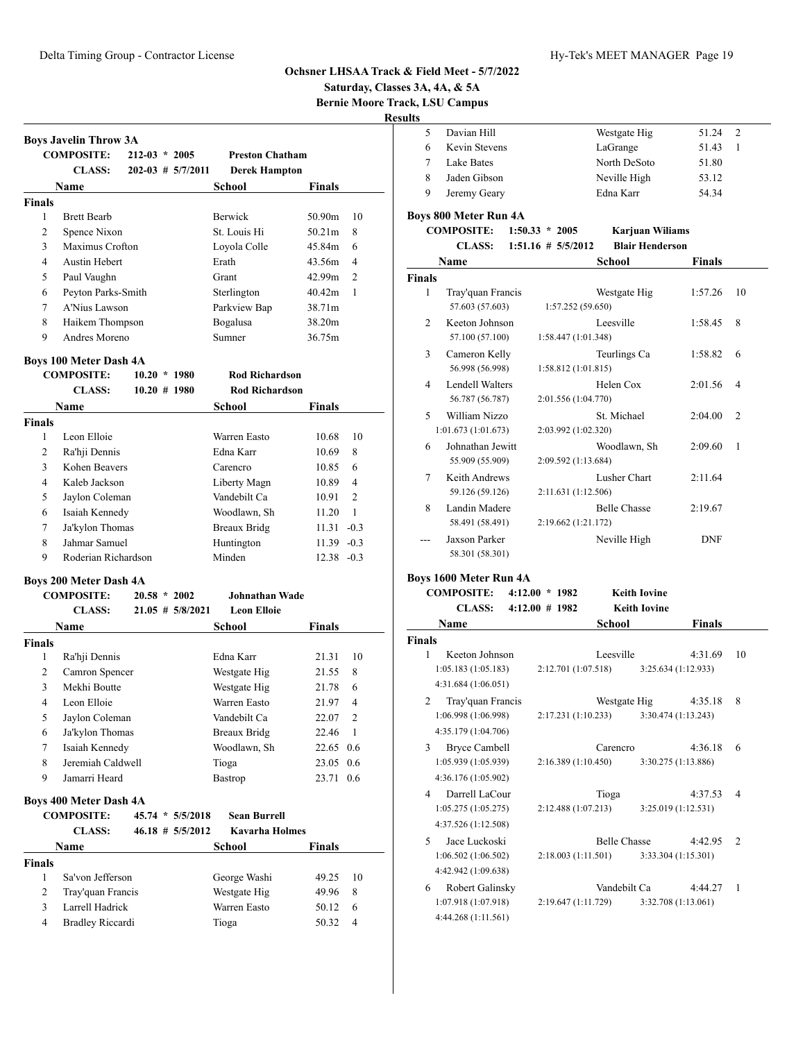# Ochsner LHSAA Track & Field Meet - 5/7/2022

**Saturday, Classes 3A, 4A, & 5A**

**Bernie Moore Track, LSU Campus**

**Results**

### Boys Javelin Throw 3A

**COMPOSITE:** 212-03 * 2005 **Preston Chatham**

**CLASS:** 202-03 # 5/7/2011 **Derek Hampton**

| | Name | School | Finals | |
|---|---|---|---|---|
| **Finals** | | | | |
| 1 | Brett Bearb | Berwick | 50.90m | 10 |
| 2 | Spence Nixon | St. Louis Hi | 50.21m | 8 |
| 3 | Maximus Crofton | Loyola Colle | 45.84m | 6 |
| 4 | Austin Hebert | Erath | 43.56m | 4 |
| 5 | Paul Vaughn | Grant | 42.99m | 2 |
| 6 | Peyton Parks-Smith | Sterlington | 40.42m | 1 |
| 7 | A'Nius Lawson | Parkview Bap | 38.71m | |
| 8 | Haikem Thompson | Bogalusa | 38.20m | |
| 9 | Andres Moreno | Sumner | 36.75m | |

### Boys 100 Meter Dash 4A

**COMPOSITE:** 10.20 * 1980 **Rod Richardson**

**CLASS:** 10.20 # 1980 **Rod Richardson**

| | Name | School | Finals | |
|---|---|---|---|---|
| **Finals** | | | | |
| 1 | Leon Elloie | Warren Easto | 10.68 | 10 |
| 2 | Ra'hji Dennis | Edna Karr | 10.69 | 8 |
| 3 | Kohen Beavers | Carencro | 10.85 | 6 |
| 4 | Kaleb Jackson | Liberty Magn | 10.89 | 4 |
| 5 | Jaylon Coleman | Vandebilt Ca | 10.91 | 2 |
| 6 | Isaiah Kennedy | Woodlawn, Sh | 11.20 | 1 |
| 7 | Ja'kylon Thomas | Breaux Bridg | 11.31 -0.3 | |
| 8 | Jahmar Samuel | Huntington | 11.39 -0.3 | |
| 9 | Roderian Richardson | Minden | 12.38 -0.3 | |

### Boys 200 Meter Dash 4A

**COMPOSITE:** 20.58 * 2002 **Johnathan Wade**

**CLASS:** 21.05 # 5/8/2021 **Leon Elloie**

| | Name | School | Finals | |
|---|---|---|---|---|
| **Finals** | | | | |
| 1 | Ra'hji Dennis | Edna Karr | 21.31 | 10 |
| 2 | Camron Spencer | Westgate Hig | 21.55 | 8 |
| 3 | Mekhi Boutte | Westgate Hig | 21.78 | 6 |
| 4 | Leon Elloie | Warren Easto | 21.97 | 4 |
| 5 | Jaylon Coleman | Vandebilt Ca | 22.07 | 2 |
| 6 | Ja'kylon Thomas | Breaux Bridg | 22.46 | 1 |
| 7 | Isaiah Kennedy | Woodlawn, Sh | 22.65 0.6 | |
| 8 | Jeremiah Caldwell | Tioga | 23.05 0.6 | |
| 9 | Jamarri Heard | Bastrop | 23.71 0.6 | |

### Boys 400 Meter Dash 4A

**COMPOSITE:** 45.74 * 5/5/2018 **Sean Burrell**

**CLASS:** 46.18 # 5/5/2012 **Kavarha Holmes**

| | Name | School | Finals | |
|---|---|---|---|---|
| **Finals** | | | | |
| 1 | Sa'von Jefferson | George Washi | 49.25 | 10 |
| 2 | Tray'quan Francis | Westgate Hig | 49.96 | 8 |
| 3 | Larrell Hadrick | Warren Easto | 50.12 | 6 |
| 4 | Bradley Riccardi | Tioga | 50.32 | 4 |
| 5 | Davian Hill | Westgate Hig | 51.24 | 2 |
| 6 | Kevin Stevens | LaGrange | 51.43 | 1 |
| 7 | Lake Bates | North DeSoto | 51.80 | |
| 8 | Jaden Gibson | Neville High | 53.12 | |
| 9 | Jeremy Geary | Edna Karr | 54.34 | |

### Boys 800 Meter Run 4A

**COMPOSITE:** 1:50.33 * 2005 **Karjuan Wiliams**

**CLASS:** 1:51.16 # 5/5/2012 **Blair Henderson**

| | Name | School | Finals | |
|---|---|---|---|---|
| **Finals** | | | | |
| 1 | Tray'quan Francis | Westgate Hig | 1:57.26 | 10 |
| | 57.603 (57.603) | 1:57.252 (59.650) | | |
| 2 | Keeton Johnson | Leesville | 1:58.45 | 8 |
| | 57.100 (57.100) | 1:58.447 (1:01.348) | | |
| 3 | Cameron Kelly | Teurlings Ca | 1:58.82 | 6 |
| | 56.998 (56.998) | 1:58.812 (1:01.815) | | |
| 4 | Lendell Walters | Helen Cox | 2:01.56 | 4 |
| | 56.787 (56.787) | 2:01.556 (1:04.770) | | |
| 5 | William Nizzo | St. Michael | 2:04.00 | 2 |
| | 1:01.673 (1:01.673) | 2:03.992 (1:02.320) | | |
| 6 | Johnathan Jewitt | Woodlawn, Sh | 2:09.60 | 1 |
| | 55.909 (55.909) | 2:09.592 (1:13.684) | | |
| 7 | Keith Andrews | Lusher Chart | 2:11.64 | |
| | 59.126 (59.126) | 2:11.631 (1:12.506) | | |
| 8 | Landin Madere | Belle Chasse | 2:19.67 | |
| | 58.491 (58.491) | 2:19.662 (1:21.172) | | |
| --- | Jaxson Parker | Neville High | DNF | |
| | 58.301 (58.301) | | | |

### Boys 1600 Meter Run 4A

**COMPOSITE:** 4:12.00 * 1982 **Keith Iovine**

**CLASS:** 4:12.00 # 1982 **Keith Iovine**

| | Name | | School | Finals | |
|---|---|---|---|---|---|
| **Finals** | | | | | |
| 1 | Keeton Johnson | | Leesville | 4:31.69 | 10 |
| | 1:05.183 (1:05.183) | 2:12.701 (1:07.518) | 3:25.634 (1:12.933) | | |
| | 4:31.684 (1:06.051) | | | | |
| 2 | Tray'quan Francis | | Westgate Hig | 4:35.18 | 8 |
| | 1:06.998 (1:06.998) | 2:17.231 (1:10.233) | 3:30.474 (1:13.243) | | |
| | 4:35.179 (1:04.706) | | | | |
| 3 | Bryce Cambell | | Carencro | 4:36.18 | 6 |
| | 1:05.939 (1:05.939) | 2:16.389 (1:10.450) | 3:30.275 (1:13.886) | | |
| | 4:36.176 (1:05.902) | | | | |
| 4 | Darrell LaCour | | Tioga | 4:37.53 | 4 |
| | 1:05.275 (1:05.275) | 2:12.488 (1:07.213) | 3:25.019 (1:12.531) | | |
| | 4:37.526 (1:12.508) | | | | |
| 5 | Jace Luckoski | | Belle Chasse | 4:42.95 | 2 |
| | 1:06.502 (1:06.502) | 2:18.003 (1:11.501) | 3:33.304 (1:15.301) | | |
| | 4:42.942 (1:09.638) | | | | |
| 6 | Robert Galinsky | | Vandebilt Ca | 4:44.27 | 1 |
| | 1:07.918 (1:07.918) | 2:19.647 (1:11.729) | 3:32.708 (1:13.061) | | |
| | 4:44.268 (1:11.561) | | | | |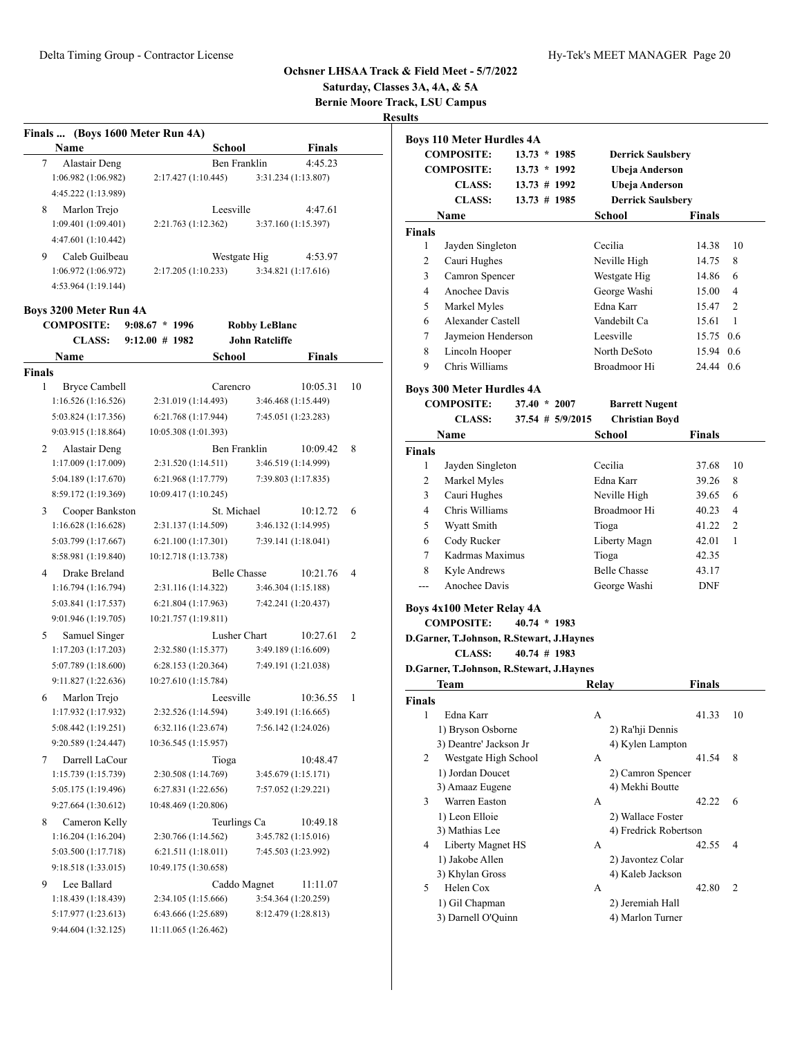**Ochsner LHSAA Track & Field Meet - 5/7/2022**
**Saturday, Classes 3A, 4A, & 5A**
**Bernie Moore Track, LSU Campus**
**Results**

### Finals ... (Boys 1600 Meter Run 4A)

| | Name | School | Finals |
|---|---|---|---|
| 7 | Alastair Deng | Ben Franklin | 4:45.23 |
| | 1:06.982 (1:06.982) 2:17.427 (1:10.445) 3:31.234 (1:13.807) 4:45.222 (1:13.989) | | |
| 8 | Marlon Trejo | Leesville | 4:47.61 |
| | 1:09.401 (1:09.401) 2:21.763 (1:12.362) 3:37.160 (1:15.397) 4:47.601 (1:10.442) | | |
| 9 | Caleb Guilbeau | Westgate Hig | 4:53.97 |
| | 1:06.972 (1:06.972) 2:17.205 (1:10.233) 3:34.821 (1:17.616) 4:53.964 (1:19.144) | | |

### Boys 3200 Meter Run 4A

COMPOSITE: 9:08.67 * 1996 Robby LeBlanc
CLASS: 9:12.00 # 1982 John Ratcliffe

**Finals**

| | Name | School | Finals | Points |
|---|---|---|---|---|
| 1 | Bryce Cambell | Carencro | 10:05.31 | 10 |
| | 1:16.526 (1:16.526) 2:31.019 (1:14.493) 3:46.468 (1:15.449) 5:03.824 (1:17.356) 6:21.768 (1:17.944) 7:45.051 (1:23.283) 9:03.915 (1:18.864) 10:05.308 (1:01.393) | | | |
| 2 | Alastair Deng | Ben Franklin | 10:09.42 | 8 |
| | 1:17.009 (1:17.009) 2:31.520 (1:14.511) 3:46.519 (1:14.999) 5:04.189 (1:17.670) 6:21.968 (1:17.779) 7:39.803 (1:17.835) 8:59.172 (1:19.369) 10:09.417 (1:10.245) | | | |
| 3 | Cooper Bankston | St. Michael | 10:12.72 | 6 |
| | 1:16.628 (1:16.628) 2:31.137 (1:14.509) 3:46.132 (1:14.995) 5:03.799 (1:17.667) 6:21.100 (1:17.301) 7:39.141 (1:18.041) 8:58.981 (1:19.840) 10:12.718 (1:13.738) | | | |
| 4 | Drake Breland | Belle Chasse | 10:21.76 | 4 |
| | 1:16.794 (1:16.794) 2:31.116 (1:14.322) 3:46.304 (1:15.188) 5:03.841 (1:17.537) 6:21.804 (1:17.963) 7:42.241 (1:20.437) 9:01.946 (1:19.705) 10:21.757 (1:19.811) | | | |
| 5 | Samuel Singer | Lusher Chart | 10:27.61 | 2 |
| | 1:17.203 (1:17.203) 2:32.580 (1:15.377) 3:49.189 (1:16.609) 5:07.789 (1:18.600) 6:28.153 (1:20.364) 7:49.191 (1:21.038) 9:11.827 (1:22.636) 10:27.610 (1:15.784) | | | |
| 6 | Marlon Trejo | Leesville | 10:36.55 | 1 |
| | 1:17.932 (1:17.932) 2:32.526 (1:14.594) 3:49.191 (1:16.665) 5:08.442 (1:19.251) 6:32.116 (1:23.674) 7:56.142 (1:24.026) 9:20.589 (1:24.447) 10:36.545 (1:15.957) | | | |
| 7 | Darrell LaCour | Tioga | 10:48.47 | |
| | 1:15.739 (1:15.739) 2:30.508 (1:14.769) 3:45.679 (1:15.171) 5:05.175 (1:19.496) 6:27.831 (1:22.656) 7:57.052 (1:29.221) 9:27.664 (1:30.612) 10:48.469 (1:20.806) | | | |
| 8 | Cameron Kelly | Teurlings Ca | 10:49.18 | |
| | 1:16.204 (1:16.204) 2:30.766 (1:14.562) 3:45.782 (1:15.016) 5:03.500 (1:17.718) 6:21.511 (1:18.011) 7:45.503 (1:23.992) 9:18.518 (1:33.015) 10:49.175 (1:30.658) | | | |
| 9 | Lee Ballard | Caddo Magnet | 11:11.07 | |
| | 1:18.439 (1:18.439) 2:34.105 (1:15.666) 3:54.364 (1:20.259) 5:17.977 (1:23.613) 6:43.666 (1:25.689) 8:12.479 (1:28.813) 9:44.604 (1:32.125) 11:11.065 (1:26.462) | | | |

### Boys 110 Meter Hurdles 4A

COMPOSITE: 13.73 * 1985 Derrick Saulsbery
COMPOSITE: 13.73 * 1992 Ubeja Anderson
CLASS: 13.73 # 1992 Ubeja Anderson
CLASS: 13.73 # 1985 Derrick Saulsbery

**Finals**

| | Name | School | Finals | Points |
|---|---|---|---|---|
| 1 | Jayden Singleton | Cecilia | 14.38 | 10 |
| 2 | Cauri Hughes | Neville High | 14.75 | 8 |
| 3 | Camron Spencer | Westgate Hig | 14.86 | 6 |
| 4 | Anochee Davis | George Washi | 15.00 | 4 |
| 5 | Markel Myles | Edna Karr | 15.47 | 2 |
| 6 | Alexander Castell | Vandebilt Ca | 15.61 | 1 |
| 7 | Jaymeion Henderson | Leesville | 15.75 | 0.6 |
| 8 | Lincoln Hooper | North DeSoto | 15.94 | 0.6 |
| 9 | Chris Williams | Broadmoor Hi | 24.44 | 0.6 |

### Boys 300 Meter Hurdles 4A

COMPOSITE: 37.40 * 2007 Barrett Nugent
CLASS: 37.54 # 5/9/2015 Christian Boyd

**Finals**

| | Name | School | Finals | Points |
|---|---|---|---|---|
| 1 | Jayden Singleton | Cecilia | 37.68 | 10 |
| 2 | Markel Myles | Edna Karr | 39.26 | 8 |
| 3 | Cauri Hughes | Neville High | 39.65 | 6 |
| 4 | Chris Williams | Broadmoor Hi | 40.23 | 4 |
| 5 | Wyatt Smith | Tioga | 41.22 | 2 |
| 6 | Cody Rucker | Liberty Magn | 42.01 | 1 |
| 7 | Kadrmas Maximus | Tioga | 42.35 | |
| 8 | Kyle Andrews | Belle Chasse | 43.17 | |
| --- | Anochee Davis | George Washi | DNF | |

### Boys 4x100 Meter Relay 4A

COMPOSITE: 40.74 * 1983
D.Garner, T.Johnson, R.Stewart, J.Haynes
CLASS: 40.74 # 1983
D.Garner, T.Johnson, R.Stewart, J.Haynes

**Finals**

| | Team | Relay | Finals | Points |
|---|---|---|---|---|
| 1 | Edna Karr | A | 41.33 | 10 |
| | 1) Bryson Osborne 2) Ra'hji Dennis 3) Deantre' Jackson Jr 4) Kylen Lampton | | | |
| 2 | Westgate High School | A | 41.54 | 8 |
| | 1) Jordan Doucet 2) Camron Spencer 3) Amaaz Eugene 4) Mekhi Boutte | | | |
| 3 | Warren Easton | A | 42.22 | 6 |
| | 1) Leon Elloie 2) Wallace Foster 3) Mathias Lee 4) Fredrick Robertson | | | |
| 4 | Liberty Magnet HS | A | 42.55 | 4 |
| | 1) Jakobe Allen 2) Javontez Colar 3) Khylan Gross 4) Kaleb Jackson | | | |
| 5 | Helen Cox | A | 42.80 | 2 |
| | 1) Gil Chapman 2) Jeremiah Hall 3) Darnell O'Quinn 4) Marlon Turner | | | |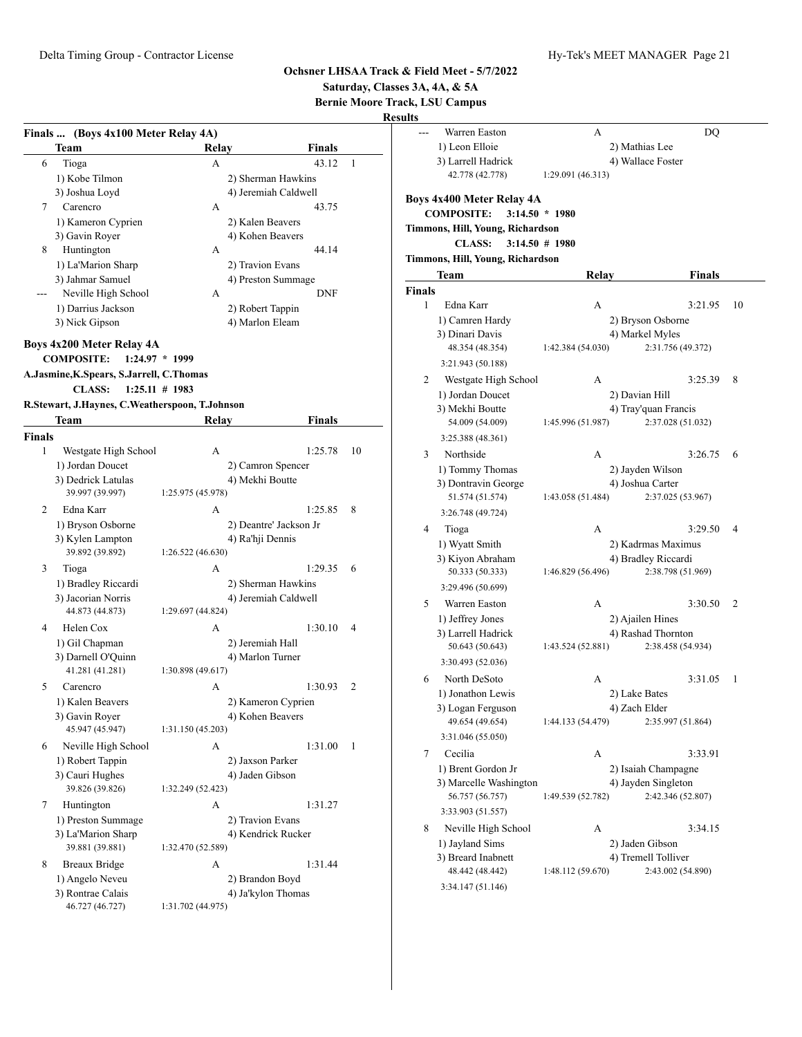# Ochsner LHSAA Track & Field Meet - 5/7/2022

**Saturday, Classes 3A, 4A, & 5A**

**Bernie Moore Track, LSU Campus**

**Results**

## Finals ... (Boys 4x100 Meter Relay 4A)

| | Team | Relay | Finals | |
|---|---|---|---|---|
| 6 | Tioga | A | 43.12 | 1 |
| | 1) Kobe Tilmon | 2) Sherman Hawkins | | |
| | 3) Joshua Loyd | 4) Jeremiah Caldwell | | |
| 7 | Carencro | A | 43.75 | |
| | 1) Kameron Cyprien | 2) Kalen Beavers | | |
| | 3) Gavin Royer | 4) Kohen Beavers | | |
| 8 | Huntington | A | 44.14 | |
| | 1) La'Marion Sharp | 2) Travion Evans | | |
| | 3) Jahmar Samuel | 4) Preston Summage | | |
| --- | Neville High School | A | DNF | |
| | 1) Darrius Jackson | 2) Robert Tappin | | |
| | 3) Nick Gipson | 4) Marlon Eleam | | |

## Boys 4x200 Meter Relay 4A

**COMPOSITE: 1:24.97 * 1999**

**A.Jasmine,K.Spears, S.Jarrell, C.Thomas**

**CLASS: 1:25.11 # 1983**

**R.Stewart, J.Haynes, C.Weatherspoon, T.Johnson**

| | Team | Relay | Finals | |
|---|---|---|---|---|
| **Finals** | | | | |
| 1 | Westgate High School | A | 1:25.78 | 10 |
| | 1) Jordan Doucet | 2) Camron Spencer | | |
| | 3) Dedrick Latulas | 4) Mekhi Boutte | | |
| | 39.997 (39.997) | 1:25.975 (45.978) | | |
| 2 | Edna Karr | A | 1:25.85 | 8 |
| | 1) Bryson Osborne | 2) Deantre' Jackson Jr | | |
| | 3) Kylen Lampton | 4) Ra'hji Dennis | | |
| | 39.892 (39.892) | 1:26.522 (46.630) | | |
| 3 | Tioga | A | 1:29.35 | 6 |
| | 1) Bradley Riccardi | 2) Sherman Hawkins | | |
| | 3) Jacorian Norris | 4) Jeremiah Caldwell | | |
| | 44.873 (44.873) | 1:29.697 (44.824) | | |
| 4 | Helen Cox | A | 1:30.10 | 4 |
| | 1) Gil Chapman | 2) Jeremiah Hall | | |
| | 3) Darnell O'Quinn | 4) Marlon Turner | | |
| | 41.281 (41.281) | 1:30.898 (49.617) | | |
| 5 | Carencro | A | 1:30.93 | 2 |
| | 1) Kalen Beavers | 2) Kameron Cyprien | | |
| | 3) Gavin Royer | 4) Kohen Beavers | | |
| | 45.947 (45.947) | 1:31.150 (45.203) | | |
| 6 | Neville High School | A | 1:31.00 | 1 |
| | 1) Robert Tappin | 2) Jaxson Parker | | |
| | 3) Cauri Hughes | 4) Jaden Gibson | | |
| | 39.826 (39.826) | 1:32.249 (52.423) | | |
| 7 | Huntington | A | 1:31.27 | |
| | 1) Preston Summage | 2) Travion Evans | | |
| | 3) La'Marion Sharp | 4) Kendrick Rucker | | |
| | 39.881 (39.881) | 1:32.470 (52.589) | | |
| 8 | Breaux Bridge | A | 1:31.44 | |
| | 1) Angelo Neveu | 2) Brandon Boyd | | |
| | 3) Rontrae Calais | 4) Ja'kylon Thomas | | |
| | 46.727 (46.727) | 1:31.702 (44.975) | | |
| --- | Warren Easton | A | DQ | |
| | 1) Leon Elloie | 2) Mathias Lee | | |
| | 3) Larrell Hadrick | 4) Wallace Foster | | |
| | 42.778 (42.778) | 1:29.091 (46.313) | | |

## Boys 4x400 Meter Relay 4A

**COMPOSITE: 3:14.50 * 1980**

**Timmons, Hill, Young, Richardson**

**CLASS: 3:14.50 # 1980**

**Timmons, Hill, Young, Richardson**

| | Team | Relay | Finals | |
|---|---|---|---|---|
| **Finals** | | | | |
| 1 | Edna Karr | A | 3:21.95 | 10 |
| | 1) Camren Hardy | 2) Bryson Osborne | | |
| | 3) Dinari Davis | 4) Markel Myles | | |
| | 48.354 (48.354) | 1:42.384 (54.030) | 2:31.756 (49.372) | |
| | 3:21.943 (50.188) | | | |
| 2 | Westgate High School | A | 3:25.39 | 8 |
| | 1) Jordan Doucet | 2) Davian Hill | | |
| | 3) Mekhi Boutte | 4) Tray'quan Francis | | |
| | 54.009 (54.009) | 1:45.996 (51.987) | 2:37.028 (51.032) | |
| | 3:25.388 (48.361) | | | |
| 3 | Northside | A | 3:26.75 | 6 |
| | 1) Tommy Thomas | 2) Jayden Wilson | | |
| | 3) Dontravin George | 4) Joshua Carter | | |
| | 51.574 (51.574) | 1:43.058 (51.484) | 2:37.025 (53.967) | |
| | 3:26.748 (49.724) | | | |
| 4 | Tioga | A | 3:29.50 | 4 |
| | 1) Wyatt Smith | 2) Kadrmas Maximus | | |
| | 3) Kiyon Abraham | 4) Bradley Riccardi | | |
| | 50.333 (50.333) | 1:46.829 (56.496) | 2:38.798 (51.969) | |
| | 3:29.496 (50.699) | | | |
| 5 | Warren Easton | A | 3:30.50 | 2 |
| | 1) Jeffrey Jones | 2) Ajailen Hines | | |
| | 3) Larrell Hadrick | 4) Rashad Thornton | | |
| | 50.643 (50.643) | 1:43.524 (52.881) | 2:38.458 (54.934) | |
| | 3:30.493 (52.036) | | | |
| 6 | North DeSoto | A | 3:31.05 | 1 |
| | 1) Jonathon Lewis | 2) Lake Bates | | |
| | 3) Logan Ferguson | 4) Zach Elder | | |
| | 49.654 (49.654) | 1:44.133 (54.479) | 2:35.997 (51.864) | |
| | 3:31.046 (55.050) | | | |
| 7 | Cecilia | A | 3:33.91 | |
| | 1) Brent Gordon Jr | 2) Isaiah Champagne | | |
| | 3) Marcelle Washington | 4) Jayden Singleton | | |
| | 56.757 (56.757) | 1:49.539 (52.782) | 2:42.346 (52.807) | |
| | 3:33.903 (51.557) | | | |
| 8 | Neville High School | A | 3:34.15 | |
| | 1) Jayland Sims | 2) Jaden Gibson | | |
| | 3) Breard Inabnett | 4) Tremell Tolliver | | |
| | 48.442 (48.442) | 1:48.112 (59.670) | 2:43.002 (54.890) | |
| | 3:34.147 (51.146) | | | |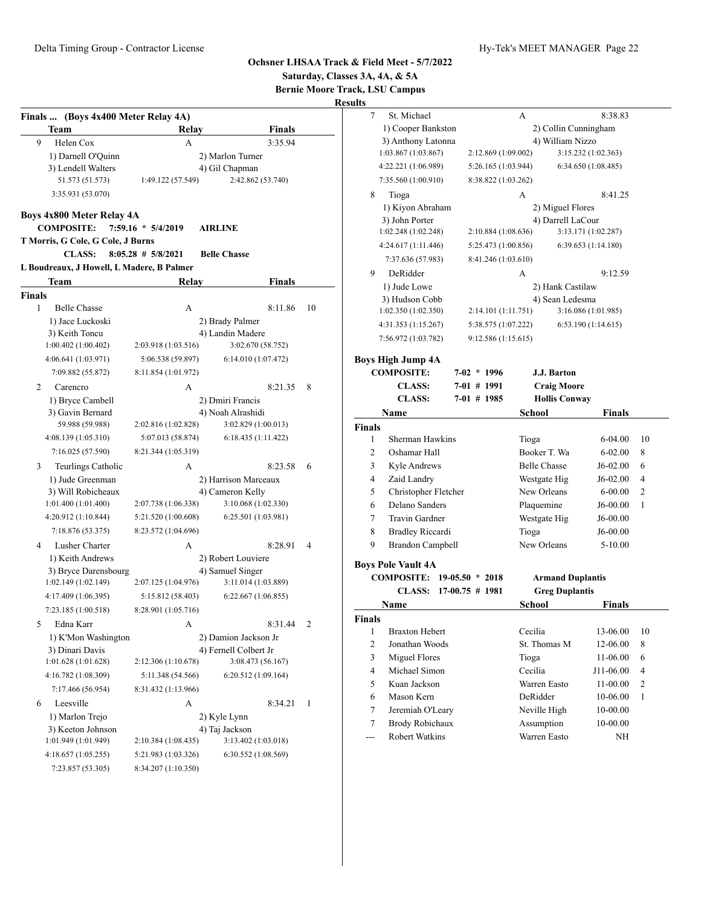**Ochsner LHSAA Track & Field Meet - 5/7/2022**
**Saturday, Classes 3A, 4A, & 5A**
**Bernie Moore Track, LSU Campus**
**Results**

### Finals ... (Boys 4x400 Meter Relay 4A)

| | Team | Relay | Finals | |
|---|---|---|---|---|
| 9 | Helen Cox | A | 3:35.94 | |
| | 1) Darnell O'Quinn | 2) Marlon Turner | | |
| | 3) Lendell Walters | 4) Gil Chapman | | |
| | 51.573 (51.573) | 1:49.122 (57.549) | 2:42.862 (53.740) | |
| | 3:35.931 (53.070) | | | |

### Boys 4x800 Meter Relay 4A

**COMPOSITE:** 7:59.16 * 5/4/2019 **AIRLINE**
**T Morris, G Cole, G Cole, J Burns**
**CLASS:** 8:05.28 # 5/8/2021 **Belle Chasse**
**L Boudreaux, J Howell, L Madere, B Palmer**

| | Team | Relay | Finals | |
|---|---|---|---|---|
| **Finals** | | | | |
| 1 | Belle Chasse | A | 8:11.86 | 10 |
| | 1) Jace Luckoski | 2) Brady Palmer | | |
| | 3) Keith Toncu | 4) Landin Madere | | |
| | 1:00.402 (1:00.402) | 2:03.918 (1:03.516) | 3:02.670 (58.752) | |
| | 4:06.641 (1:03.971) | 5:06.538 (59.897) | 6:14.010 (1:07.472) | |
| | 7:09.882 (55.872) | 8:11.854 (1:01.972) | | |
| 2 | Carencro | A | 8:21.35 | 8 |
| | 1) Bryce Cambell | 2) Dmiri Francis | | |
| | 3) Gavin Bernard | 4) Noah Alrashidi | | |
| | 59.988 (59.988) | 2:02.816 (1:02.828) | 3:02.829 (1:00.013) | |
| | 4:08.139 (1:05.310) | 5:07.013 (58.874) | 6:18.435 (1:11.422) | |
| | 7:16.025 (57.590) | 8:21.344 (1:05.319) | | |
| 3 | Teurlings Catholic | A | 8:23.58 | 6 |
| | 1) Jude Greenman | 2) Harrison Marceaux | | |
| | 3) Will Robicheaux | 4) Cameron Kelly | | |
| | 1:01.400 (1:01.400) | 2:07.738 (1:06.338) | 3:10.068 (1:02.330) | |
| | 4:20.912 (1:10.844) | 5:21.520 (1:00.608) | 6:25.501 (1:03.981) | |
| | 7:18.876 (53.375) | 8:23.572 (1:04.696) | | |
| 4 | Lusher Charter | A | 8:28.91 | 4 |
| | 1) Keith Andrews | 2) Robert Louviere | | |
| | 3) Bryce Darensbourg | 4) Samuel Singer | | |
| | 1:02.149 (1:02.149) | 2:07.125 (1:04.976) | 3:11.014 (1:03.889) | |
| | 4:17.409 (1:06.395) | 5:15.812 (58.403) | 6:22.667 (1:06.855) | |
| | 7:23.185 (1:00.518) | 8:28.901 (1:05.716) | | |
| 5 | Edna Karr | A | 8:31.44 | 2 |
| | 1) K'Mon Washington | 2) Damion Jackson Jr | | |
| | 3) Dinari Davis | 4) Fernell Colbert Jr | | |
| | 1:01.628 (1:01.628) | 2:12.306 (1:10.678) | 3:08.473 (56.167) | |
| | 4:16.782 (1:08.309) | 5:11.348 (54.566) | 6:20.512 (1:09.164) | |
| | 7:17.466 (56.954) | 8:31.432 (1:13.966) | | |
| 6 | Leesville | A | 8:34.21 | 1 |
| | 1) Marlon Trejo | 2) Kyle Lynn | | |
| | 3) Keeton Johnson | 4) Taj Jackson | | |
| | 1:01.949 (1:01.949) | 2:10.384 (1:08.435) | 3:13.402 (1:03.018) | |
| | 4:18.657 (1:05.255) | 5:21.983 (1:03.326) | 6:30.552 (1:08.569) | |
| | 7:23.857 (53.305) | 8:34.207 (1:10.350) | | |
| 7 | St. Michael | A | 8:38.83 | |
| | 1) Cooper Bankston | 2) Collin Cunningham | | |
| | 3) Anthony Latonna | 4) William Nizzo | | |
| | 1:03.867 (1:03.867) | 2:12.869 (1:09.002) | 3:15.232 (1:02.363) | |
| | 4:22.221 (1:06.989) | 5:26.165 (1:03.944) | 6:34.650 (1:08.485) | |
| | 7:35.560 (1:00.910) | 8:38.822 (1:03.262) | | |
| 8 | Tioga | A | 8:41.25 | |
| | 1) Kiyon Abraham | 2) Miguel Flores | | |
| | 3) John Porter | 4) Darrell LaCour | | |
| | 1:02.248 (1:02.248) | 2:10.884 (1:08.636) | 3:13.171 (1:02.287) | |
| | 4:24.617 (1:11.446) | 5:25.473 (1:00.856) | 6:39.653 (1:14.180) | |
| | 7:37.636 (57.983) | 8:41.246 (1:03.610) | | |
| 9 | DeRidder | A | 9:12.59 | |
| | 1) Jude Lowe | 2) Hank Castilaw | | |
| | 3) Hudson Cobb | 4) Sean Ledesma | | |
| | 1:02.350 (1:02.350) | 2:14.101 (1:11.751) | 3:16.086 (1:01.985) | |
| | 4:31.353 (1:15.267) | 5:38.575 (1:07.222) | 6:53.190 (1:14.615) | |
| | 7:56.972 (1:03.782) | 9:12.586 (1:15.615) | | |

### Boys High Jump 4A

**COMPOSITE:** 7-02 * 1996 **J.J. Barton**
**CLASS:** 7-01 # 1991 **Craig Moore**
**CLASS:** 7-01 # 1985 **Hollis Conway**

| | Name | School | Finals | |
|---|---|---|---|---|
| **Finals** | | | | |
| 1 | Sherman Hawkins | Tioga | 6-04.00 | 10 |
| 2 | Oshamar Hall | Booker T. Wa | 6-02.00 | 8 |
| 3 | Kyle Andrews | Belle Chasse | J6-02.00 | 6 |
| 4 | Zaid Landry | Westgate Hig | J6-02.00 | 4 |
| 5 | Christopher Fletcher | New Orleans | 6-00.00 | 2 |
| 6 | Delano Sanders | Plaquemine | J6-00.00 | 1 |
| 7 | Travin Gardner | Westgate Hig | J6-00.00 | |
| 8 | Bradley Riccardi | Tioga | J6-00.00 | |
| 9 | Brandon Campbell | New Orleans | 5-10.00 | |

### Boys Pole Vault 4A

**COMPOSITE:** 19-05.50 * 2018 **Armand Duplantis**
**CLASS:** 17-00.75 # 1981 **Greg Duplantis**

| | Name | School | Finals | |
|---|---|---|---|---|
| **Finals** | | | | |
| 1 | Braxton Hebert | Cecilia | 13-06.00 | 10 |
| 2 | Jonathan Woods | St. Thomas M | 12-06.00 | 8 |
| 3 | Miguel Flores | Tioga | 11-06.00 | 6 |
| 4 | Michael Simon | Cecilia | J11-06.00 | 4 |
| 5 | Kuan Jackson | Warren Easto | 11-00.00 | 2 |
| 6 | Mason Kern | DeRidder | 10-06.00 | 1 |
| 7 | Jeremiah O'Leary | Neville High | 10-00.00 | |
| 7 | Brody Robichaux | Assumption | 10-00.00 | |
| --- | Robert Watkins | Warren Easto | NH | |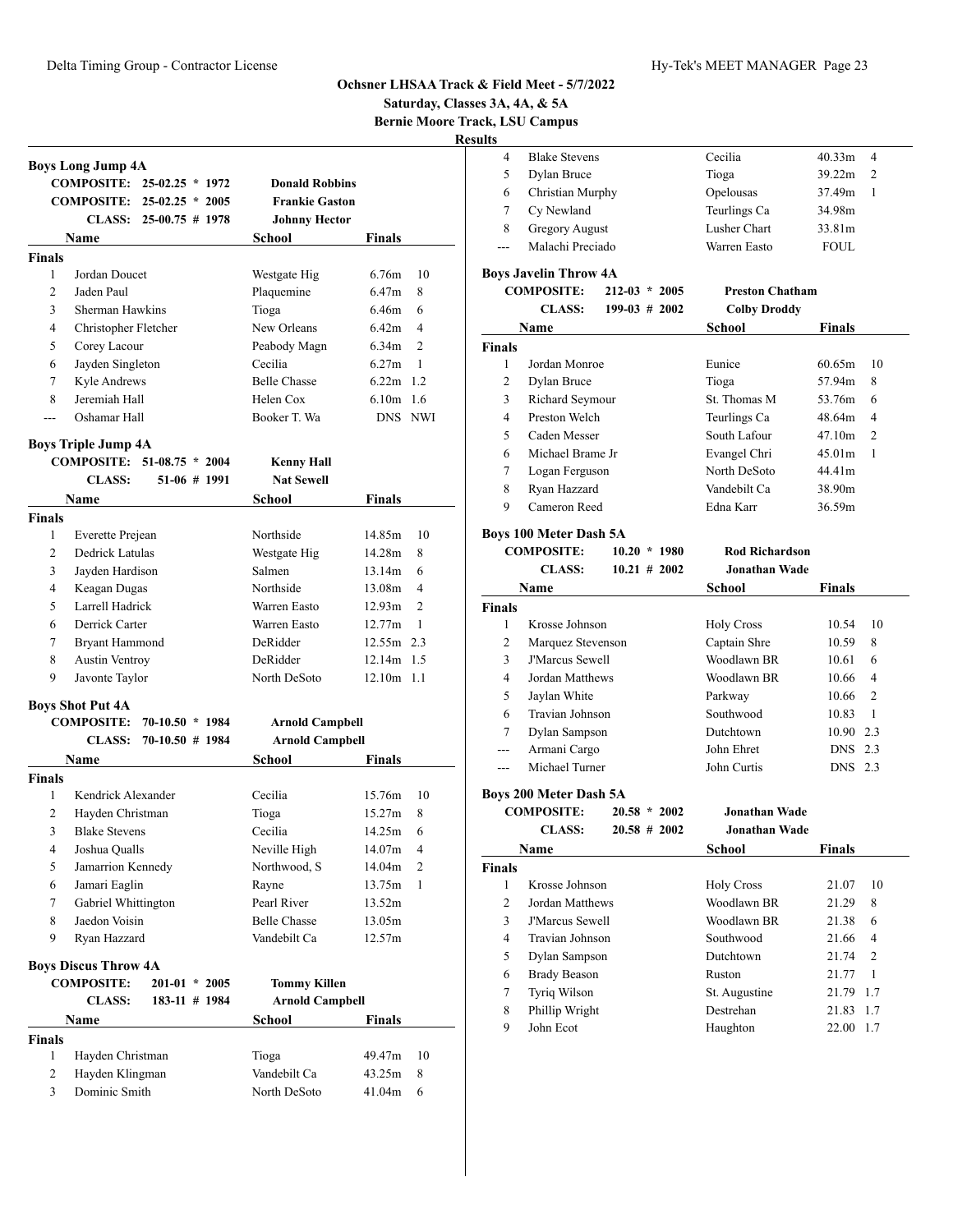## Ochsner LHSAA Track & Field Meet - 5/7/2022

**Saturday, Classes 3A, 4A, & 5A**

**Bernie Moore Track, LSU Campus**

**Results**

### Boys Long Jump 4A

**COMPOSITE: 25-02.25 * 1972 Donald Robbins**
**COMPOSITE: 25-02.25 * 2005 Frankie Gaston**
**CLASS: 25-00.75 # 1978 Johnny Hector**

| | Name | School | Finals | |
|---|---|---|---|---|
| **Finals** | | | | |
| 1 | Jordan Doucet | Westgate Hig | 6.76m | 10 |
| 2 | Jaden Paul | Plaquemine | 6.47m | 8 |
| 3 | Sherman Hawkins | Tioga | 6.46m | 6 |
| 4 | Christopher Fletcher | New Orleans | 6.42m | 4 |
| 5 | Corey Lacour | Peabody Magn | 6.34m | 2 |
| 6 | Jayden Singleton | Cecilia | 6.27m | 1 |
| 7 | Kyle Andrews | Belle Chasse | 6.22m | 1.2 |
| 8 | Jeremiah Hall | Helen Cox | 6.10m | 1.6 |
| --- | Oshamar Hall | Booker T. Wa | DNS | NWI |

### Boys Triple Jump 4A

**COMPOSITE: 51-08.75 * 2004 Kenny Hall**
**CLASS: 51-06 # 1991 Nat Sewell**

| | Name | School | Finals | |
|---|---|---|---|---|
| **Finals** | | | | |
| 1 | Everette Prejean | Northside | 14.85m | 10 |
| 2 | Dedrick Latulas | Westgate Hig | 14.28m | 8 |
| 3 | Jayden Hardison | Salmen | 13.14m | 6 |
| 4 | Keagan Dugas | Northside | 13.08m | 4 |
| 5 | Larrell Hadrick | Warren Easto | 12.93m | 2 |
| 6 | Derrick Carter | Warren Easto | 12.77m | 1 |
| 7 | Bryant Hammond | DeRidder | 12.55m | 2.3 |
| 8 | Austin Ventroy | DeRidder | 12.14m | 1.5 |
| 9 | Javonte Taylor | North DeSoto | 12.10m | 1.1 |

### Boys Shot Put 4A

**COMPOSITE: 70-10.50 * 1984 Arnold Campbell**
**CLASS: 70-10.50 # 1984 Arnold Campbell**

| | Name | School | Finals | |
|---|---|---|---|---|
| **Finals** | | | | |
| 1 | Kendrick Alexander | Cecilia | 15.76m | 10 |
| 2 | Hayden Christman | Tioga | 15.27m | 8 |
| 3 | Blake Stevens | Cecilia | 14.25m | 6 |
| 4 | Joshua Qualls | Neville High | 14.07m | 4 |
| 5 | Jamarrion Kennedy | Northwood, S | 14.04m | 2 |
| 6 | Jamari Eaglin | Rayne | 13.75m | 1 |
| 7 | Gabriel Whittington | Pearl River | 13.52m | |
| 8 | Jaedon Voisin | Belle Chasse | 13.05m | |
| 9 | Ryan Hazzard | Vandebilt Ca | 12.57m | |

### Boys Discus Throw 4A

**COMPOSITE: 201-01 * 2005 Tommy Killen**
**CLASS: 183-11 # 1984 Arnold Campbell**

| | Name | School | Finals | |
|---|---|---|---|---|
| **Finals** | | | | |
| 1 | Hayden Christman | Tioga | 49.47m | 10 |
| 2 | Hayden Klingman | Vandebilt Ca | 43.25m | 8 |
| 3 | Dominic Smith | North DeSoto | 41.04m | 6 |
| 4 | Blake Stevens | Cecilia | 40.33m | 4 |
| 5 | Dylan Bruce | Tioga | 39.22m | 2 |
| 6 | Christian Murphy | Opelousas | 37.49m | 1 |
| 7 | Cy Newland | Teurlings Ca | 34.98m | |
| 8 | Gregory August | Lusher Chart | 33.81m | |
| --- | Malachi Preciado | Warren Easto | FOUL | |

### Boys Javelin Throw 4A

**COMPOSITE: 212-03 * 2005 Preston Chatham**
**CLASS: 199-03 # 2002 Colby Droddy**

| | Name | School | Finals | |
|---|---|---|---|---|
| **Finals** | | | | |
| 1 | Jordan Monroe | Eunice | 60.65m | 10 |
| 2 | Dylan Bruce | Tioga | 57.94m | 8 |
| 3 | Richard Seymour | St. Thomas M | 53.76m | 6 |
| 4 | Preston Welch | Teurlings Ca | 48.64m | 4 |
| 5 | Caden Messer | South Lafour | 47.10m | 2 |
| 6 | Michael Brame Jr | Evangel Chri | 45.01m | 1 |
| 7 | Logan Ferguson | North DeSoto | 44.41m | |
| 8 | Ryan Hazzard | Vandebilt Ca | 38.90m | |
| 9 | Cameron Reed | Edna Karr | 36.59m | |

### Boys 100 Meter Dash 5A

**COMPOSITE: 10.20 * 1980 Rod Richardson**
**CLASS: 10.21 # 2002 Jonathan Wade**

| | Name | School | Finals | |
|---|---|---|---|---|
| **Finals** | | | | |
| 1 | Krosse Johnson | Holy Cross | 10.54 | 10 |
| 2 | Marquez Stevenson | Captain Shre | 10.59 | 8 |
| 3 | J'Marcus Sewell | Woodlawn BR | 10.61 | 6 |
| 4 | Jordan Matthews | Woodlawn BR | 10.66 | 4 |
| 5 | Jaylan White | Parkway | 10.66 | 2 |
| 6 | Travian Johnson | Southwood | 10.83 | 1 |
| 7 | Dylan Sampson | Dutchtown | 10.90 | 2.3 |
| --- | Armani Cargo | John Ehret | DNS | 2.3 |
| --- | Michael Turner | John Curtis | DNS | 2.3 |

### Boys 200 Meter Dash 5A

**COMPOSITE: 20.58 * 2002 Jonathan Wade**
**CLASS: 20.58 # 2002 Jonathan Wade**

| | Name | School | Finals | |
|---|---|---|---|---|
| **Finals** | | | | |
| 1 | Krosse Johnson | Holy Cross | 21.07 | 10 |
| 2 | Jordan Matthews | Woodlawn BR | 21.29 | 8 |
| 3 | J'Marcus Sewell | Woodlawn BR | 21.38 | 6 |
| 4 | Travian Johnson | Southwood | 21.66 | 4 |
| 5 | Dylan Sampson | Dutchtown | 21.74 | 2 |
| 6 | Brady Beason | Ruston | 21.77 | 1 |
| 7 | Tyriq Wilson | St. Augustine | 21.79 | 1.7 |
| 8 | Phillip Wright | Destrehan | 21.83 | 1.7 |
| 9 | John Ecot | Haughton | 22.00 | 1.7 |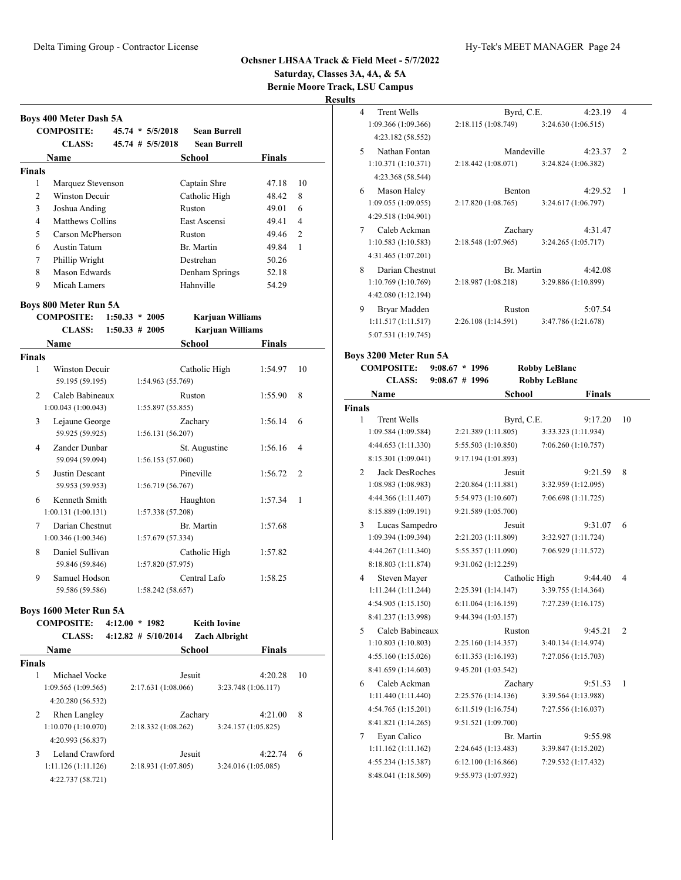## Ochsner LHSAA Track & Field Meet - 5/7/2022

**Saturday, Classes 3A, 4A, & 5A**

**Bernie Moore Track, LSU Campus**

**Results**

### Boys 400 Meter Dash 5A

**COMPOSITE:** 45.74 * 5/5/2018 **Sean Burrell**
**CLASS:** 45.74 # 5/5/2018 **Sean Burrell**

**Finals**

| | Name | School | Finals | Points |
|---|---|---|---|---|
| 1 | Marquez Stevenson | Captain Shre | 47.18 | 10 |
| 2 | Winston Decuir | Catholic High | 48.42 | 8 |
| 3 | Joshua Anding | Ruston | 49.01 | 6 |
| 4 | Matthews Collins | East Ascensi | 49.41 | 4 |
| 5 | Carson McPherson | Ruston | 49.46 | 2 |
| 6 | Austin Tatum | Br. Martin | 49.84 | 1 |
| 7 | Phillip Wright | Destrehan | 50.26 | |
| 8 | Mason Edwards | Denham Springs | 52.18 | |
| 9 | Micah Lamers | Hahnville | 54.29 | |

### Boys 800 Meter Run 5A

**COMPOSITE:** 1:50.33 * 2005 **Karjuan Williams**
**CLASS:** 1:50.33 # 2005 **Karjuan Williams**

**Finals**

| | Name | School | Finals | Points |
|---|---|---|---|---|
| 1 | Winston Decuir | Catholic High | 1:54.97 | 10 |
| | 59.195 (59.195) 1:54.963 (55.769) | | | |
| 2 | Caleb Babineaux | Ruston | 1:55.90 | 8 |
| | 1:00.043 (1:00.043) 1:55.897 (55.855) | | | |
| 3 | Lejaune George | Zachary | 1:56.14 | 6 |
| | 59.925 (59.925) 1:56.131 (56.207) | | | |
| 4 | Zander Dunbar | St. Augustine | 1:56.16 | 4 |
| | 59.094 (59.094) 1:56.153 (57.060) | | | |
| 5 | Justin Descant | Pineville | 1:56.72 | 2 |
| | 59.953 (59.953) 1:56.719 (56.767) | | | |
| 6 | Kenneth Smith | Haughton | 1:57.34 | 1 |
| | 1:00.131 (1:00.131) 1:57.338 (57.208) | | | |
| 7 | Darian Chestnut | Br. Martin | 1:57.68 | |
| | 1:00.346 (1:00.346) 1:57.679 (57.334) | | | |
| 8 | Daniel Sullivan | Catholic High | 1:57.82 | |
| | 59.846 (59.846) 1:57.820 (57.975) | | | |
| 9 | Samuel Hodson | Central Lafo | 1:58.25 | |
| | 59.586 (59.586) 1:58.242 (58.657) | | | |

### Boys 1600 Meter Run 5A

**COMPOSITE:** 4:12.00 * 1982 **Keith Iovine**
**CLASS:** 4:12.82 # 5/10/2014 **Zach Albright**

**Finals**

| | Name | School | Finals | Points |
|---|---|---|---|---|
| 1 | Michael Vocke | Jesuit | 4:20.28 | 10 |
| | 1:09.565 (1:09.565) 2:17.631 (1:08.066) 3:23.748 (1:06.117) 4:20.280 (56.532) | | | |
| 2 | Rhen Langley | Zachary | 4:21.00 | 8 |
| | 1:10.070 (1:10.070) 2:18.332 (1:08.262) 3:24.157 (1:05.825) 4:20.993 (56.837) | | | |
| 3 | Leland Crawford | Jesuit | 4:22.74 | 6 |
| | 1:11.126 (1:11.126) 2:18.931 (1:07.805) 3:24.016 (1:05.085) 4:22.737 (58.721) | | | |
| 4 | Trent Wells | Byrd, C.E. | 4:23.19 | 4 |
| | 1:09.366 (1:09.366) 2:18.115 (1:08.749) 3:24.630 (1:06.515) 4:23.182 (58.552) | | | |
| 5 | Nathan Fontan | Mandeville | 4:23.37 | 2 |
| | 1:10.371 (1:10.371) 2:18.442 (1:08.071) 3:24.824 (1:06.382) 4:23.368 (58.544) | | | |
| 6 | Mason Haley | Benton | 4:29.52 | 1 |
| | 1:09.055 (1:09.055) 2:17.820 (1:08.765) 3:24.617 (1:06.797) 4:29.518 (1:04.901) | | | |
| 7 | Caleb Ackman | Zachary | 4:31.47 | |
| | 1:10.583 (1:10.583) 2:18.548 (1:07.965) 3:24.265 (1:05.717) 4:31.465 (1:07.201) | | | |
| 8 | Darian Chestnut | Br. Martin | 4:42.08 | |
| | 1:10.769 (1:10.769) 2:18.987 (1:08.218) 3:29.886 (1:10.899) 4:42.080 (1:12.194) | | | |
| 9 | Bryar Madden | Ruston | 5:07.54 | |
| | 1:11.517 (1:11.517) 2:26.108 (1:14.591) 3:47.786 (1:21.678) 5:07.531 (1:19.745) | | | |

### Boys 3200 Meter Run 5A

**COMPOSITE:** 9:08.67 * 1996 **Robby LeBlanc**
**CLASS:** 9:08.67 # 1996 **Robby LeBlanc**

**Finals**

| | Name | School | Finals | Points |
|---|---|---|---|---|
| 1 | Trent Wells | Byrd, C.E. | 9:17.20 | 10 |
| | 1:09.584 (1:09.584) 2:21.389 (1:11.805) 3:33.323 (1:11.934) 4:44.653 (1:11.330) 5:55.503 (1:10.850) 7:06.260 (1:10.757) 8:15.301 (1:09.041) 9:17.194 (1:01.893) | | | |
| 2 | Jack DesRoches | Jesuit | 9:21.59 | 8 |
| | 1:08.983 (1:08.983) 2:20.864 (1:11.881) 3:32.959 (1:12.095) 4:44.366 (1:11.407) 5:54.973 (1:10.607) 7:06.698 (1:11.725) 8:15.889 (1:09.191) 9:21.589 (1:05.700) | | | |
| 3 | Lucas Sampedro | Jesuit | 9:31.07 | 6 |
| | 1:09.394 (1:09.394) 2:21.203 (1:11.809) 3:32.927 (1:11.724) 4:44.267 (1:11.340) 5:55.357 (1:11.090) 7:06.929 (1:11.572) 8:18.803 (1:11.874) 9:31.062 (1:12.259) | | | |
| 4 | Steven Mayer | Catholic High | 9:44.40 | 4 |
| | 1:11.244 (1:11.244) 2:25.391 (1:14.147) 3:39.755 (1:14.364) 4:54.905 (1:15.150) 6:11.064 (1:16.159) 7:27.239 (1:16.175) 8:41.237 (1:13.998) 9:44.394 (1:03.157) | | | |
| 5 | Caleb Babineaux | Ruston | 9:45.21 | 2 |
| | 1:10.803 (1:10.803) 2:25.160 (1:14.357) 3:40.134 (1:14.974) 4:55.160 (1:15.026) 6:11.353 (1:16.193) 7:27.056 (1:15.703) 8:41.659 (1:14.603) 9:45.201 (1:03.542) | | | |
| 6 | Caleb Ackman | Zachary | 9:51.53 | 1 |
| | 1:11.440 (1:11.440) 2:25.576 (1:14.136) 3:39.564 (1:13.988) 4:54.765 (1:15.201) 6:11.519 (1:16.754) 7:27.556 (1:16.037) 8:41.821 (1:14.265) 9:51.521 (1:09.700) | | | |
| 7 | Eyan Calico | Br. Martin | 9:55.98 | |
| | 1:11.162 (1:11.162) 2:24.645 (1:13.483) 3:39.847 (1:15.202) 4:55.234 (1:15.387) 6:12.100 (1:16.866) 7:29.532 (1:17.432) 8:48.041 (1:18.509) 9:55.973 (1:07.932) | | | |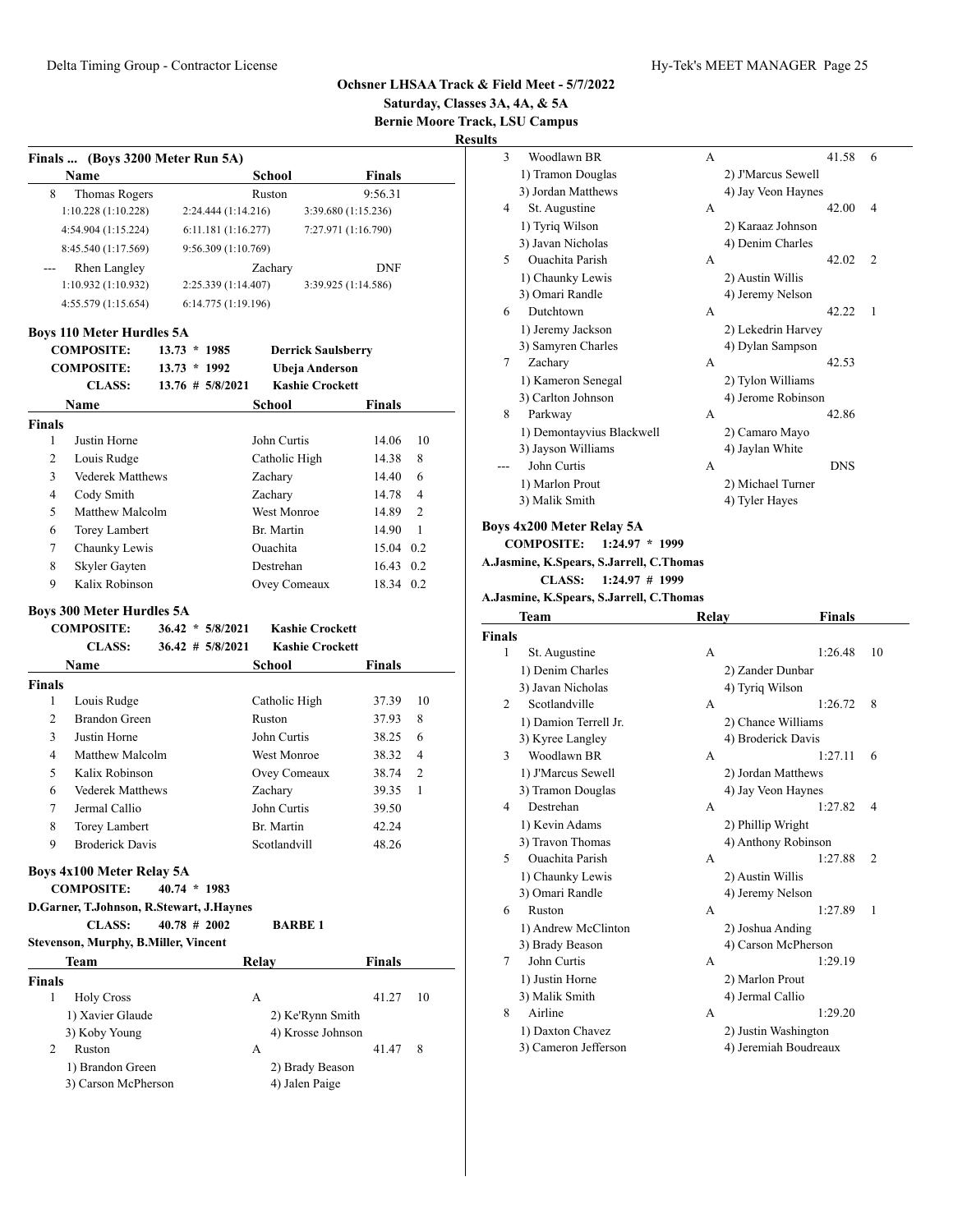**Ochsner LHSAA Track & Field Meet - 5/7/2022**
**Saturday, Classes 3A, 4A, & 5A**
**Bernie Moore Track, LSU Campus**
**Results**

## Finals ... (Boys 3200 Meter Run 5A)

| | Name | School | Finals |
|---|---|---|---|
| 8 | Thomas Rogers | Ruston | 9:56.31 |
| | 1:10.228 (1:10.228) | 2:24.444 (1:14.216) | 3:39.680 (1:15.236) |
| | 4:54.904 (1:15.224) | 6:11.181 (1:16.277) | 7:27.971 (1:16.790) |
| | 8:45.540 (1:17.569) | 9:56.309 (1:10.769) | |
| --- | Rhen Langley | Zachary | DNF |
| | 1:10.932 (1:10.932) | 2:25.339 (1:14.407) | 3:39.925 (1:14.586) |
| | 4:55.579 (1:15.654) | 6:14.775 (1:19.196) | |

## Boys 110 Meter Hurdles 5A

COMPOSITE: 13.73 * 1985 Derrick Saulsberry
COMPOSITE: 13.73 * 1992 Ubeja Anderson
CLASS: 13.76 # 5/8/2021 Kashie Crockett

**Finals**

| | Name | School | Finals | |
|---|---|---|---|---|
| 1 | Justin Horne | John Curtis | 14.06 | 10 |
| 2 | Louis Rudge | Catholic High | 14.38 | 8 |
| 3 | Vederek Matthews | Zachary | 14.40 | 6 |
| 4 | Cody Smith | Zachary | 14.78 | 4 |
| 5 | Matthew Malcolm | West Monroe | 14.89 | 2 |
| 6 | Torey Lambert | Br. Martin | 14.90 | 1 |
| 7 | Chaunky Lewis | Ouachita | 15.04 | 0.2 |
| 8 | Skyler Gayten | Destrehan | 16.43 | 0.2 |
| 9 | Kalix Robinson | Ovey Comeaux | 18.34 | 0.2 |

## Boys 300 Meter Hurdles 5A

COMPOSITE: 36.42 * 5/8/2021 Kashie Crockett
CLASS: 36.42 # 5/8/2021 Kashie Crockett

**Finals**

| | Name | School | Finals | |
|---|---|---|---|---|
| 1 | Louis Rudge | Catholic High | 37.39 | 10 |
| 2 | Brandon Green | Ruston | 37.93 | 8 |
| 3 | Justin Horne | John Curtis | 38.25 | 6 |
| 4 | Matthew Malcolm | West Monroe | 38.32 | 4 |
| 5 | Kalix Robinson | Ovey Comeaux | 38.74 | 2 |
| 6 | Vederek Matthews | Zachary | 39.35 | 1 |
| 7 | Jermal Callio | John Curtis | 39.50 | |
| 8 | Torey Lambert | Br. Martin | 42.24 | |
| 9 | Broderick Davis | Scotlandvill | 48.26 | |

## Boys 4x100 Meter Relay 5A

COMPOSITE: 40.74 * 1983
D.Garner, T.Johnson, R.Stewart, J.Haynes
CLASS: 40.78 # 2002 BARBE 1
Stevenson, Murphy, B.Miller, Vincent

**Finals**

| | Team | Relay | Finals | |
|---|---|---|---|---|
| 1 | Holy Cross | A | 41.27 | 10 |
| | 1) Xavier Glaude | 2) Ke'Rynn Smith | | |
| | 3) Koby Young | 4) Krosse Johnson | | |
| 2 | Ruston | A | 41.47 | 8 |
| | 1) Brandon Green | 2) Brady Beason | | |
| | 3) Carson McPherson | 4) Jalen Paige | | |
| 3 | Woodlawn BR | A | 41.58 | 6 |
| | 1) Tramon Douglas | 2) J'Marcus Sewell | | |
| | 3) Jordan Matthews | 4) Jay Veon Haynes | | |
| 4 | St. Augustine | A | 42.00 | 4 |
| | 1) Tyriq Wilson | 2) Karaaz Johnson | | |
| | 3) Javan Nicholas | 4) Denim Charles | | |
| 5 | Ouachita Parish | A | 42.02 | 2 |
| | 1) Chaunky Lewis | 2) Austin Willis | | |
| | 3) Omari Randle | 4) Jeremy Nelson | | |
| 6 | Dutchtown | A | 42.22 | 1 |
| | 1) Jeremy Jackson | 2) Lekedrin Harvey | | |
| | 3) Samyren Charles | 4) Dylan Sampson | | |
| 7 | Zachary | A | 42.53 | |
| | 1) Kameron Senegal | 2) Tylon Williams | | |
| | 3) Carlton Johnson | 4) Jerome Robinson | | |
| 8 | Parkway | A | 42.86 | |
| | 1) Demontayvius Blackwell | 2) Camaro Mayo | | |
| | 3) Jayson Williams | 4) Jaylan White | | |
| --- | John Curtis | A | DNS | |
| | 1) Marlon Prout | 2) Michael Turner | | |
| | 3) Malik Smith | 4) Tyler Hayes | | |

## Boys 4x200 Meter Relay 5A

COMPOSITE: 1:24.97 * 1999
A.Jasmine, K.Spears, S.Jarrell, C.Thomas
CLASS: 1:24.97 # 1999
A.Jasmine, K.Spears, S.Jarrell, C.Thomas

**Finals**

| | Team | Relay | Finals | |
|---|---|---|---|---|
| 1 | St. Augustine | A | 1:26.48 | 10 |
| | 1) Denim Charles | 2) Zander Dunbar | | |
| | 3) Javan Nicholas | 4) Tyriq Wilson | | |
| 2 | Scotlandville | A | 1:26.72 | 8 |
| | 1) Damion Terrell Jr. | 2) Chance Williams | | |
| | 3) Kyree Langley | 4) Broderick Davis | | |
| 3 | Woodlawn BR | A | 1:27.11 | 6 |
| | 1) J'Marcus Sewell | 2) Jordan Matthews | | |
| | 3) Tramon Douglas | 4) Jay Veon Haynes | | |
| 4 | Destrehan | A | 1:27.82 | 4 |
| | 1) Kevin Adams | 2) Phillip Wright | | |
| | 3) Travon Thomas | 4) Anthony Robinson | | |
| 5 | Ouachita Parish | A | 1:27.88 | 2 |
| | 1) Chaunky Lewis | 2) Austin Willis | | |
| | 3) Omari Randle | 4) Jeremy Nelson | | |
| 6 | Ruston | A | 1:27.89 | 1 |
| | 1) Andrew McClinton | 2) Joshua Anding | | |
| | 3) Brady Beason | 4) Carson McPherson | | |
| 7 | John Curtis | A | 1:29.19 | |
| | 1) Justin Horne | 2) Marlon Prout | | |
| | 3) Malik Smith | 4) Jermal Callio | | |
| 8 | Airline | A | 1:29.20 | |
| | 1) Daxton Chavez | 2) Justin Washington | | |
| | 3) Cameron Jefferson | 4) Jeremiah Boudreaux | | |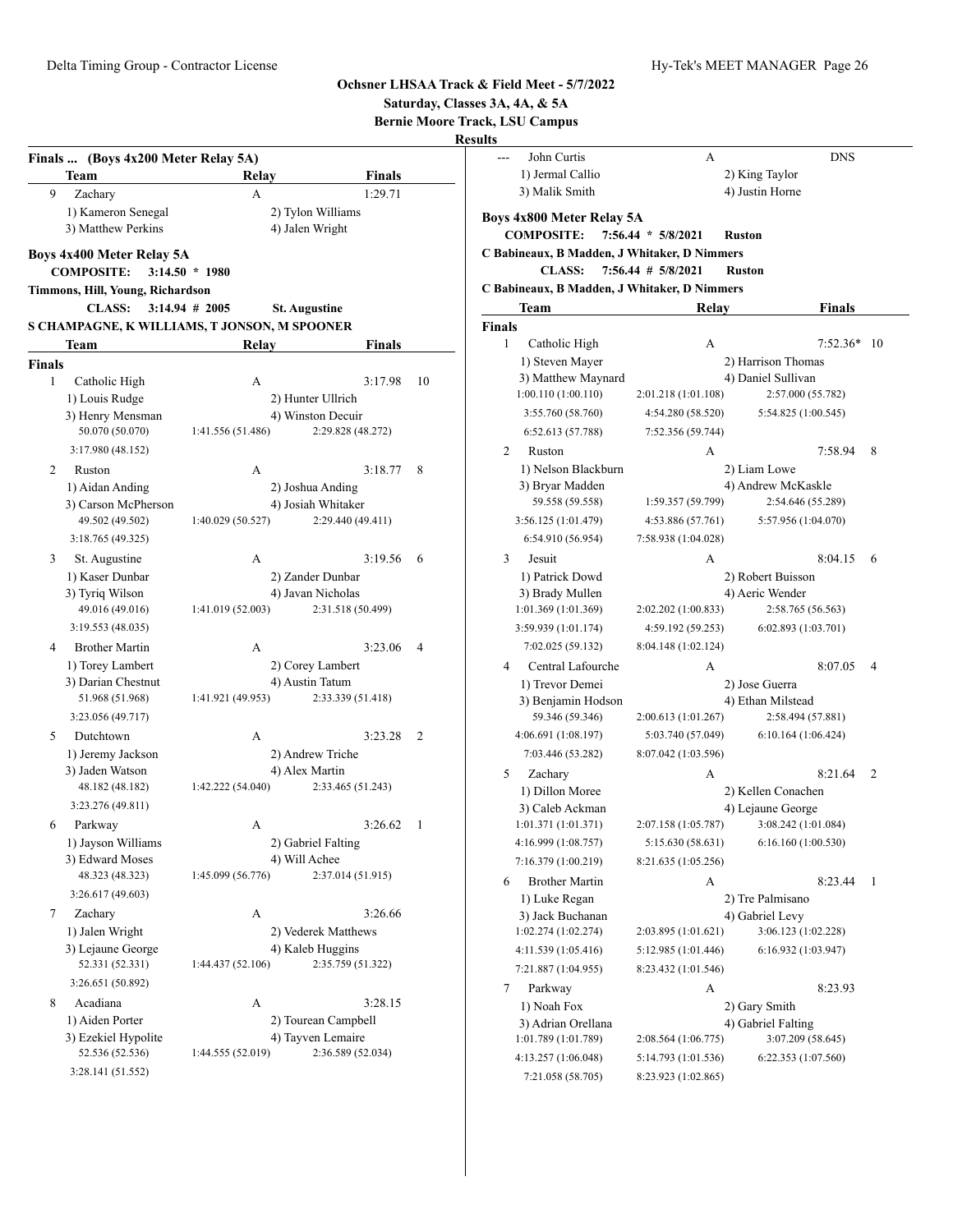# Ochsner LHSAA Track & Field Meet - 5/7/2022

**Saturday, Classes 3A, 4A, & 5A**

**Bernie Moore Track, LSU Campus**

**Results**

## Finals ... (Boys 4x200 Meter Relay 5A)

| | Team | Relay | Finals | |
|---|---|---|---|---|
| 9 | Zachary | A | 1:29.71 | |
| | 1) Kameron Senegal | 2) Tylon Williams | | |
| | 3) Matthew Perkins | 4) Jalen Wright | | |

## Boys 4x400 Meter Relay 5A

**COMPOSITE: 3:14.50 * 1980**
**Timmons, Hill, Young, Richardson**
**CLASS: 3:14.94 # 2005 St. Augustine**
**S CHAMPAGNE, K WILLIAMS, T JONSON, M SPOONER**

### Finals

| | Team | Relay | Finals | Points |
|---|---|---|---|---|
| 1 | Catholic High | A | 3:17.98 | 10 |
| | 1) Louis Rudge | 2) Hunter Ullrich | | |
| | 3) Henry Mensman | 4) Winston Decuir | | |
| | 50.070 (50.070) | 1:41.556 (51.486) | 2:29.828 (48.272) | |
| | 3:17.980 (48.152) | | | |
| 2 | Ruston | A | 3:18.77 | 8 |
| | 1) Aidan Anding | 2) Joshua Anding | | |
| | 3) Carson McPherson | 4) Josiah Whitaker | | |
| | 49.502 (49.502) | 1:40.029 (50.527) | 2:29.440 (49.411) | |
| | 3:18.765 (49.325) | | | |
| 3 | St. Augustine | A | 3:19.56 | 6 |
| | 1) Kaser Dunbar | 2) Zander Dunbar | | |
| | 3) Tyriq Wilson | 4) Javan Nicholas | | |
| | 49.016 (49.016) | 1:41.019 (52.003) | 2:31.518 (50.499) | |
| | 3:19.553 (48.035) | | | |
| 4 | Brother Martin | A | 3:23.06 | 4 |
| | 1) Torey Lambert | 2) Corey Lambert | | |
| | 3) Darian Chestnut | 4) Austin Tatum | | |
| | 51.968 (51.968) | 1:41.921 (49.953) | 2:33.339 (51.418) | |
| | 3:23.056 (49.717) | | | |
| 5 | Dutchtown | A | 3:23.28 | 2 |
| | 1) Jeremy Jackson | 2) Andrew Triche | | |
| | 3) Jaden Watson | 4) Alex Martin | | |
| | 48.182 (48.182) | 1:42.222 (54.040) | 2:33.465 (51.243) | |
| | 3:23.276 (49.811) | | | |
| 6 | Parkway | A | 3:26.62 | 1 |
| | 1) Jayson Williams | 2) Gabriel Falting | | |
| | 3) Edward Moses | 4) Will Achee | | |
| | 48.323 (48.323) | 1:45.099 (56.776) | 2:37.014 (51.915) | |
| | 3:26.617 (49.603) | | | |
| 7 | Zachary | A | 3:26.66 | |
| | 1) Jalen Wright | 2) Vederek Matthews | | |
| | 3) Lejaune George | 4) Kaleb Huggins | | |
| | 52.331 (52.331) | 1:44.437 (52.106) | 2:35.759 (51.322) | |
| | 3:26.651 (50.892) | | | |
| 8 | Acadiana | A | 3:28.15 | |
| | 1) Aiden Porter | 2) Tourean Campbell | | |
| | 3) Ezekiel Hypolite | 4) Tayven Lemaire | | |
| | 52.536 (52.536) | 1:44.555 (52.019) | 2:36.589 (52.034) | |
| | 3:28.141 (51.552) | | | |
| --- | John Curtis | A | DNS | |
| | 1) Jermal Callio | 2) King Taylor | | |
| | 3) Malik Smith | 4) Justin Horne | | |

## Boys 4x800 Meter Relay 5A

**COMPOSITE: 7:56.44 * 5/8/2021 Ruston**
**C Babineaux, B Madden, J Whitaker, D Nimmers**
**CLASS: 7:56.44 # 5/8/2021 Ruston**
**C Babineaux, B Madden, J Whitaker, D Nimmers**

### Finals

| | Team | Relay | Finals | Points |
|---|---|---|---|---|
| 1 | Catholic High | A | 7:52.36* | 10 |
| | 1) Steven Mayer | 2) Harrison Thomas | | |
| | 3) Matthew Maynard | 4) Daniel Sullivan | | |
| | 1:00.110 (1:00.110) | 2:01.218 (1:01.108) | 2:57.000 (55.782) | |
| | 3:55.760 (58.760) | 4:54.280 (58.520) | 5:54.825 (1:00.545) | |
| | 6:52.613 (57.788) | 7:52.356 (59.744) | | |
| 2 | Ruston | A | 7:58.94 | 8 |
| | 1) Nelson Blackburn | 2) Liam Lowe | | |
| | 3) Bryar Madden | 4) Andrew McKaskle | | |
| | 59.558 (59.558) | 1:59.357 (59.799) | 2:54.646 (55.289) | |
| | 3:56.125 (1:01.479) | 4:53.886 (57.761) | 5:57.956 (1:04.070) | |
| | 6:54.910 (56.954) | 7:58.938 (1:04.028) | | |
| 3 | Jesuit | A | 8:04.15 | 6 |
| | 1) Patrick Dowd | 2) Robert Buisson | | |
| | 3) Brady Mullen | 4) Aeric Wender | | |
| | 1:01.369 (1:01.369) | 2:02.202 (1:00.833) | 2:58.765 (56.563) | |
| | 3:59.939 (1:01.174) | 4:59.192 (59.253) | 6:02.893 (1:03.701) | |
| | 7:02.025 (59.132) | 8:04.148 (1:02.124) | | |
| 4 | Central Lafourche | A | 8:07.05 | 4 |
| | 1) Trevor Demei | 2) Jose Guerra | | |
| | 3) Benjamin Hodson | 4) Ethan Milstead | | |
| | 59.346 (59.346) | 2:00.613 (1:01.267) | 2:58.494 (57.881) | |
| | 4:06.691 (1:08.197) | 5:03.740 (57.049) | 6:10.164 (1:06.424) | |
| | 7:03.446 (53.282) | 8:07.042 (1:03.596) | | |
| 5 | Zachary | A | 8:21.64 | 2 |
| | 1) Dillon Moree | 2) Kellen Conachen | | |
| | 3) Caleb Ackman | 4) Lejaune George | | |
| | 1:01.371 (1:01.371) | 2:07.158 (1:05.787) | 3:08.242 (1:01.084) | |
| | 4:16.999 (1:08.757) | 5:15.630 (58.631) | 6:16.160 (1:00.530) | |
| | 7:16.379 (1:00.219) | 8:21.635 (1:05.256) | | |
| 6 | Brother Martin | A | 8:23.44 | 1 |
| | 1) Luke Regan | 2) Tre Palmisano | | |
| | 3) Jack Buchanan | 4) Gabriel Levy | | |
| | 1:02.274 (1:02.274) | 2:03.895 (1:01.621) | 3:06.123 (1:02.228) | |
| | 4:11.539 (1:05.416) | 5:12.985 (1:01.446) | 6:16.932 (1:03.947) | |
| | 7:21.887 (1:04.955) | 8:23.432 (1:01.546) | | |
| 7 | Parkway | A | 8:23.93 | |
| | 1) Noah Fox | 2) Gary Smith | | |
| | 3) Adrian Orellana | 4) Gabriel Falting | | |
| | 1:01.789 (1:01.789) | 2:08.564 (1:06.775) | 3:07.209 (58.645) | |
| | 4:13.257 (1:06.048) | 5:14.793 (1:01.536) | 6:22.353 (1:07.560) | |
| | 7:21.058 (58.705) | 8:23.923 (1:02.865) | | |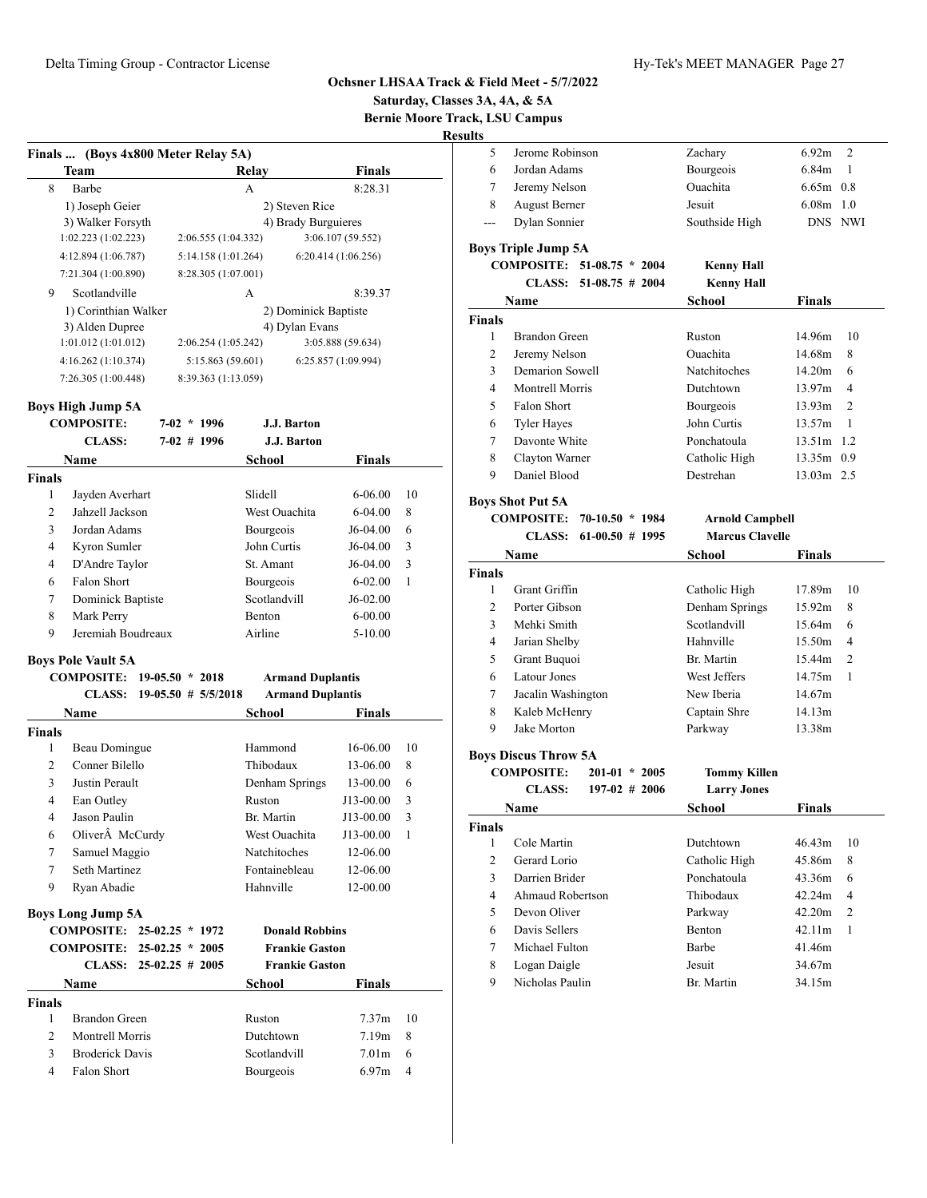# Ochsner LHSAA Track & Field Meet - 5/7/2022

**Saturday, Classes 3A, 4A, & 5A**

**Bernie Moore Track, LSU Campus**

**Results**

### Finals ... (Boys 4x800 Meter Relay 5A)

| | Team | Relay | Finals |
|---|---|---|---|
| 8 | Barbe | A | 8:28.31 |
| | 1) Joseph Geier | 2) Steven Rice | |
| | 3) Walker Forsyth | 4) Brady Burguieres | |
| | 1:02.223 (1:02.223) | 2:06.555 (1:04.332) | 3:06.107 (59.552) |
| | 4:12.894 (1:06.787) | 5:14.158 (1:01.264) | 6:20.414 (1:06.256) |
| | 7:21.304 (1:00.890) | 8:28.305 (1:07.001) | |
| 9 | Scotlandville | A | 8:39.37 |
| | 1) Corinthian Walker | 2) Dominick Baptiste | |
| | 3) Alden Dupree | 4) Dylan Evans | |
| | 1:01.012 (1:01.012) | 2:06.254 (1:05.242) | 3:05.888 (59.634) |
| | 4:16.262 (1:10.374) | 5:15.863 (59.601) | 6:25.857 (1:09.994) |
| | 7:26.305 (1:00.448) | 8:39.363 (1:13.059) | |

### Boys High Jump 5A

**COMPOSITE:** 7-02 * 1996 **J.J. Barton**
**CLASS:** 7-02 # 1996 **J.J. Barton**

| | Name | School | Finals | |
|---|---|---|---|---|
| **Finals** | | | | |
| 1 | Jayden Averhart | Slidell | 6-06.00 | 10 |
| 2 | Jahzell Jackson | West Ouachita | 6-04.00 | 8 |
| 3 | Jordan Adams | Bourgeois | J6-04.00 | 6 |
| 4 | Kyron Sumler | John Curtis | J6-04.00 | 3 |
| 4 | D'Andre Taylor | St. Amant | J6-04.00 | 3 |
| 6 | Falon Short | Bourgeois | 6-02.00 | 1 |
| 7 | Dominick Baptiste | Scotlandvill | J6-02.00 | |
| 8 | Mark Perry | Benton | 6-00.00 | |
| 9 | Jeremiah Boudreaux | Airline | 5-10.00 | |

### Boys Pole Vault 5A

**COMPOSITE:** 19-05.50 * 2018 **Armand Duplantis**
**CLASS:** 19-05.50 # 5/5/2018 **Armand Duplantis**

| | Name | School | Finals | |
|---|---|---|---|---|
| **Finals** | | | | |
| 1 | Beau Domingue | Hammond | 16-06.00 | 10 |
| 2 | Conner Bilello | Thibodaux | 13-06.00 | 8 |
| 3 | Justin Perault | Denham Springs | 13-00.00 | 6 |
| 4 | Ean Outley | Ruston | J13-00.00 | 3 |
| 4 | Jason Paulin | Br. Martin | J13-00.00 | 3 |
| 6 | OliverÂ McCurdy | West Ouachita | J13-00.00 | 1 |
| 7 | Samuel Maggio | Natchitoches | 12-06.00 | |
| 7 | Seth Martinez | Fontainebleau | 12-06.00 | |
| 9 | Ryan Abadie | Hahnville | 12-00.00 | |

### Boys Long Jump 5A

**COMPOSITE:** 25-02.25 * 1972 **Donald Robbins**
**COMPOSITE:** 25-02.25 * 2005 **Frankie Gaston**
**CLASS:** 25-02.25 # 2005 **Frankie Gaston**

| | Name | School | Finals | |
|---|---|---|---|---|
| **Finals** | | | | |
| 1 | Brandon Green | Ruston | 7.37m | 10 |
| 2 | Montrell Morris | Dutchtown | 7.19m | 8 |
| 3 | Broderick Davis | Scotlandvill | 7.01m | 6 |
| 4 | Falon Short | Bourgeois | 6.97m | 4 |
| 5 | Jerome Robinson | Zachary | 6.92m | 2 |
| 6 | Jordan Adams | Bourgeois | 6.84m | 1 |
| 7 | Jeremy Nelson | Ouachita | 6.65m | 0.8 |
| 8 | August Berner | Jesuit | 6.08m | 1.0 |
| --- | Dylan Sonnier | Southside High | DNS | NWI |

### Boys Triple Jump 5A

**COMPOSITE:** 51-08.75 * 2004 **Kenny Hall**
**CLASS:** 51-08.75 # 2004 **Kenny Hall**

| | Name | School | Finals | |
|---|---|---|---|---|
| **Finals** | | | | |
| 1 | Brandon Green | Ruston | 14.96m | 10 |
| 2 | Jeremy Nelson | Ouachita | 14.68m | 8 |
| 3 | Demarion Sowell | Natchitoches | 14.20m | 6 |
| 4 | Montrell Morris | Dutchtown | 13.97m | 4 |
| 5 | Falon Short | Bourgeois | 13.93m | 2 |
| 6 | Tyler Hayes | John Curtis | 13.57m | 1 |
| 7 | Davonte White | Ponchatoula | 13.51m | 1.2 |
| 8 | Clayton Warner | Catholic High | 13.35m | 0.9 |
| 9 | Daniel Blood | Destrehan | 13.03m | 2.5 |

### Boys Shot Put 5A

**COMPOSITE:** 70-10.50 * 1984 **Arnold Campbell**
**CLASS:** 61-00.50 # 1995 **Marcus Clavelle**

| | Name | School | Finals | |
|---|---|---|---|---|
| **Finals** | | | | |
| 1 | Grant Griffin | Catholic High | 17.89m | 10 |
| 2 | Porter Gibson | Denham Springs | 15.92m | 8 |
| 3 | Mehki Smith | Scotlandvill | 15.64m | 6 |
| 4 | Jarian Shelby | Hahnville | 15.50m | 4 |
| 5 | Grant Buquoi | Br. Martin | 15.44m | 2 |
| 6 | Latour Jones | West Jeffers | 14.75m | 1 |
| 7 | Jacalin Washington | New Iberia | 14.67m | |
| 8 | Kaleb McHenry | Captain Shre | 14.13m | |
| 9 | Jake Morton | Parkway | 13.38m | |

### Boys Discus Throw 5A

**COMPOSITE:** 201-01 * 2005 **Tommy Killen**
**CLASS:** 197-02 # 2006 **Larry Jones**

| | Name | School | Finals | |
|---|---|---|---|---|
| **Finals** | | | | |
| 1 | Cole Martin | Dutchtown | 46.43m | 10 |
| 2 | Gerard Lorio | Catholic High | 45.86m | 8 |
| 3 | Darrien Brider | Ponchatoula | 43.36m | 6 |
| 4 | Ahmaud Robertson | Thibodaux | 42.24m | 4 |
| 5 | Devon Oliver | Parkway | 42.20m | 2 |
| 6 | Davis Sellers | Benton | 42.11m | 1 |
| 7 | Michael Fulton | Barbe | 41.46m | |
| 8 | Logan Daigle | Jesuit | 34.67m | |
| 9 | Nicholas Paulin | Br. Martin | 34.15m | |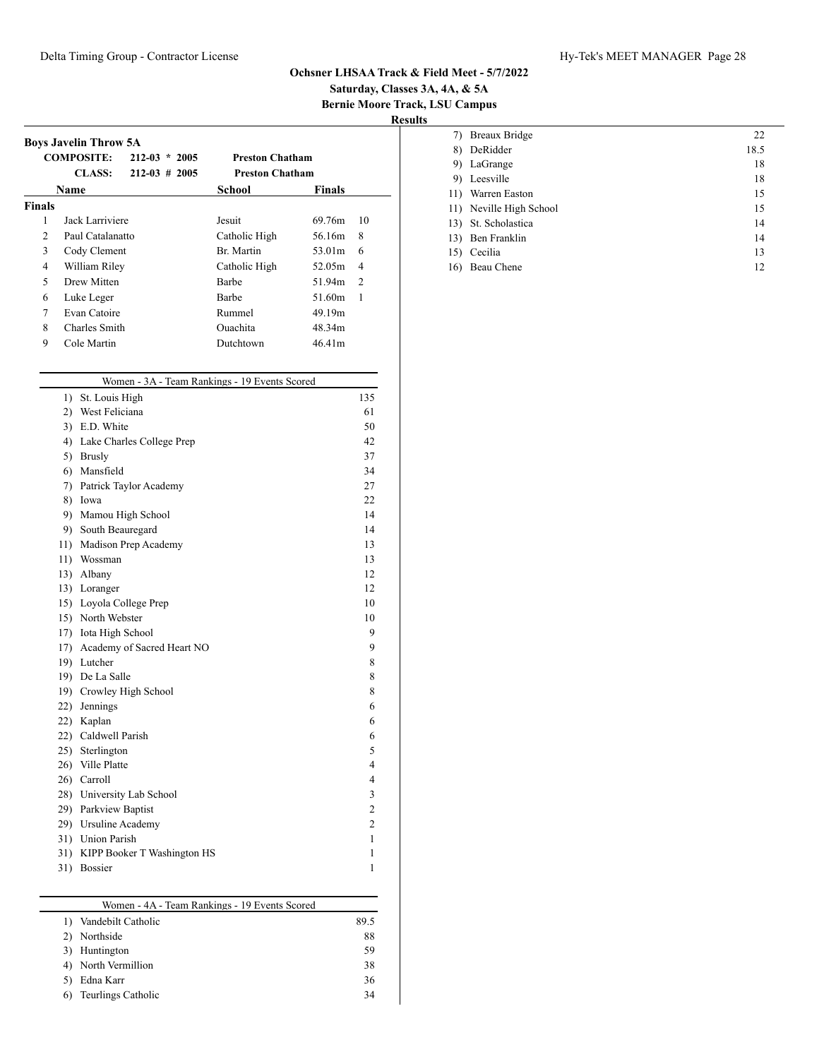## Ochsner LHSAA Track & Field Meet - 5/7/2022

**Saturday, Classes 3A, 4A, & 5A**

**Bernie Moore Track, LSU Campus**

**Results**

### Boys Javelin Throw 5A

| | | | |
|---|---|---|---|
| **COMPOSITE:** | 212-03 * 2005 | **Preston Chatham** | |
| **CLASS:** | 212-03 # 2005 | **Preston Chatham** | |

| | Name | School | Finals | |
|---|---|---|---|---|
| **Finals** | | | | |
| 1 | Jack Larriviere | Jesuit | 69.76m | 10 |
| 2 | Paul Catalanatto | Catholic High | 56.16m | 8 |
| 3 | Cody Clement | Br. Martin | 53.01m | 6 |
| 4 | William Riley | Catholic High | 52.05m | 4 |
| 5 | Drew Mitten | Barbe | 51.94m | 2 |
| 6 | Luke Leger | Barbe | 51.60m | 1 |
| 7 | Evan Catoire | Rummel | 49.19m | |
| 8 | Charles Smith | Ouachita | 48.34m | |
| 9 | Cole Martin | Dutchtown | 46.41m | |

### Women - 3A - Team Rankings - 19 Events Scored

| Rank | Team | Points |
|---|---|---|
| 1) | St. Louis High | 135 |
| 2) | West Feliciana | 61 |
| 3) | E.D. White | 50 |
| 4) | Lake Charles College Prep | 42 |
| 5) | Brusly | 37 |
| 6) | Mansfield | 34 |
| 7) | Patrick Taylor Academy | 27 |
| 8) | Iowa | 22 |
| 9) | Mamou High School | 14 |
| 9) | South Beauregard | 14 |
| 11) | Madison Prep Academy | 13 |
| 11) | Wossman | 13 |
| 13) | Albany | 12 |
| 13) | Loranger | 12 |
| 15) | Loyola College Prep | 10 |
| 15) | North Webster | 10 |
| 17) | Iota High School | 9 |
| 17) | Academy of Sacred Heart NO | 9 |
| 19) | Lutcher | 8 |
| 19) | De La Salle | 8 |
| 19) | Crowley High School | 8 |
| 22) | Jennings | 6 |
| 22) | Kaplan | 6 |
| 22) | Caldwell Parish | 6 |
| 25) | Sterlington | 5 |
| 26) | Ville Platte | 4 |
| 26) | Carroll | 4 |
| 28) | University Lab School | 3 |
| 29) | Parkview Baptist | 2 |
| 29) | Ursuline Academy | 2 |
| 31) | Union Parish | 1 |
| 31) | KIPP Booker T Washington HS | 1 |
| 31) | Bossier | 1 |

### Women - 4A - Team Rankings - 19 Events Scored

| Rank | Team | Points |
|---|---|---|
| 1) | Vandebilt Catholic | 89.5 |
| 2) | Northside | 88 |
| 3) | Huntington | 59 |
| 4) | North Vermillion | 38 |
| 5) | Edna Karr | 36 |
| 6) | Teurlings Catholic | 34 |
| 7) | Breaux Bridge | 22 |
| 8) | DeRidder | 18.5 |
| 9) | LaGrange | 18 |
| 9) | Leesville | 18 |
| 11) | Warren Easton | 15 |
| 11) | Neville High School | 15 |
| 13) | St. Scholastica | 14 |
| 13) | Ben Franklin | 14 |
| 15) | Cecilia | 13 |
| 16) | Beau Chene | 12 |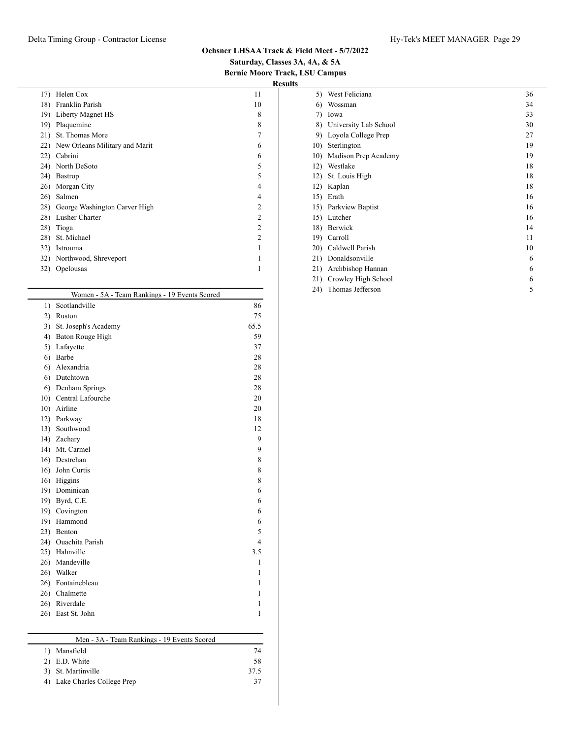## Ochsner LHSAA Track & Field Meet - 5/7/2022

**Saturday, Classes 3A, 4A, & 5A**

**Bernie Moore Track, LSU Campus**

**Results**

| Rank | Team | Points |
|---|---|---|
| 17) | Helen Cox | 11 |
| 18) | Franklin Parish | 10 |
| 19) | Liberty Magnet HS | 8 |
| 19) | Plaquemine | 8 |
| 21) | St. Thomas More | 7 |
| 22) | New Orleans Military and Marit | 6 |
| 22) | Cabrini | 6 |
| 24) | North DeSoto | 5 |
| 24) | Bastrop | 5 |
| 26) | Morgan City | 4 |
| 26) | Salmen | 4 |
| 28) | George Washington Carver High | 2 |
| 28) | Lusher Charter | 2 |
| 28) | Tioga | 2 |
| 28) | St. Michael | 2 |
| 32) | Istrouma | 1 |
| 32) | Northwood, Shreveport | 1 |
| 32) | Opelousas | 1 |

### Women - 5A - Team Rankings - 19 Events Scored

| Rank | Team | Points |
|---|---|---|
| 1) | Scotlandville | 86 |
| 2) | Ruston | 75 |
| 3) | St. Joseph's Academy | 65.5 |
| 4) | Baton Rouge High | 59 |
| 5) | Lafayette | 37 |
| 6) | Barbe | 28 |
| 6) | Alexandria | 28 |
| 6) | Dutchtown | 28 |
| 6) | Denham Springs | 28 |
| 10) | Central Lafourche | 20 |
| 10) | Airline | 20 |
| 12) | Parkway | 18 |
| 13) | Southwood | 12 |
| 14) | Zachary | 9 |
| 14) | Mt. Carmel | 9 |
| 16) | Destrehan | 8 |
| 16) | John Curtis | 8 |
| 16) | Higgins | 8 |
| 19) | Dominican | 6 |
| 19) | Byrd, C.E. | 6 |
| 19) | Covington | 6 |
| 19) | Hammond | 6 |
| 23) | Benton | 5 |
| 24) | Ouachita Parish | 4 |
| 25) | Hahnville | 3.5 |
| 26) | Mandeville | 1 |
| 26) | Walker | 1 |
| 26) | Fontainebleau | 1 |
| 26) | Chalmette | 1 |
| 26) | Riverdale | 1 |
| 26) | East St. John | 1 |

### Men - 3A - Team Rankings - 19 Events Scored

| Rank | Team | Points |
|---|---|---|
| 1) | Mansfield | 74 |
| 2) | E.D. White | 58 |
| 3) | St. Martinville | 37.5 |
| 4) | Lake Charles College Prep | 37 |
| 5) | West Feliciana | 36 |
| 6) | Wossman | 34 |
| 7) | Iowa | 33 |
| 8) | University Lab School | 30 |
| 9) | Loyola College Prep | 27 |
| 10) | Sterlington | 19 |
| 10) | Madison Prep Academy | 19 |
| 12) | Westlake | 18 |
| 12) | St. Louis High | 18 |
| 12) | Kaplan | 18 |
| 15) | Erath | 16 |
| 15) | Parkview Baptist | 16 |
| 15) | Lutcher | 16 |
| 18) | Berwick | 14 |
| 19) | Carroll | 11 |
| 20) | Caldwell Parish | 10 |
| 21) | Donaldsonville | 6 |
| 21) | Archbishop Hannan | 6 |
| 21) | Crowley High School | 6 |
| 24) | Thomas Jefferson | 5 |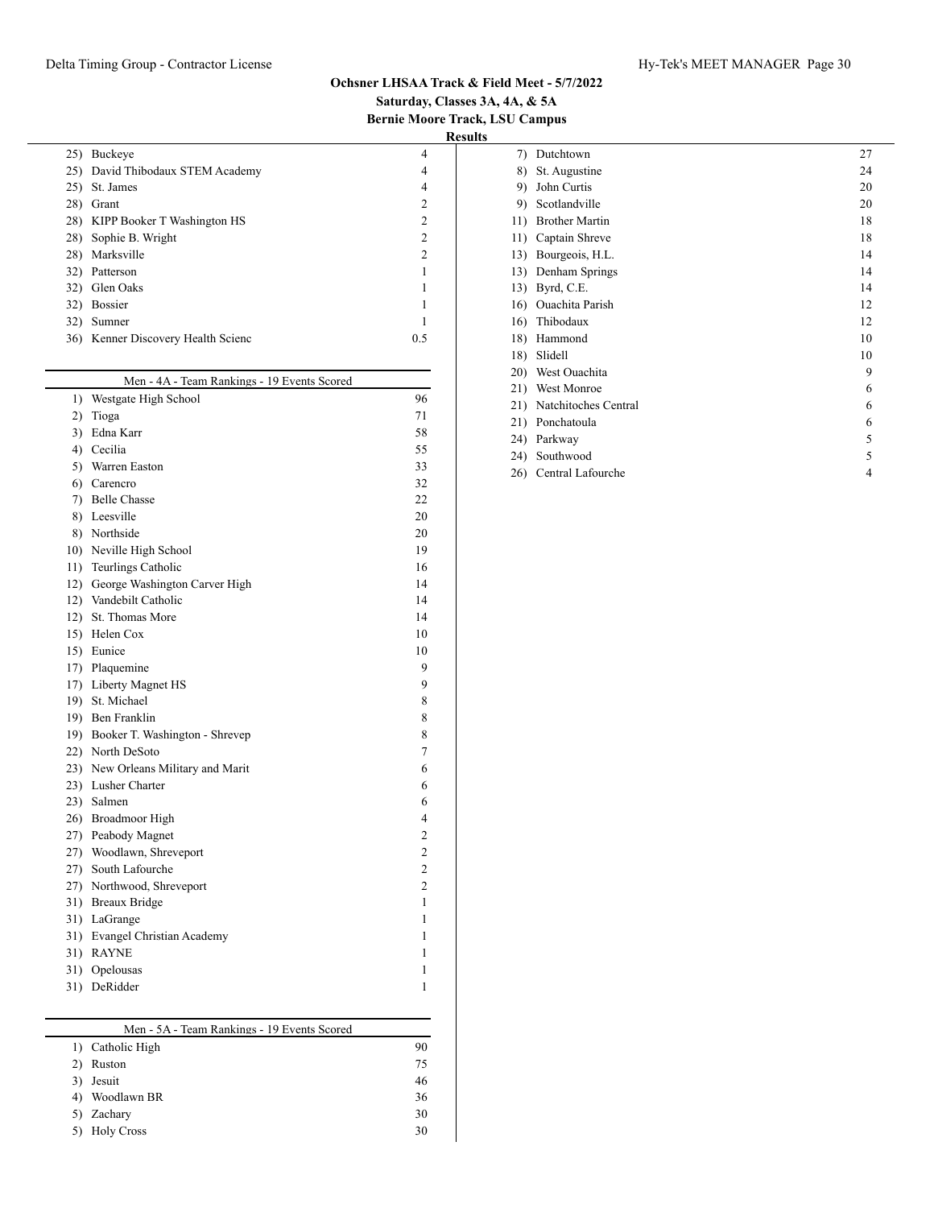# Ochsner LHSAA Track & Field Meet - 5/7/2022

**Saturday, Classes 3A, 4A, & 5A**

**Bernie Moore Track, LSU Campus**

**Results**

| | | |
|---|---|---|
| 25) | Buckeye | 4 |
| 25) | David Thibodaux STEM Academy | 4 |
| 25) | St. James | 4 |
| 28) | Grant | 2 |
| 28) | KIPP Booker T Washington HS | 2 |
| 28) | Sophie B. Wright | 2 |
| 28) | Marksville | 2 |
| 32) | Patterson | 1 |
| 32) | Glen Oaks | 1 |
| 32) | Bossier | 1 |
| 32) | Sumner | 1 |
| 36) | Kenner Discovery Health Scienc | 0.5 |

## Men - 4A - Team Rankings - 19 Events Scored

| | | |
|---|---|---|
| 1) | Westgate High School | 96 |
| 2) | Tioga | 71 |
| 3) | Edna Karr | 58 |
| 4) | Cecilia | 55 |
| 5) | Warren Easton | 33 |
| 6) | Carencro | 32 |
| 7) | Belle Chasse | 22 |
| 8) | Leesville | 20 |
| 8) | Northside | 20 |
| 10) | Neville High School | 19 |
| 11) | Teurlings Catholic | 16 |
| 12) | George Washington Carver High | 14 |
| 12) | Vandebilt Catholic | 14 |
| 12) | St. Thomas More | 14 |
| 15) | Helen Cox | 10 |
| 15) | Eunice | 10 |
| 17) | Plaquemine | 9 |
| 17) | Liberty Magnet HS | 9 |
| 19) | St. Michael | 8 |
| 19) | Ben Franklin | 8 |
| 19) | Booker T. Washington - Shrevep | 8 |
| 22) | North DeSoto | 7 |
| 23) | New Orleans Military and Marit | 6 |
| 23) | Lusher Charter | 6 |
| 23) | Salmen | 6 |
| 26) | Broadmoor High | 4 |
| 27) | Peabody Magnet | 2 |
| 27) | Woodlawn, Shreveport | 2 |
| 27) | South Lafourche | 2 |
| 27) | Northwood, Shreveport | 2 |
| 31) | Breaux Bridge | 1 |
| 31) | LaGrange | 1 |
| 31) | Evangel Christian Academy | 1 |
| 31) | RAYNE | 1 |
| 31) | Opelousas | 1 |
| 31) | DeRidder | 1 |

## Men - 5A - Team Rankings - 19 Events Scored

| | | |
|---|---|---|
| 1) | Catholic High | 90 |
| 2) | Ruston | 75 |
| 3) | Jesuit | 46 |
| 4) | Woodlawn BR | 36 |
| 5) | Zachary | 30 |
| 5) | Holy Cross | 30 |
| 7) | Dutchtown | 27 |
| 8) | St. Augustine | 24 |
| 9) | John Curtis | 20 |
| 9) | Scotlandville | 20 |
| 11) | Brother Martin | 18 |
| 11) | Captain Shreve | 18 |
| 13) | Bourgeois, H.L. | 14 |
| 13) | Denham Springs | 14 |
| 13) | Byrd, C.E. | 14 |
| 16) | Ouachita Parish | 12 |
| 16) | Thibodaux | 12 |
| 18) | Hammond | 10 |
| 18) | Slidell | 10 |
| 20) | West Ouachita | 9 |
| 21) | West Monroe | 6 |
| 21) | Natchitoches Central | 6 |
| 21) | Ponchatoula | 6 |
| 24) | Parkway | 5 |
| 24) | Southwood | 5 |
| 26) | Central Lafourche | 4 |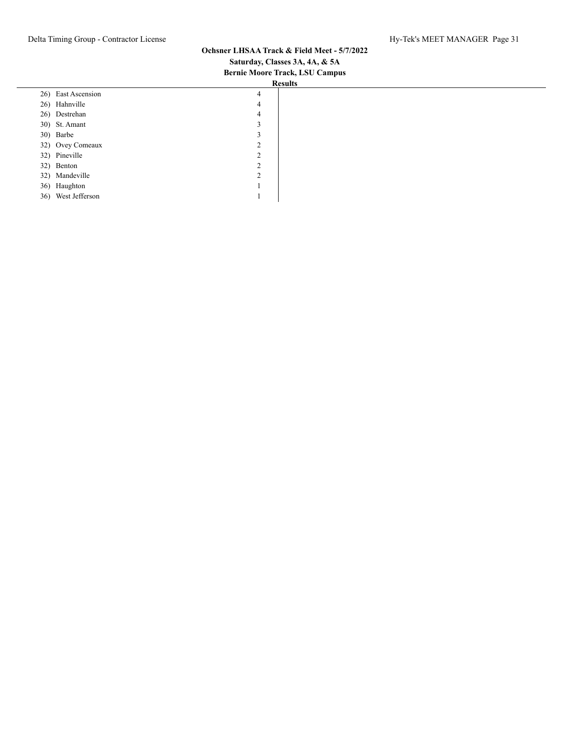**Ochsner LHSAA Track & Field Meet - 5/7/2022**

**Saturday, Classes 3A, 4A, & 5A**

**Bernie Moore Track, LSU Campus**

**Results**

| | | |
|---|---|---|
| 26) | East Ascension | 4 |
| 26) | Hahnville | 4 |
| 26) | Destrehan | 4 |
| 30) | St. Amant | 3 |
| 30) | Barbe | 3 |
| 32) | Ovey Comeaux | 2 |
| 32) | Pineville | 2 |
| 32) | Benton | 2 |
| 32) | Mandeville | 2 |
| 36) | Haughton | 1 |
| 36) | West Jefferson | 1 |